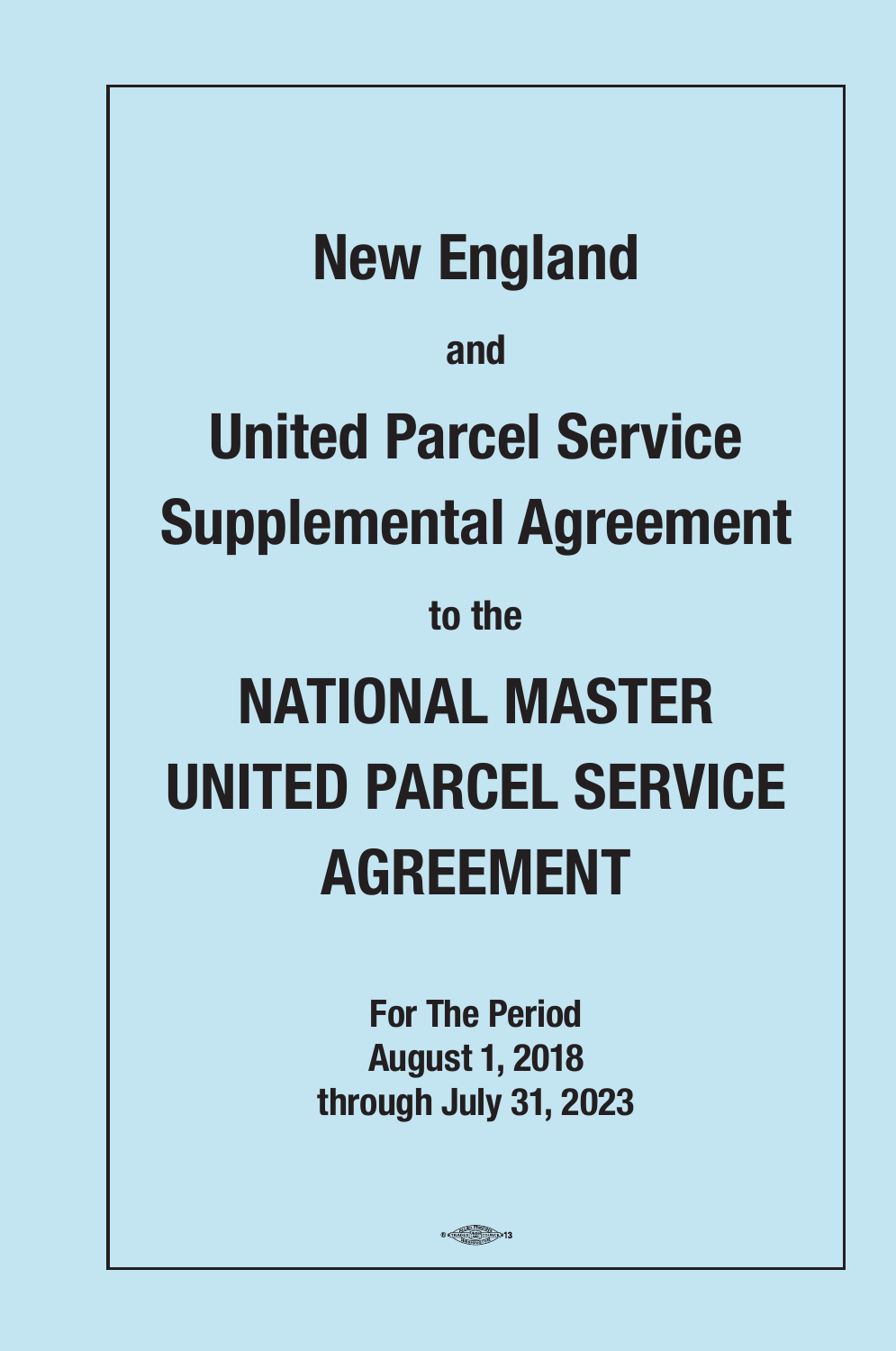# New England

and

# United Parcel Service Supplemental Agreement

to the

# NATIONAL MASTER UNITED PARCEL SERVICE AGREEMENT

**For The Period**
**August 1, 2018**
**through July 31, 2023**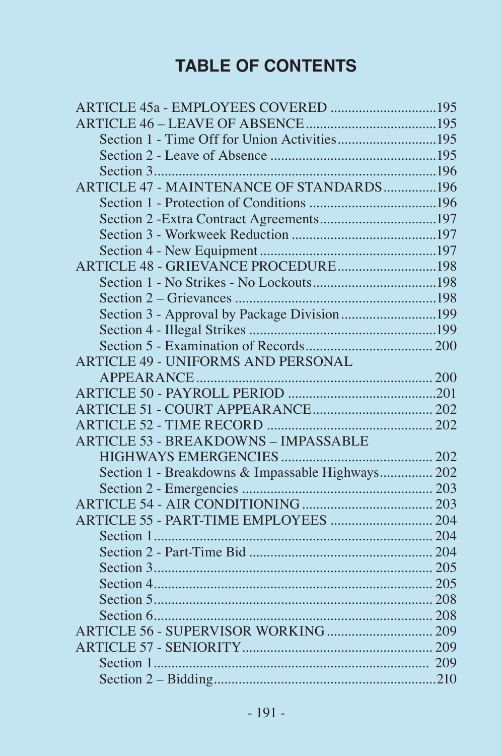# TABLE OF CONTENTS

ARTICLE 45a - EMPLOYEES COVERED ..............................195
ARTICLE 46 – LEAVE OF ABSENCE......................................195
- Section 1 - Time Off for Union Activities............................195
- Section 2 - Leave of Absence ...............................................195
- Section 3.................................................................................196

ARTICLE 47 - MAINTENANCE OF STANDARDS...............196
- Section 1 - Protection of Conditions ....................................196
- Section 2 -Extra Contract Agreements.................................197
- Section 3 - Workweek Reduction .........................................197
- Section 4 - New Equipment ..................................................197

ARTICLE 48 - GRIEVANCE PROCEDURE............................198
- Section 1 - No Strikes - No Lockouts...................................198
- Section 2 – Grievances .........................................................198
- Section 3 - Approval by Package Division...........................199
- Section 4 - Illegal Strikes .....................................................199
- Section 5 - Examination of Records.................................... 200

ARTICLE 49 - UNIFORMS AND PERSONAL APPEARANCE.................................................................... 200
ARTICLE 50 - PAYROLL PERIOD ..........................................201
ARTICLE 51 - COURT APPEARANCE.................................. 202
ARTICLE 52 - TIME RECORD ............................................... 202
ARTICLE 53 - BREAKDOWNS – IMPASSABLE HIGHWAYS EMERGENCIES ........................................... 202
- Section 1 - Breakdowns & Impassable Highways............... 202
- Section 2 - Emergencies ...................................................... 203

ARTICLE 54 - AIR CONDITIONING..................................... 203
ARTICLE 55 - PART-TIME EMPLOYEES ............................. 204
- Section 1............................................................................... 204
- Section 2 - Part-Time Bid .................................................... 204
- Section 3............................................................................... 205
- Section 4............................................................................... 205
- Section 5............................................................................... 208
- Section 6............................................................................... 208

ARTICLE 56 - SUPERVISOR WORKING.............................. 209
ARTICLE 57 - SENIORITY...................................................... 209
- Section 1.............................................................................. 209
- Section 2 – Bidding................................................................210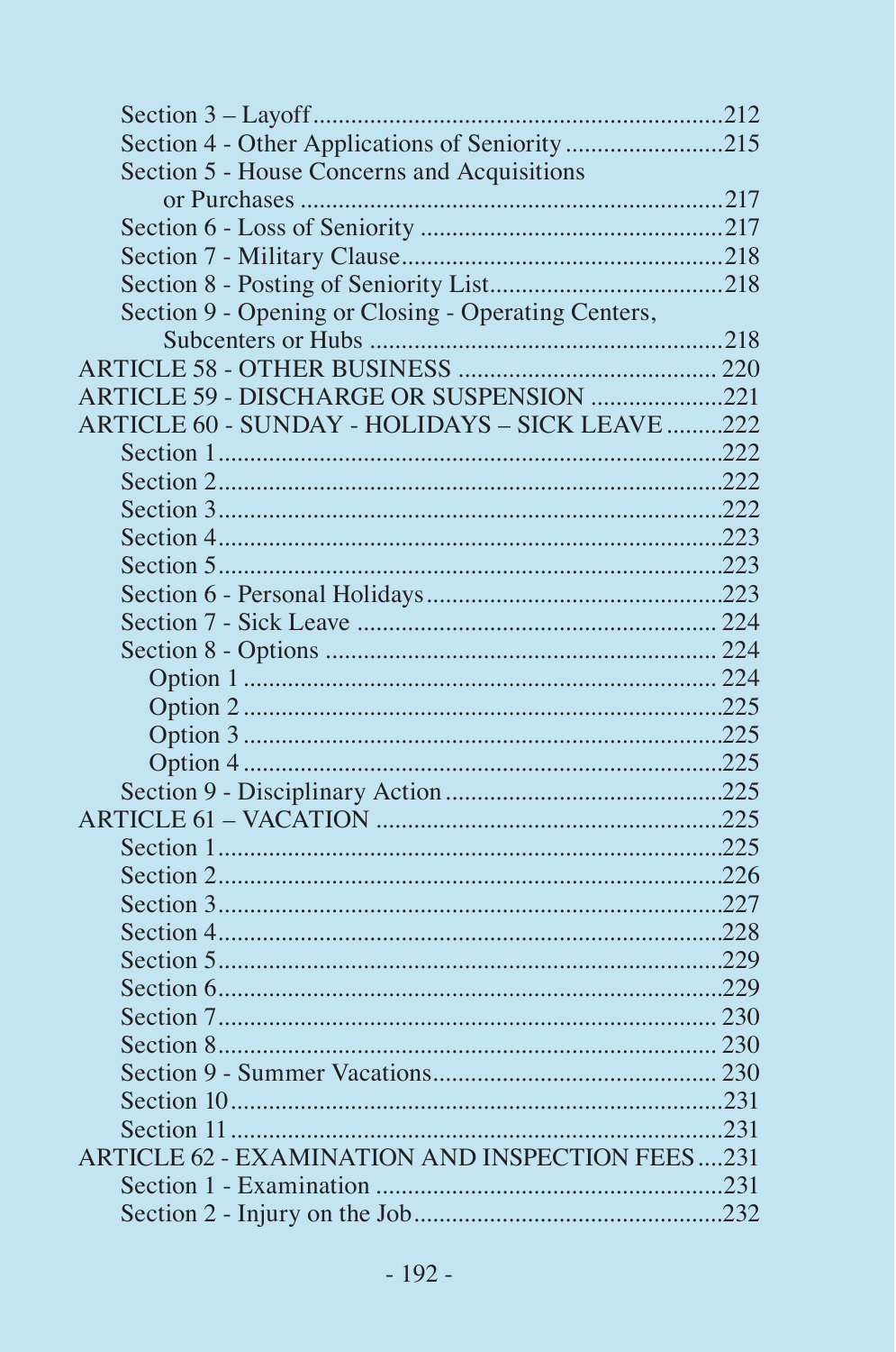Section 3 – Layoff ....................................................................212
Section 4 - Other Applications of Seniority .........................215
Section 5 - House Concerns and Acquisitions
or Purchases ....................................................................217
Section 6 - Loss of Seniority ................................................217
Section 7 - Military Clause....................................................218
Section 8 - Posting of Seniority List.....................................218
Section 9 - Opening or Closing - Operating Centers,
Subcenters or Hubs ........................................................218

ARTICLE 58 - OTHER BUSINESS ........................................ 220

ARTICLE 59 - DISCHARGE OR SUSPENSION .....................221

ARTICLE 60 - SUNDAY - HOLIDAYS – SICK LEAVE .........222
Section 1.................................................................................222
Section 2.................................................................................222
Section 3.................................................................................222
Section 4.................................................................................223
Section 5.................................................................................223
Section 6 - Personal Holidays ...............................................223
Section 7 - Sick Leave ......................................................... 224
Section 8 - Options .............................................................. 224
Option 1 ........................................................................... 224
Option 2 ............................................................................225
Option 3 ............................................................................225
Option 4 ............................................................................225
Section 9 - Disciplinary Action ............................................225

ARTICLE 61 – VACATION .......................................................225
Section 1.................................................................................225
Section 2.................................................................................226
Section 3.................................................................................227
Section 4.................................................................................228
Section 5.................................................................................229
Section 6.................................................................................229
Section 7................................................................................ 230
Section 8................................................................................ 230
Section 9 - Summer Vacations............................................. 230
Section 10...............................................................................231
Section 11 ..............................................................................231

ARTICLE 62 - EXAMINATION AND INSPECTION FEES ....231
Section 1 - Examination .......................................................231
Section 2 - Injury on the Job..................................................232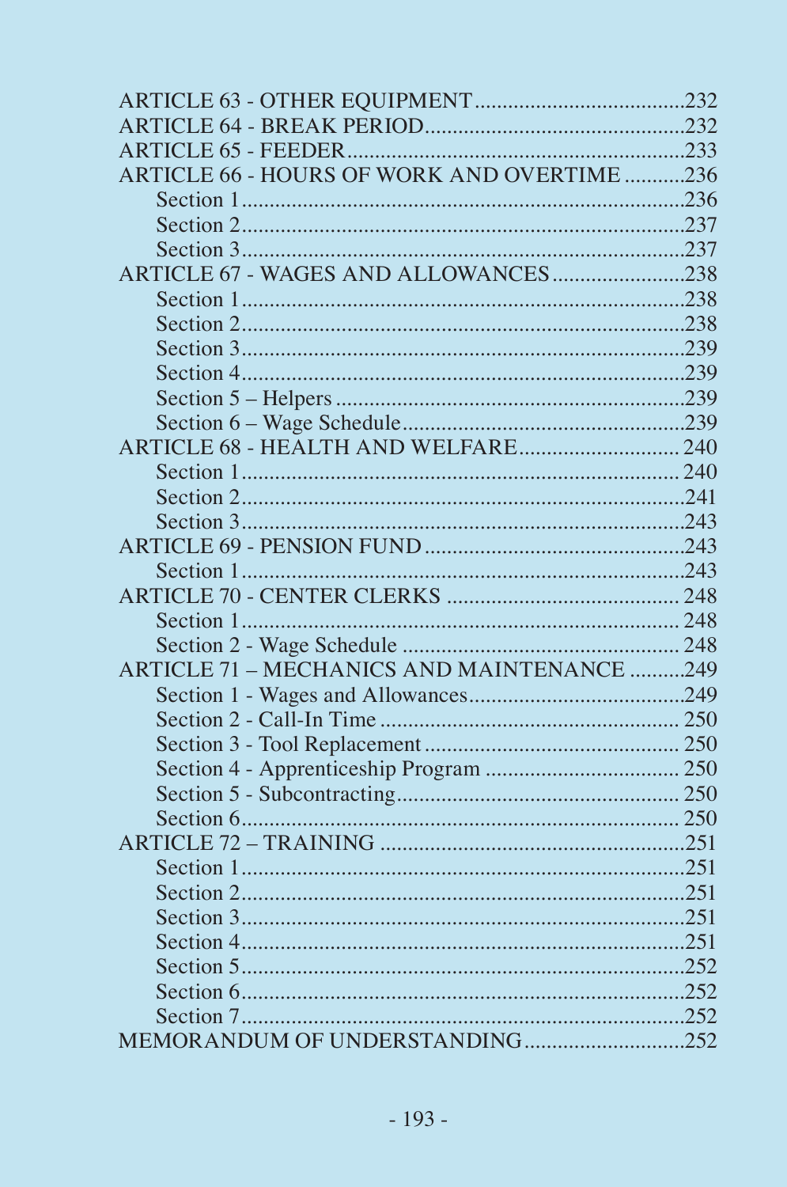ARTICLE 63 - OTHER EQUIPMENT.....................................232
ARTICLE 64 - BREAK PERIOD..............................................232
ARTICLE 65 - FEEDER.............................................................233
ARTICLE 66 - HOURS OF WORK AND OVERTIME ...........236
    Section 1...............................................................................236
    Section 2...............................................................................237
    Section 3...............................................................................237
ARTICLE 67 - WAGES AND ALLOWANCES.......................238
    Section 1...............................................................................238
    Section 2...............................................................................238
    Section 3...............................................................................239
    Section 4...............................................................................239
    Section 5 – Helpers ..............................................................239
    Section 6 – Wage Schedule..................................................239
ARTICLE 68 - HEALTH AND WELFARE............................ 240
    Section 1............................................................................... 240
    Section 2...............................................................................241
    Section 3...............................................................................243
ARTICLE 69 - PENSION FUND ..............................................243
    Section 1...............................................................................243
ARTICLE 70 - CENTER CLERKS .......................................... 248
    Section 1............................................................................... 248
    Section 2 - Wage Schedule .................................................. 248
ARTICLE 71 – MECHANICS AND MAINTENANCE ..........249
    Section 1 - Wages and Allowances......................................249
    Section 2 - Call-In Time ...................................................... 250
    Section 3 - Tool Replacement.............................................. 250
    Section 4 - Apprenticeship Program ................................... 250
    Section 5 - Subcontracting................................................... 250
    Section 6............................................................................... 250
ARTICLE 72 – TRAINING .......................................................251
    Section 1...............................................................................251
    Section 2...............................................................................251
    Section 3...............................................................................251
    Section 4...............................................................................251
    Section 5...............................................................................252
    Section 6...............................................................................252
    Section 7...............................................................................252
MEMORANDUM OF UNDERSTANDING............................252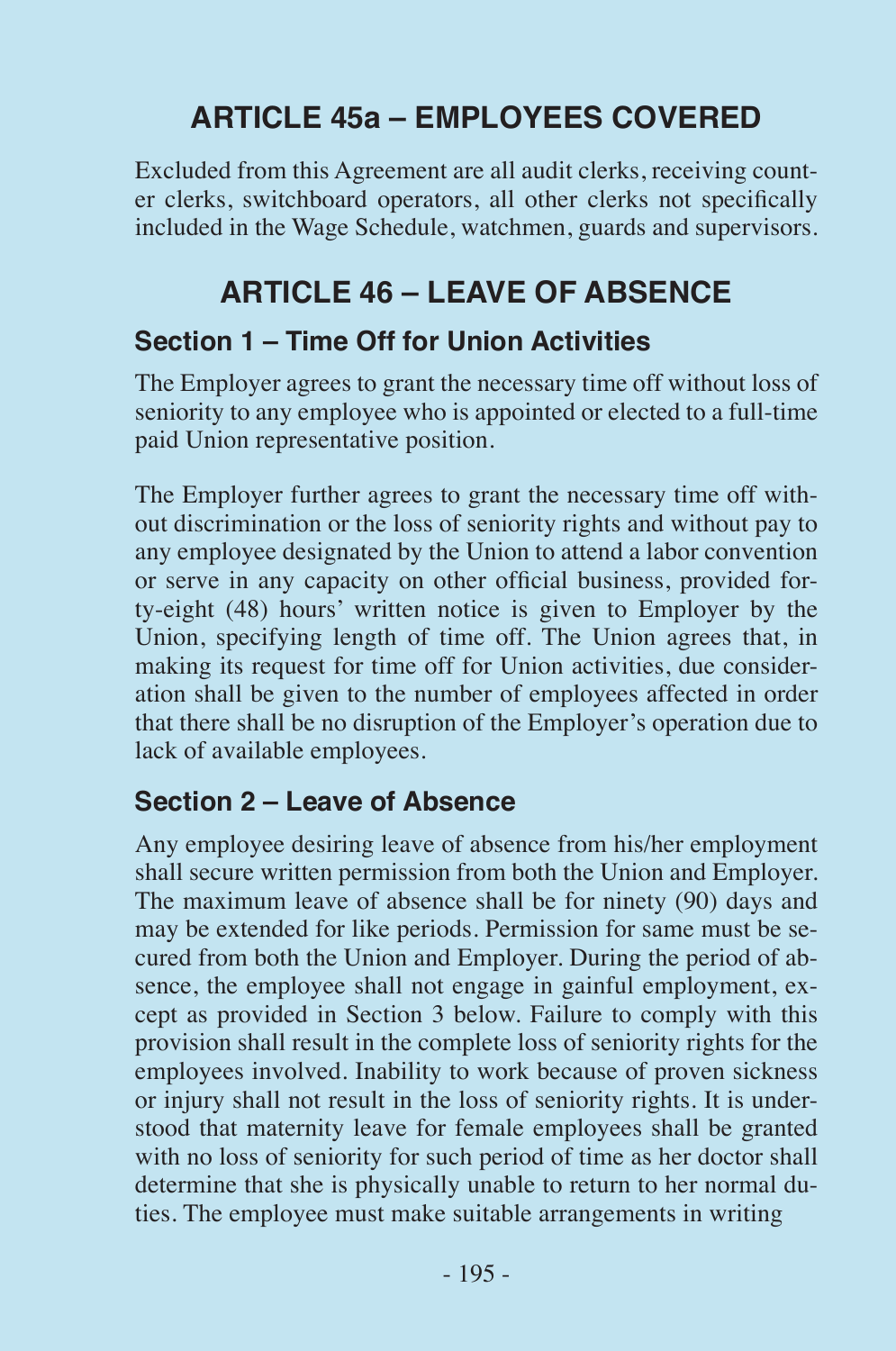## ARTICLE 45a – EMPLOYEES COVERED

Excluded from this Agreement are all audit clerks, receiving counter clerks, switchboard operators, all other clerks not specifically included in the Wage Schedule, watchmen, guards and supervisors.

## ARTICLE 46 – LEAVE OF ABSENCE

### Section 1 – Time Off for Union Activities

The Employer agrees to grant the necessary time off without loss of seniority to any employee who is appointed or elected to a full-time paid Union representative position.

The Employer further agrees to grant the necessary time off without discrimination or the loss of seniority rights and without pay to any employee designated by the Union to attend a labor convention or serve in any capacity on other official business, provided forty-eight (48) hours' written notice is given to Employer by the Union, specifying length of time off. The Union agrees that, in making its request for time off for Union activities, due consideration shall be given to the number of employees affected in order that there shall be no disruption of the Employer's operation due to lack of available employees.

### Section 2 – Leave of Absence

Any employee desiring leave of absence from his/her employment shall secure written permission from both the Union and Employer. The maximum leave of absence shall be for ninety (90) days and may be extended for like periods. Permission for same must be secured from both the Union and Employer. During the period of absence, the employee shall not engage in gainful employment, except as provided in Section 3 below. Failure to comply with this provision shall result in the complete loss of seniority rights for the employees involved. Inability to work because of proven sickness or injury shall not result in the loss of seniority rights. It is understood that maternity leave for female employees shall be granted with no loss of seniority for such period of time as her doctor shall determine that she is physically unable to return to her normal duties. The employee must make suitable arrangements in writing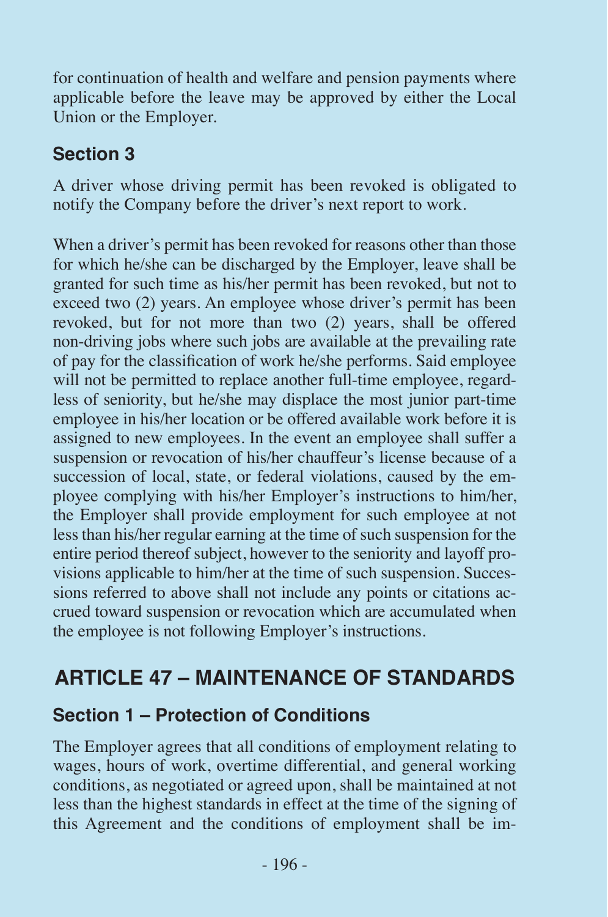for continuation of health and welfare and pension payments where applicable before the leave may be approved by either the Local Union or the Employer.

### Section 3

A driver whose driving permit has been revoked is obligated to notify the Company before the driver's next report to work.

When a driver's permit has been revoked for reasons other than those for which he/she can be discharged by the Employer, leave shall be granted for such time as his/her permit has been revoked, but not to exceed two (2) years. An employee whose driver's permit has been revoked, but for not more than two (2) years, shall be offered non-driving jobs where such jobs are available at the prevailing rate of pay for the classification of work he/she performs. Said employee will not be permitted to replace another full-time employee, regardless of seniority, but he/she may displace the most junior part-time employee in his/her location or be offered available work before it is assigned to new employees. In the event an employee shall suffer a suspension or revocation of his/her chauffeur's license because of a succession of local, state, or federal violations, caused by the employee complying with his/her Employer's instructions to him/her, the Employer shall provide employment for such employee at not less than his/her regular earning at the time of such suspension for the entire period thereof subject, however to the seniority and layoff provisions applicable to him/her at the time of such suspension. Successions referred to above shall not include any points or citations accrued toward suspension or revocation which are accumulated when the employee is not following Employer's instructions.

## ARTICLE 47 – MAINTENANCE OF STANDARDS

### Section 1 – Protection of Conditions

The Employer agrees that all conditions of employment relating to wages, hours of work, overtime differential, and general working conditions, as negotiated or agreed upon, shall be maintained at not less than the highest standards in effect at the time of the signing of this Agreement and the conditions of employment shall be im-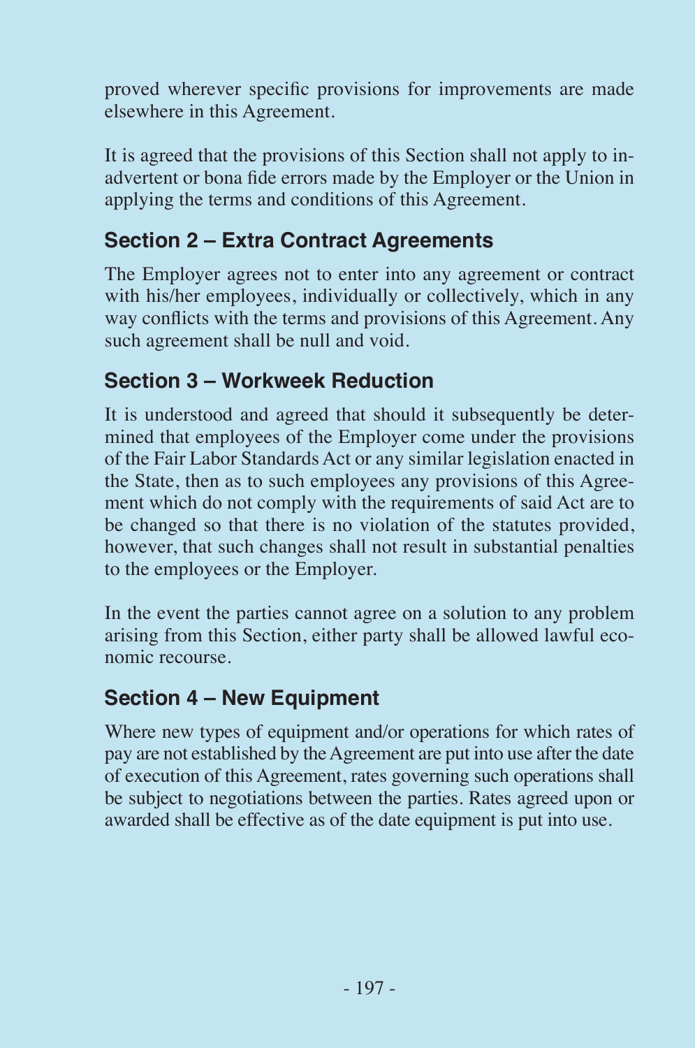proved wherever specific provisions for improvements are made elsewhere in this Agreement.

It is agreed that the provisions of this Section shall not apply to inadvertent or bona fide errors made by the Employer or the Union in applying the terms and conditions of this Agreement.

## Section 2 – Extra Contract Agreements

The Employer agrees not to enter into any agreement or contract with his/her employees, individually or collectively, which in any way conflicts with the terms and provisions of this Agreement. Any such agreement shall be null and void.

## Section 3 – Workweek Reduction

It is understood and agreed that should it subsequently be determined that employees of the Employer come under the provisions of the Fair Labor Standards Act or any similar legislation enacted in the State, then as to such employees any provisions of this Agreement which do not comply with the requirements of said Act are to be changed so that there is no violation of the statutes provided, however, that such changes shall not result in substantial penalties to the employees or the Employer.

In the event the parties cannot agree on a solution to any problem arising from this Section, either party shall be allowed lawful economic recourse.

## Section 4 – New Equipment

Where new types of equipment and/or operations for which rates of pay are not established by the Agreement are put into use after the date of execution of this Agreement, rates governing such operations shall be subject to negotiations between the parties. Rates agreed upon or awarded shall be effective as of the date equipment is put into use.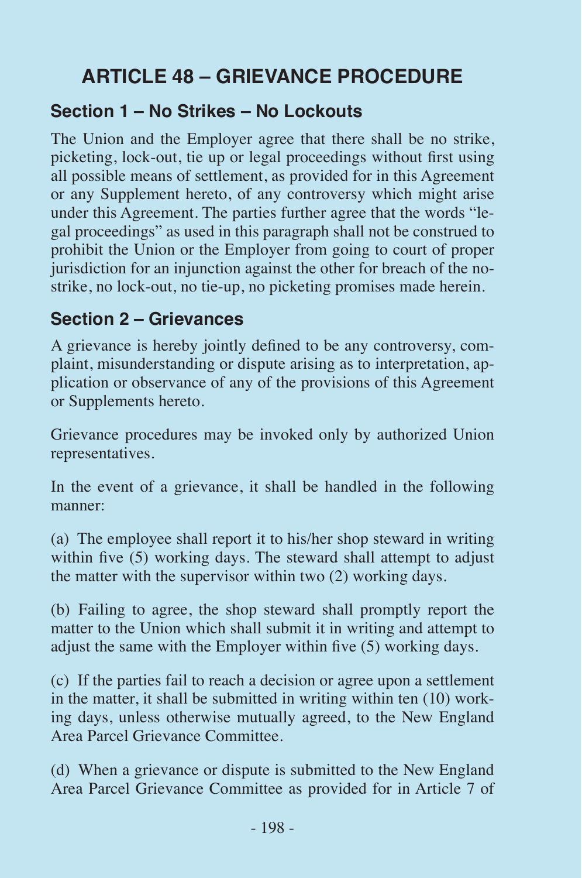# ARTICLE 48 – GRIEVANCE PROCEDURE

## Section 1 – No Strikes – No Lockouts

The Union and the Employer agree that there shall be no strike, picketing, lock-out, tie up or legal proceedings without first using all possible means of settlement, as provided for in this Agreement or any Supplement hereto, of any controversy which might arise under this Agreement. The parties further agree that the words "legal proceedings" as used in this paragraph shall not be construed to prohibit the Union or the Employer from going to court of proper jurisdiction for an injunction against the other for breach of the no-strike, no lock-out, no tie-up, no picketing promises made herein.

## Section 2 – Grievances

A grievance is hereby jointly defined to be any controversy, complaint, misunderstanding or dispute arising as to interpretation, application or observance of any of the provisions of this Agreement or Supplements hereto.

Grievance procedures may be invoked only by authorized Union representatives.

In the event of a grievance, it shall be handled in the following manner:

(a) The employee shall report it to his/her shop steward in writing within five (5) working days. The steward shall attempt to adjust the matter with the supervisor within two (2) working days.

(b) Failing to agree, the shop steward shall promptly report the matter to the Union which shall submit it in writing and attempt to adjust the same with the Employer within five (5) working days.

(c) If the parties fail to reach a decision or agree upon a settlement in the matter, it shall be submitted in writing within ten (10) working days, unless otherwise mutually agreed, to the New England Area Parcel Grievance Committee.

(d) When a grievance or dispute is submitted to the New England Area Parcel Grievance Committee as provided for in Article 7 of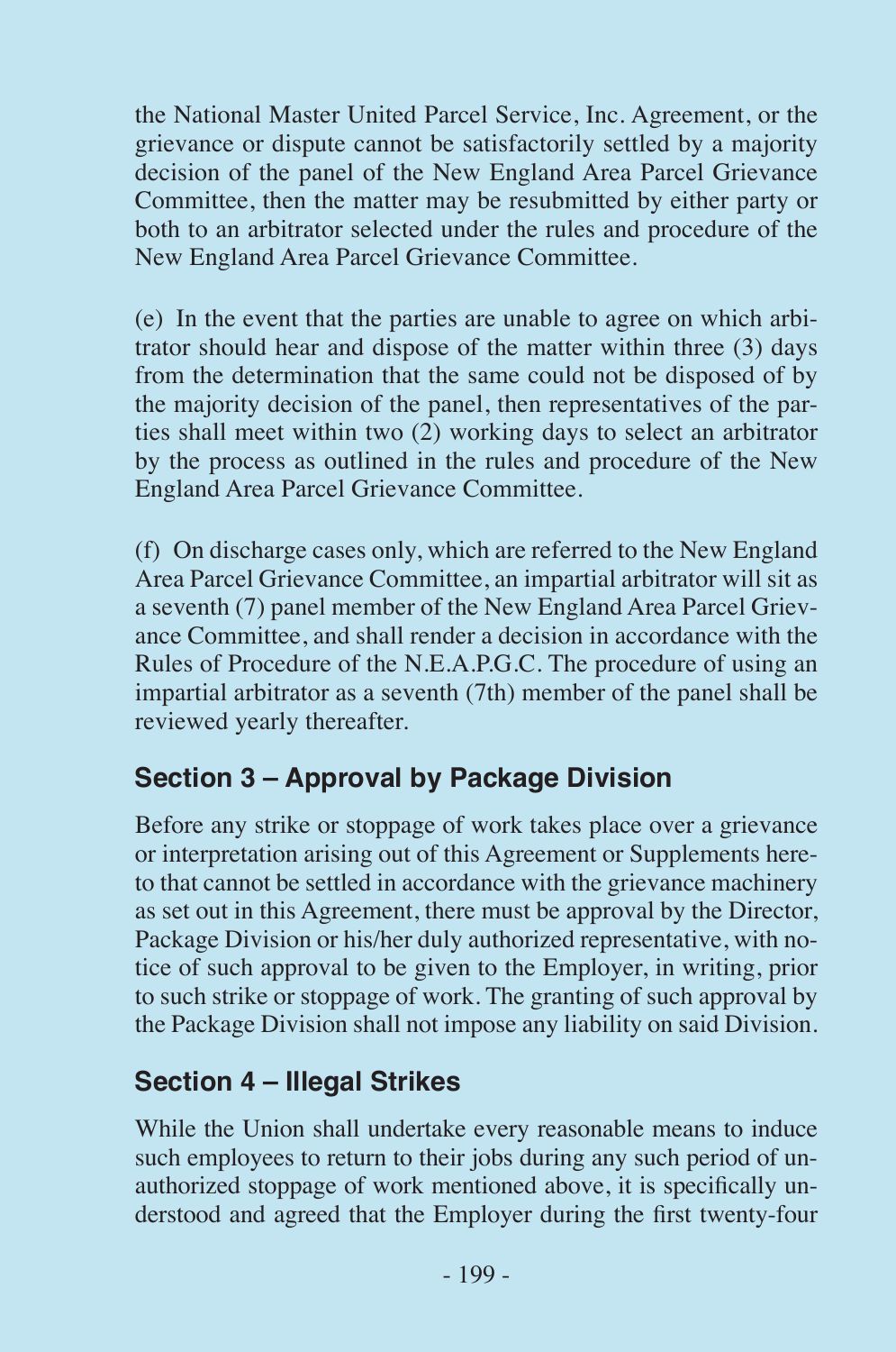the National Master United Parcel Service, Inc. Agreement, or the grievance or dispute cannot be satisfactorily settled by a majority decision of the panel of the New England Area Parcel Grievance Committee, then the matter may be resubmitted by either party or both to an arbitrator selected under the rules and procedure of the New England Area Parcel Grievance Committee.

(e) In the event that the parties are unable to agree on which arbitrator should hear and dispose of the matter within three (3) days from the determination that the same could not be disposed of by the majority decision of the panel, then representatives of the parties shall meet within two (2) working days to select an arbitrator by the process as outlined in the rules and procedure of the New England Area Parcel Grievance Committee.

(f) On discharge cases only, which are referred to the New England Area Parcel Grievance Committee, an impartial arbitrator will sit as a seventh (7) panel member of the New England Area Parcel Grievance Committee, and shall render a decision in accordance with the Rules of Procedure of the N.E.A.P.G.C. The procedure of using an impartial arbitrator as a seventh (7th) member of the panel shall be reviewed yearly thereafter.

## Section 3 – Approval by Package Division

Before any strike or stoppage of work takes place over a grievance or interpretation arising out of this Agreement or Supplements hereto that cannot be settled in accordance with the grievance machinery as set out in this Agreement, there must be approval by the Director, Package Division or his/her duly authorized representative, with notice of such approval to be given to the Employer, in writing, prior to such strike or stoppage of work. The granting of such approval by the Package Division shall not impose any liability on said Division.

## Section 4 – Illegal Strikes

While the Union shall undertake every reasonable means to induce such employees to return to their jobs during any such period of unauthorized stoppage of work mentioned above, it is specifically understood and agreed that the Employer during the first twenty-four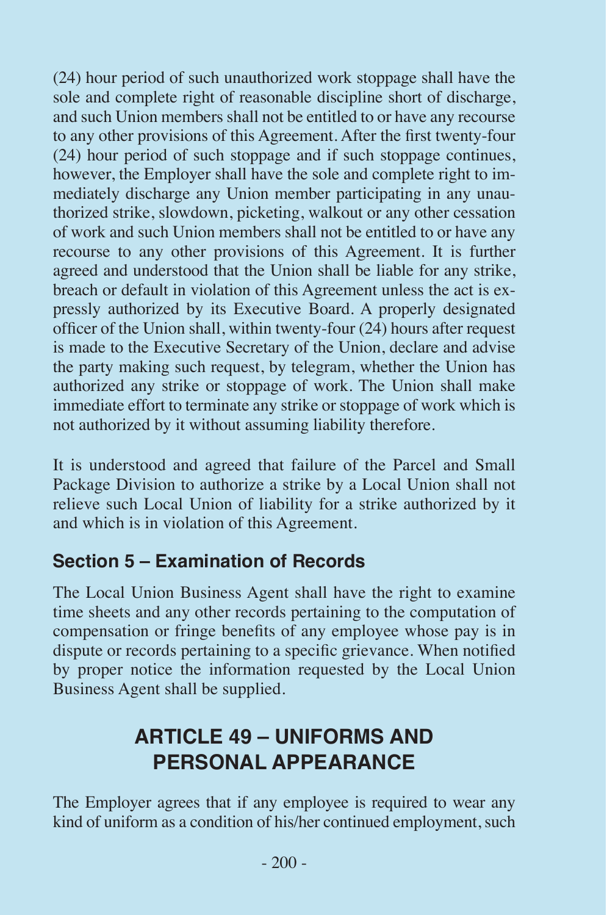(24) hour period of such unauthorized work stoppage shall have the sole and complete right of reasonable discipline short of discharge, and such Union members shall not be entitled to or have any recourse to any other provisions of this Agreement. After the first twenty-four (24) hour period of such stoppage and if such stoppage continues, however, the Employer shall have the sole and complete right to immediately discharge any Union member participating in any unauthorized strike, slowdown, picketing, walkout or any other cessation of work and such Union members shall not be entitled to or have any recourse to any other provisions of this Agreement. It is further agreed and understood that the Union shall be liable for any strike, breach or default in violation of this Agreement unless the act is expressly authorized by its Executive Board. A properly designated officer of the Union shall, within twenty-four (24) hours after request is made to the Executive Secretary of the Union, declare and advise the party making such request, by telegram, whether the Union has authorized any strike or stoppage of work. The Union shall make immediate effort to terminate any strike or stoppage of work which is not authorized by it without assuming liability therefore.

It is understood and agreed that failure of the Parcel and Small Package Division to authorize a strike by a Local Union shall not relieve such Local Union of liability for a strike authorized by it and which is in violation of this Agreement.

### Section 5 – Examination of Records

The Local Union Business Agent shall have the right to examine time sheets and any other records pertaining to the computation of compensation or fringe benefits of any employee whose pay is in dispute or records pertaining to a specific grievance. When notified by proper notice the information requested by the Local Union Business Agent shall be supplied.

## ARTICLE 49 – UNIFORMS AND PERSONAL APPEARANCE

The Employer agrees that if any employee is required to wear any kind of uniform as a condition of his/her continued employment, such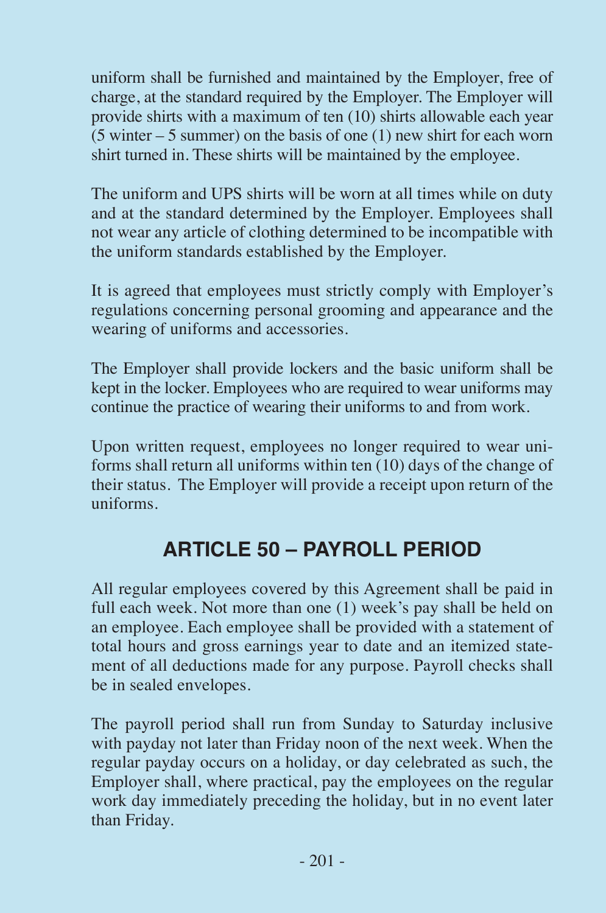uniform shall be furnished and maintained by the Employer, free of charge, at the standard required by the Employer. The Employer will provide shirts with a maximum of ten (10) shirts allowable each year (5 winter – 5 summer) on the basis of one (1) new shirt for each worn shirt turned in. These shirts will be maintained by the employee.

The uniform and UPS shirts will be worn at all times while on duty and at the standard determined by the Employer. Employees shall not wear any article of clothing determined to be incompatible with the uniform standards established by the Employer.

It is agreed that employees must strictly comply with Employer's regulations concerning personal grooming and appearance and the wearing of uniforms and accessories.

The Employer shall provide lockers and the basic uniform shall be kept in the locker. Employees who are required to wear uniforms may continue the practice of wearing their uniforms to and from work.

Upon written request, employees no longer required to wear uniforms shall return all uniforms within ten (10) days of the change of their status. The Employer will provide a receipt upon return of the uniforms.

## ARTICLE 50 – PAYROLL PERIOD

All regular employees covered by this Agreement shall be paid in full each week. Not more than one (1) week's pay shall be held on an employee. Each employee shall be provided with a statement of total hours and gross earnings year to date and an itemized statement of all deductions made for any purpose. Payroll checks shall be in sealed envelopes.

The payroll period shall run from Sunday to Saturday inclusive with payday not later than Friday noon of the next week. When the regular payday occurs on a holiday, or day celebrated as such, the Employer shall, where practical, pay the employees on the regular work day immediately preceding the holiday, but in no event later than Friday.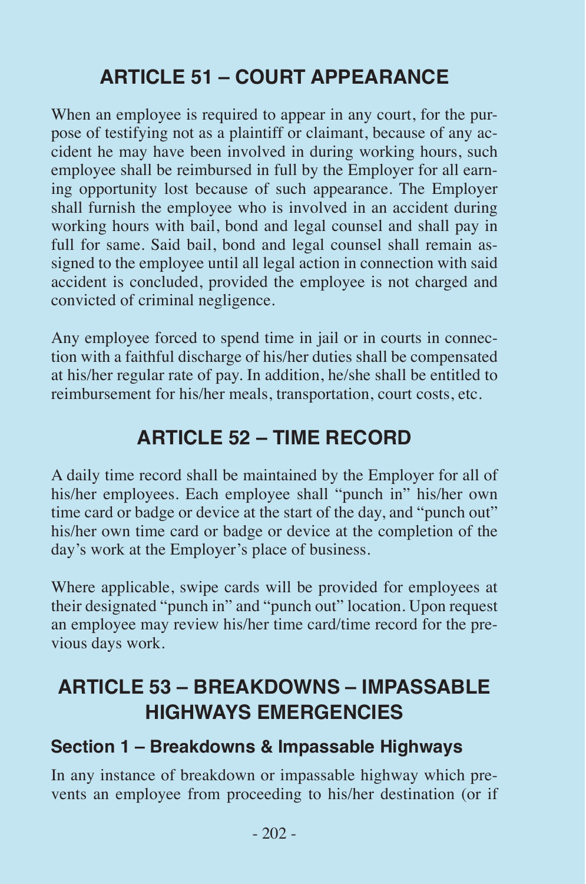## ARTICLE 51 – COURT APPEARANCE

When an employee is required to appear in any court, for the purpose of testifying not as a plaintiff or claimant, because of any accident he may have been involved in during working hours, such employee shall be reimbursed in full by the Employer for all earning opportunity lost because of such appearance. The Employer shall furnish the employee who is involved in an accident during working hours with bail, bond and legal counsel and shall pay in full for same. Said bail, bond and legal counsel shall remain assigned to the employee until all legal action in connection with said accident is concluded, provided the employee is not charged and convicted of criminal negligence.

Any employee forced to spend time in jail or in courts in connection with a faithful discharge of his/her duties shall be compensated at his/her regular rate of pay. In addition, he/she shall be entitled to reimbursement for his/her meals, transportation, court costs, etc.

## ARTICLE 52 – TIME RECORD

A daily time record shall be maintained by the Employer for all of his/her employees. Each employee shall "punch in" his/her own time card or badge or device at the start of the day, and "punch out" his/her own time card or badge or device at the completion of the day's work at the Employer's place of business.

Where applicable, swipe cards will be provided for employees at their designated "punch in" and "punch out" location. Upon request an employee may review his/her time card/time record for the previous days work.

## ARTICLE 53 – BREAKDOWNS – IMPASSABLE HIGHWAYS EMERGENCIES

### Section 1 – Breakdowns & Impassable Highways

In any instance of breakdown or impassable highway which prevents an employee from proceeding to his/her destination (or if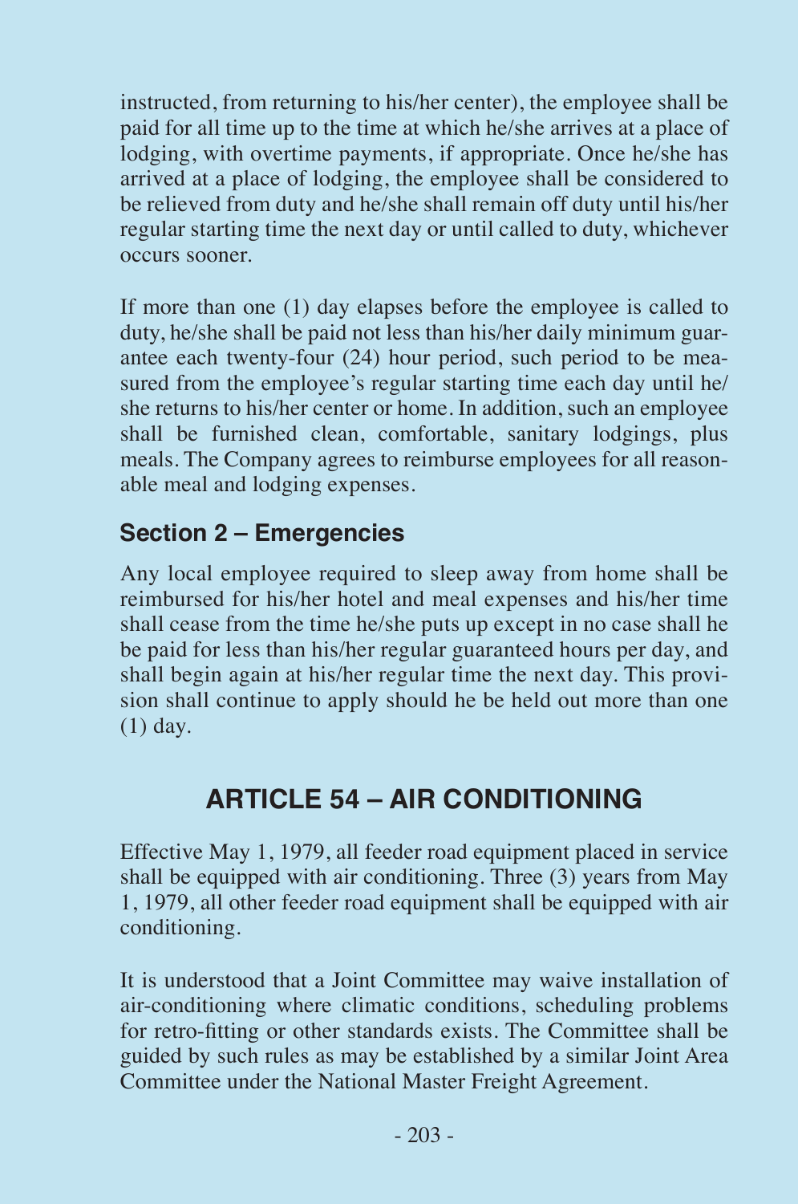instructed, from returning to his/her center), the employee shall be paid for all time up to the time at which he/she arrives at a place of lodging, with overtime payments, if appropriate. Once he/she has arrived at a place of lodging, the employee shall be considered to be relieved from duty and he/she shall remain off duty until his/her regular starting time the next day or until called to duty, whichever occurs sooner.

If more than one (1) day elapses before the employee is called to duty, he/she shall be paid not less than his/her daily minimum guarantee each twenty-four (24) hour period, such period to be measured from the employee's regular starting time each day until he/she returns to his/her center or home. In addition, such an employee shall be furnished clean, comfortable, sanitary lodgings, plus meals. The Company agrees to reimburse employees for all reasonable meal and lodging expenses.

### Section 2 – Emergencies

Any local employee required to sleep away from home shall be reimbursed for his/her hotel and meal expenses and his/her time shall cease from the time he/she puts up except in no case shall he be paid for less than his/her regular guaranteed hours per day, and shall begin again at his/her regular time the next day. This provision shall continue to apply should he be held out more than one (1) day.

## ARTICLE 54 – AIR CONDITIONING

Effective May 1, 1979, all feeder road equipment placed in service shall be equipped with air conditioning. Three (3) years from May 1, 1979, all other feeder road equipment shall be equipped with air conditioning.

It is understood that a Joint Committee may waive installation of air-conditioning where climatic conditions, scheduling problems for retro-fitting or other standards exists. The Committee shall be guided by such rules as may be established by a similar Joint Area Committee under the National Master Freight Agreement.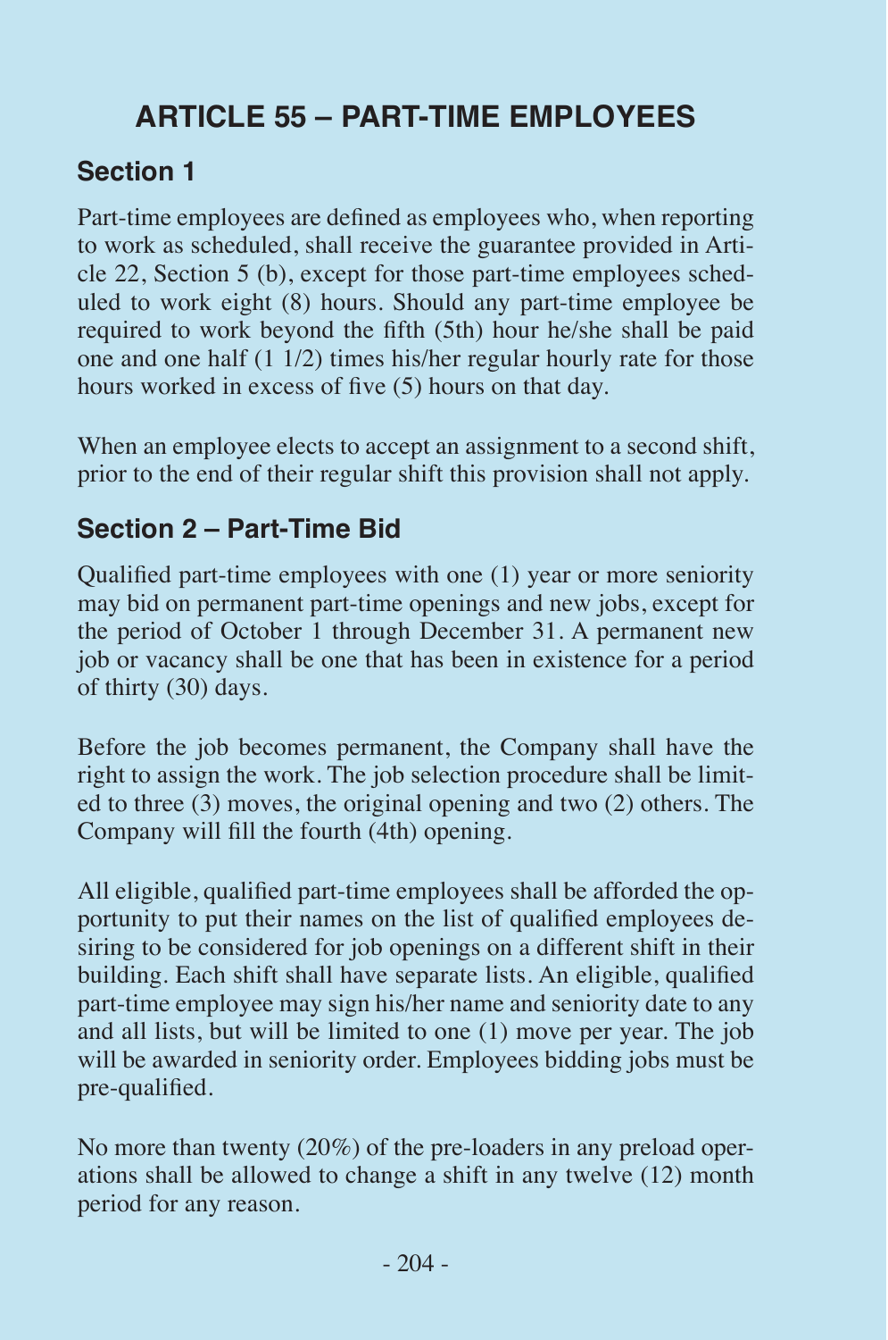# ARTICLE 55 – PART-TIME EMPLOYEES

## Section 1

Part-time employees are defined as employees who, when reporting to work as scheduled, shall receive the guarantee provided in Article 22, Section 5 (b), except for those part-time employees scheduled to work eight (8) hours. Should any part-time employee be required to work beyond the fifth (5th) hour he/she shall be paid one and one half (1 1/2) times his/her regular hourly rate for those hours worked in excess of five (5) hours on that day.

When an employee elects to accept an assignment to a second shift, prior to the end of their regular shift this provision shall not apply.

## Section 2 – Part-Time Bid

Qualified part-time employees with one (1) year or more seniority may bid on permanent part-time openings and new jobs, except for the period of October 1 through December 31. A permanent new job or vacancy shall be one that has been in existence for a period of thirty (30) days.

Before the job becomes permanent, the Company shall have the right to assign the work. The job selection procedure shall be limited to three (3) moves, the original opening and two (2) others. The Company will fill the fourth (4th) opening.

All eligible, qualified part-time employees shall be afforded the opportunity to put their names on the list of qualified employees desiring to be considered for job openings on a different shift in their building. Each shift shall have separate lists. An eligible, qualified part-time employee may sign his/her name and seniority date to any and all lists, but will be limited to one (1) move per year. The job will be awarded in seniority order. Employees bidding jobs must be pre-qualified.

No more than twenty (20%) of the pre-loaders in any preload operations shall be allowed to change a shift in any twelve (12) month period for any reason.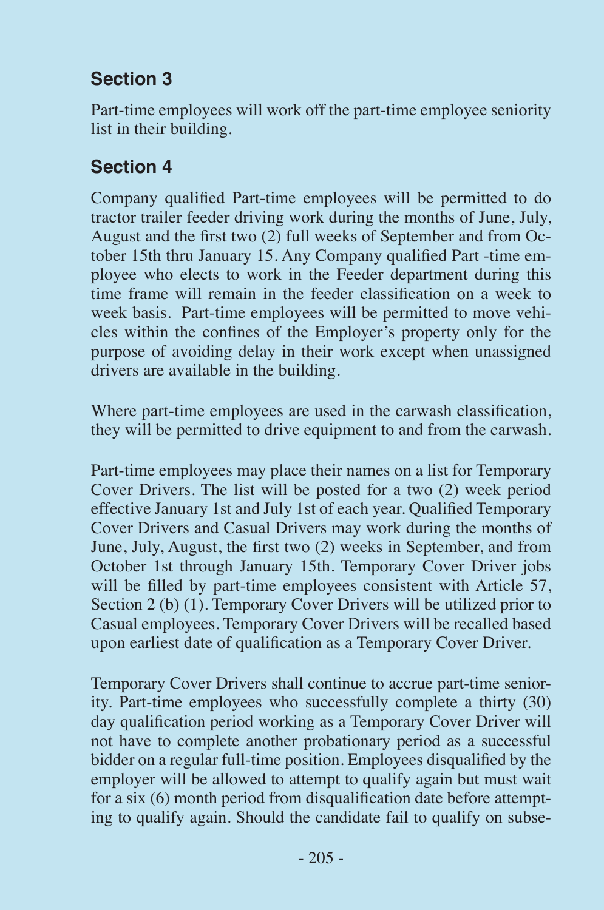## Section 3

Part-time employees will work off the part-time employee seniority list in their building.

## Section 4

Company qualified Part-time employees will be permitted to do tractor trailer feeder driving work during the months of June, July, August and the first two (2) full weeks of September and from October 15th thru January 15. Any Company qualified Part -time employee who elects to work in the Feeder department during this time frame will remain in the feeder classification on a week to week basis. Part-time employees will be permitted to move vehicles within the confines of the Employer's property only for the purpose of avoiding delay in their work except when unassigned drivers are available in the building.

Where part-time employees are used in the carwash classification, they will be permitted to drive equipment to and from the carwash.

Part-time employees may place their names on a list for Temporary Cover Drivers. The list will be posted for a two (2) week period effective January 1st and July 1st of each year. Qualified Temporary Cover Drivers and Casual Drivers may work during the months of June, July, August, the first two (2) weeks in September, and from October 1st through January 15th. Temporary Cover Driver jobs will be filled by part-time employees consistent with Article 57, Section 2 (b) (1). Temporary Cover Drivers will be utilized prior to Casual employees. Temporary Cover Drivers will be recalled based upon earliest date of qualification as a Temporary Cover Driver.

Temporary Cover Drivers shall continue to accrue part-time seniority. Part-time employees who successfully complete a thirty (30) day qualification period working as a Temporary Cover Driver will not have to complete another probationary period as a successful bidder on a regular full-time position. Employees disqualified by the employer will be allowed to attempt to qualify again but must wait for a six (6) month period from disqualification date before attempting to qualify again. Should the candidate fail to qualify on subse-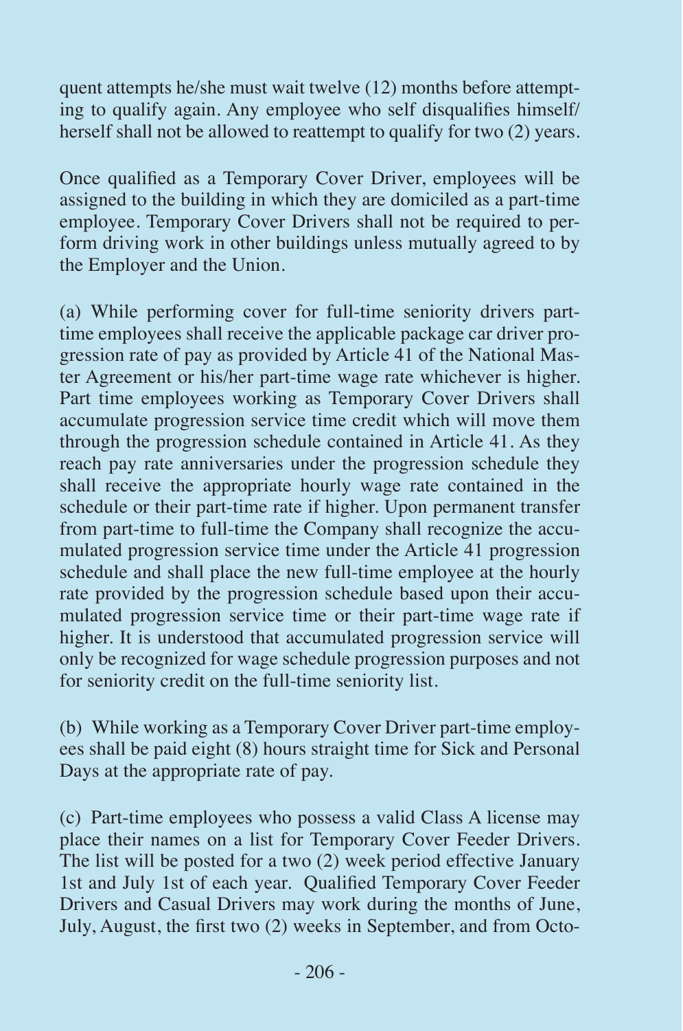quent attempts he/she must wait twelve (12) months before attempting to qualify again. Any employee who self disqualifies himself/herself shall not be allowed to reattempt to qualify for two (2) years.

Once qualified as a Temporary Cover Driver, employees will be assigned to the building in which they are domiciled as a part-time employee. Temporary Cover Drivers shall not be required to perform driving work in other buildings unless mutually agreed to by the Employer and the Union.

(a) While performing cover for full-time seniority drivers part-time employees shall receive the applicable package car driver progression rate of pay as provided by Article 41 of the National Master Agreement or his/her part-time wage rate whichever is higher. Part time employees working as Temporary Cover Drivers shall accumulate progression service time credit which will move them through the progression schedule contained in Article 41. As they reach pay rate anniversaries under the progression schedule they shall receive the appropriate hourly wage rate contained in the schedule or their part-time rate if higher. Upon permanent transfer from part-time to full-time the Company shall recognize the accumulated progression service time under the Article 41 progression schedule and shall place the new full-time employee at the hourly rate provided by the progression schedule based upon their accumulated progression service time or their part-time wage rate if higher. It is understood that accumulated progression service will only be recognized for wage schedule progression purposes and not for seniority credit on the full-time seniority list.

(b) While working as a Temporary Cover Driver part-time employees shall be paid eight (8) hours straight time for Sick and Personal Days at the appropriate rate of pay.

(c) Part-time employees who possess a valid Class A license may place their names on a list for Temporary Cover Feeder Drivers. The list will be posted for a two (2) week period effective January 1st and July 1st of each year. Qualified Temporary Cover Feeder Drivers and Casual Drivers may work during the months of June, July, August, the first two (2) weeks in September, and from Octo-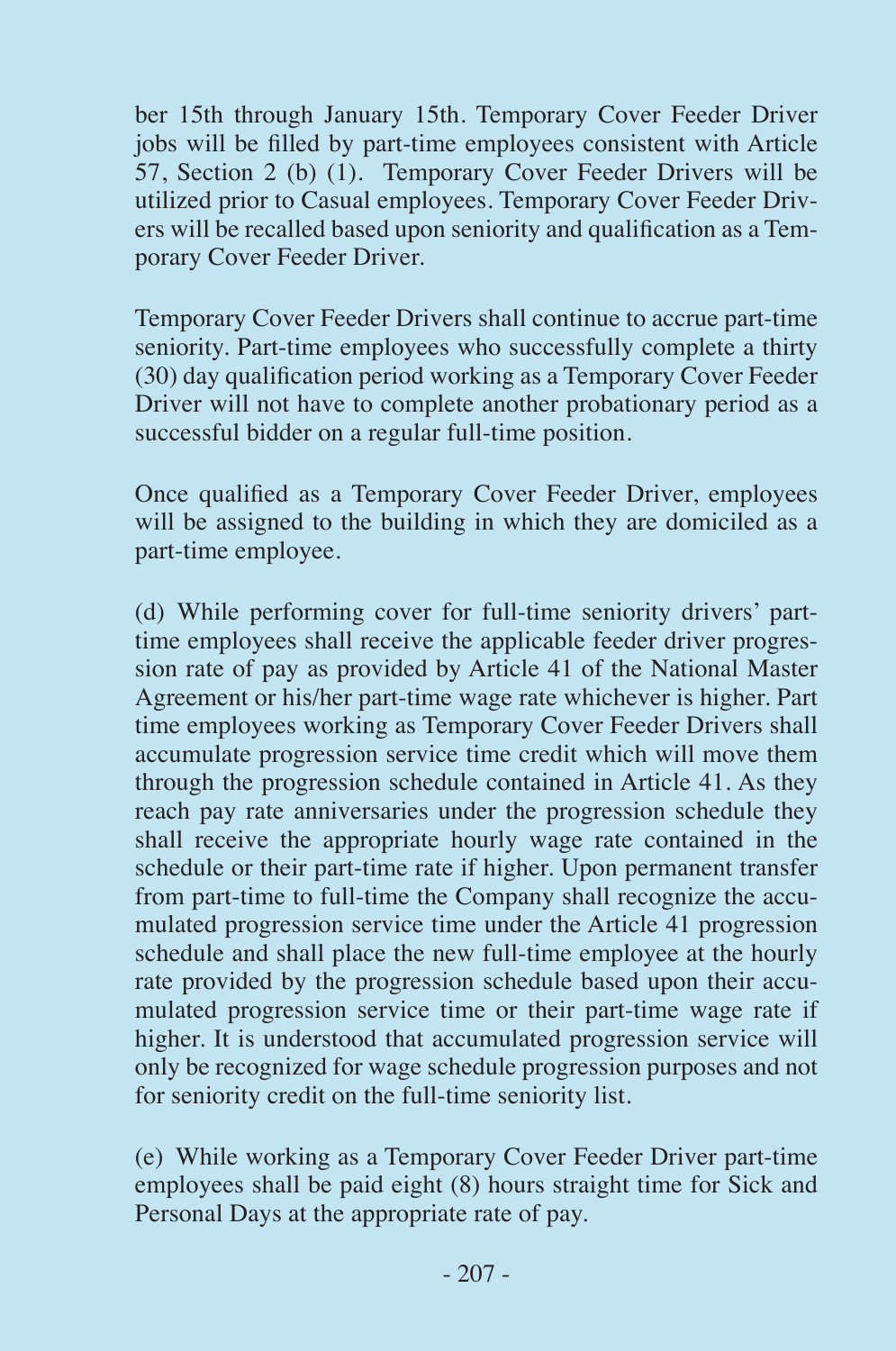ber 15th through January 15th. Temporary Cover Feeder Driver jobs will be filled by part-time employees consistent with Article 57, Section 2 (b) (1). Temporary Cover Feeder Drivers will be utilized prior to Casual employees. Temporary Cover Feeder Drivers will be recalled based upon seniority and qualification as a Temporary Cover Feeder Driver.

Temporary Cover Feeder Drivers shall continue to accrue part-time seniority. Part-time employees who successfully complete a thirty (30) day qualification period working as a Temporary Cover Feeder Driver will not have to complete another probationary period as a successful bidder on a regular full-time position.

Once qualified as a Temporary Cover Feeder Driver, employees will be assigned to the building in which they are domiciled as a part-time employee.

(d) While performing cover for full-time seniority drivers' part-time employees shall receive the applicable feeder driver progression rate of pay as provided by Article 41 of the National Master Agreement or his/her part-time wage rate whichever is higher. Part time employees working as Temporary Cover Feeder Drivers shall accumulate progression service time credit which will move them through the progression schedule contained in Article 41. As they reach pay rate anniversaries under the progression schedule they shall receive the appropriate hourly wage rate contained in the schedule or their part-time rate if higher. Upon permanent transfer from part-time to full-time the Company shall recognize the accumulated progression service time under the Article 41 progression schedule and shall place the new full-time employee at the hourly rate provided by the progression schedule based upon their accumulated progression service time or their part-time wage rate if higher. It is understood that accumulated progression service will only be recognized for wage schedule progression purposes and not for seniority credit on the full-time seniority list.

(e) While working as a Temporary Cover Feeder Driver part-time employees shall be paid eight (8) hours straight time for Sick and Personal Days at the appropriate rate of pay.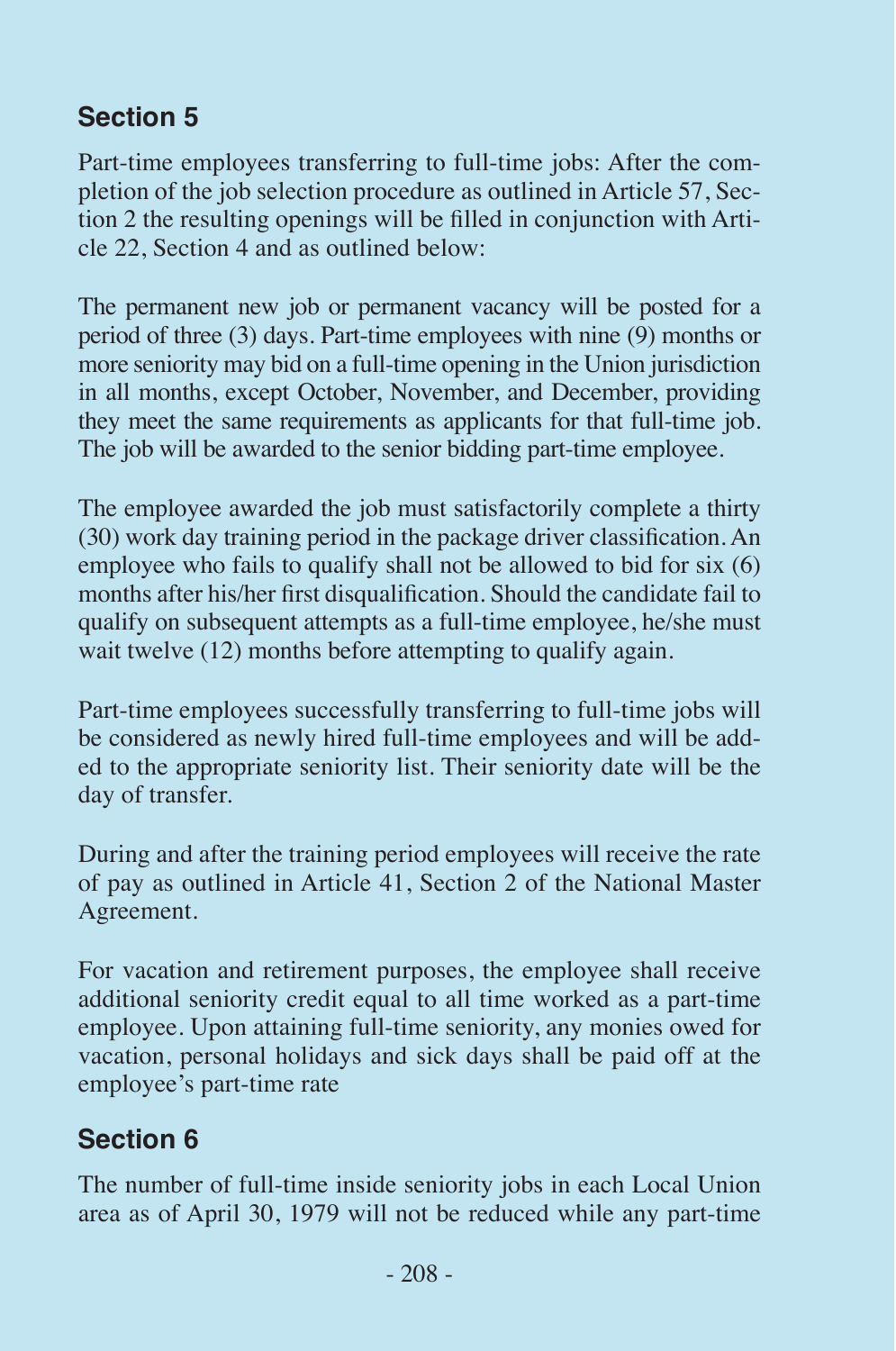## Section 5

Part-time employees transferring to full-time jobs: After the completion of the job selection procedure as outlined in Article 57, Section 2 the resulting openings will be filled in conjunction with Article 22, Section 4 and as outlined below:

The permanent new job or permanent vacancy will be posted for a period of three (3) days. Part-time employees with nine (9) months or more seniority may bid on a full-time opening in the Union jurisdiction in all months, except October, November, and December, providing they meet the same requirements as applicants for that full-time job. The job will be awarded to the senior bidding part-time employee.

The employee awarded the job must satisfactorily complete a thirty (30) work day training period in the package driver classification. An employee who fails to qualify shall not be allowed to bid for six (6) months after his/her first disqualification. Should the candidate fail to qualify on subsequent attempts as a full-time employee, he/she must wait twelve (12) months before attempting to qualify again.

Part-time employees successfully transferring to full-time jobs will be considered as newly hired full-time employees and will be added to the appropriate seniority list. Their seniority date will be the day of transfer.

During and after the training period employees will receive the rate of pay as outlined in Article 41, Section 2 of the National Master Agreement.

For vacation and retirement purposes, the employee shall receive additional seniority credit equal to all time worked as a part-time employee. Upon attaining full-time seniority, any monies owed for vacation, personal holidays and sick days shall be paid off at the employee's part-time rate

## Section 6

The number of full-time inside seniority jobs in each Local Union area as of April 30, 1979 will not be reduced while any part-time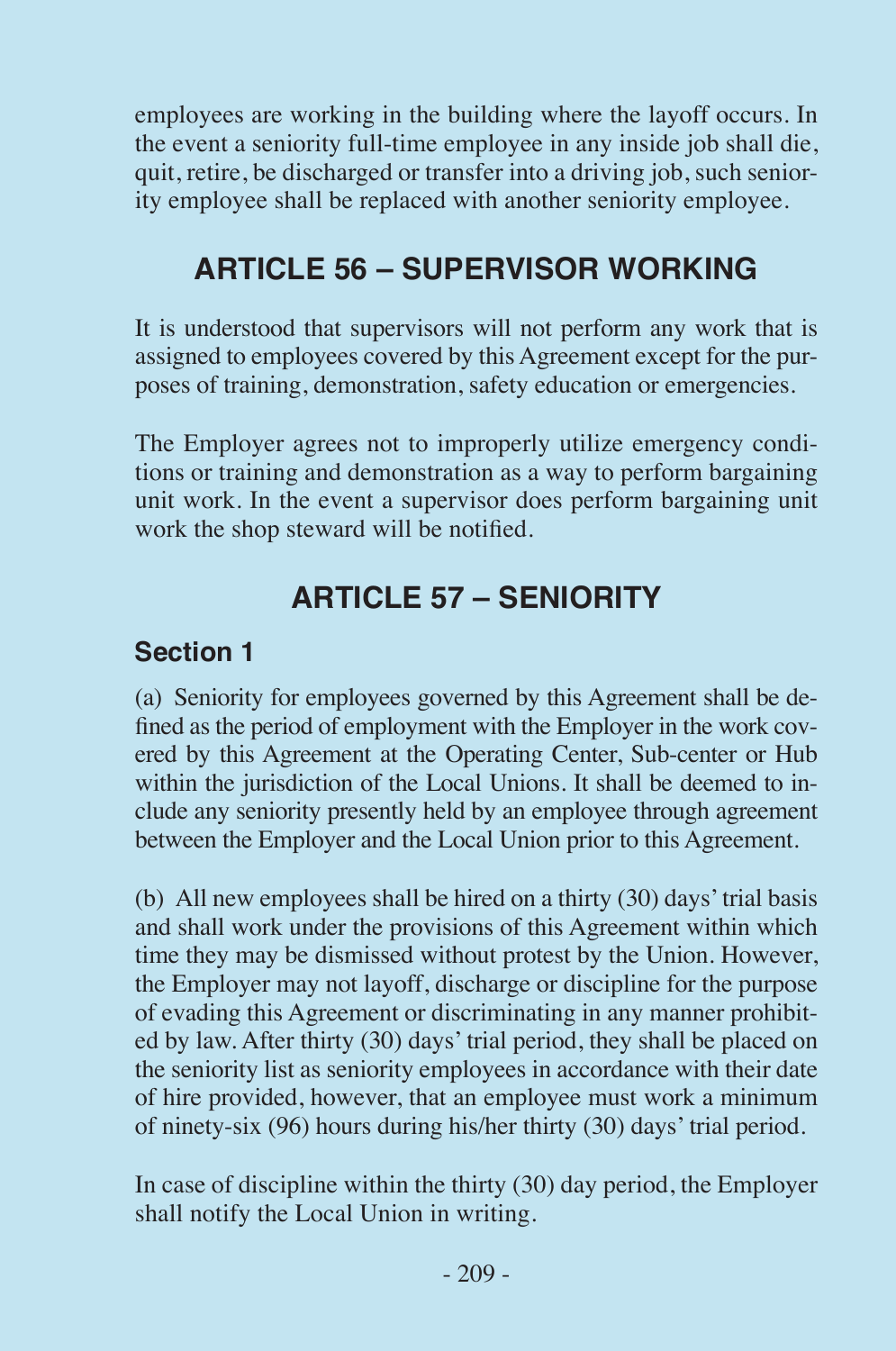employees are working in the building where the layoff occurs. In the event a seniority full-time employee in any inside job shall die, quit, retire, be discharged or transfer into a driving job, such seniority employee shall be replaced with another seniority employee.

## ARTICLE 56 – SUPERVISOR WORKING

It is understood that supervisors will not perform any work that is assigned to employees covered by this Agreement except for the purposes of training, demonstration, safety education or emergencies.

The Employer agrees not to improperly utilize emergency conditions or training and demonstration as a way to perform bargaining unit work. In the event a supervisor does perform bargaining unit work the shop steward will be notified.

## ARTICLE 57 – SENIORITY

### Section 1

(a) Seniority for employees governed by this Agreement shall be defined as the period of employment with the Employer in the work covered by this Agreement at the Operating Center, Sub-center or Hub within the jurisdiction of the Local Unions. It shall be deemed to include any seniority presently held by an employee through agreement between the Employer and the Local Union prior to this Agreement.

(b) All new employees shall be hired on a thirty (30) days' trial basis and shall work under the provisions of this Agreement within which time they may be dismissed without protest by the Union. However, the Employer may not layoff, discharge or discipline for the purpose of evading this Agreement or discriminating in any manner prohibited by law. After thirty (30) days' trial period, they shall be placed on the seniority list as seniority employees in accordance with their date of hire provided, however, that an employee must work a minimum of ninety-six (96) hours during his/her thirty (30) days' trial period.

In case of discipline within the thirty (30) day period, the Employer shall notify the Local Union in writing.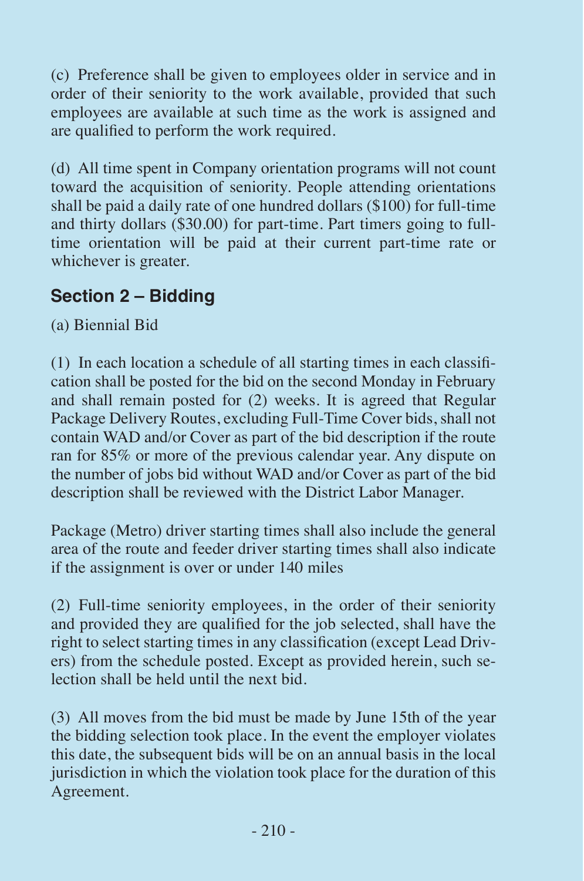(c) Preference shall be given to employees older in service and in order of their seniority to the work available, provided that such employees are available at such time as the work is assigned and are qualified to perform the work required.

(d) All time spent in Company orientation programs will not count toward the acquisition of seniority. People attending orientations shall be paid a daily rate of one hundred dollars ($100) for full-time and thirty dollars ($30.00) for part-time. Part timers going to full-time orientation will be paid at their current part-time rate or whichever is greater.

## Section 2 – Bidding

(a) Biennial Bid

(1) In each location a schedule of all starting times in each classification shall be posted for the bid on the second Monday in February and shall remain posted for (2) weeks. It is agreed that Regular Package Delivery Routes, excluding Full-Time Cover bids, shall not contain WAD and/or Cover as part of the bid description if the route ran for 85% or more of the previous calendar year. Any dispute on the number of jobs bid without WAD and/or Cover as part of the bid description shall be reviewed with the District Labor Manager.

Package (Metro) driver starting times shall also include the general area of the route and feeder driver starting times shall also indicate if the assignment is over or under 140 miles

(2) Full-time seniority employees, in the order of their seniority and provided they are qualified for the job selected, shall have the right to select starting times in any classification (except Lead Drivers) from the schedule posted. Except as provided herein, such selection shall be held until the next bid.

(3) All moves from the bid must be made by June 15th of the year the bidding selection took place. In the event the employer violates this date, the subsequent bids will be on an annual basis in the local jurisdiction in which the violation took place for the duration of this Agreement.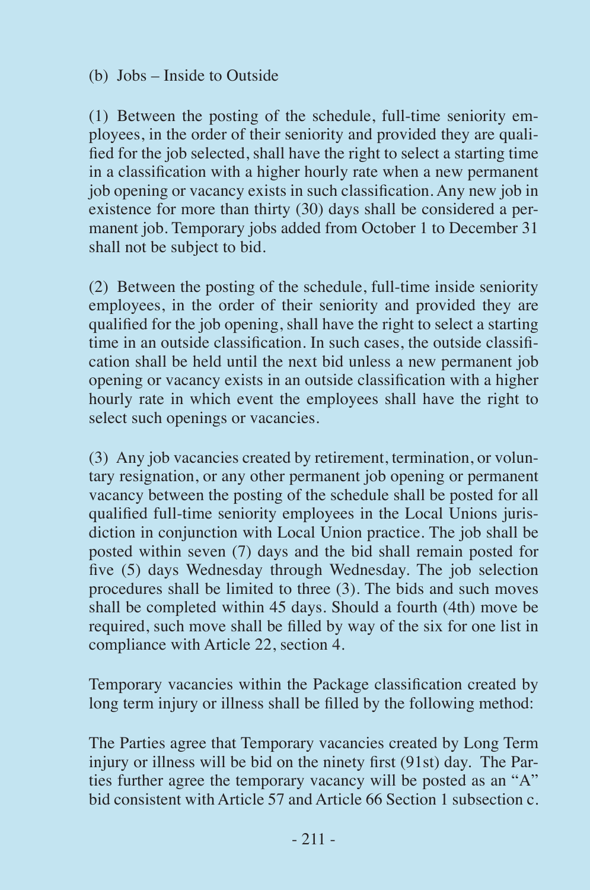(b) Jobs – Inside to Outside

(1) Between the posting of the schedule, full-time seniority employees, in the order of their seniority and provided they are qualified for the job selected, shall have the right to select a starting time in a classification with a higher hourly rate when a new permanent job opening or vacancy exists in such classification. Any new job in existence for more than thirty (30) days shall be considered a permanent job. Temporary jobs added from October 1 to December 31 shall not be subject to bid.

(2) Between the posting of the schedule, full-time inside seniority employees, in the order of their seniority and provided they are qualified for the job opening, shall have the right to select a starting time in an outside classification. In such cases, the outside classification shall be held until the next bid unless a new permanent job opening or vacancy exists in an outside classification with a higher hourly rate in which event the employees shall have the right to select such openings or vacancies.

(3) Any job vacancies created by retirement, termination, or voluntary resignation, or any other permanent job opening or permanent vacancy between the posting of the schedule shall be posted for all qualified full-time seniority employees in the Local Unions jurisdiction in conjunction with Local Union practice. The job shall be posted within seven (7) days and the bid shall remain posted for five (5) days Wednesday through Wednesday. The job selection procedures shall be limited to three (3). The bids and such moves shall be completed within 45 days. Should a fourth (4th) move be required, such move shall be filled by way of the six for one list in compliance with Article 22, section 4.

Temporary vacancies within the Package classification created by long term injury or illness shall be filled by the following method:

The Parties agree that Temporary vacancies created by Long Term injury or illness will be bid on the ninety first (91st) day. The Parties further agree the temporary vacancy will be posted as an "A" bid consistent with Article 57 and Article 66 Section 1 subsection c.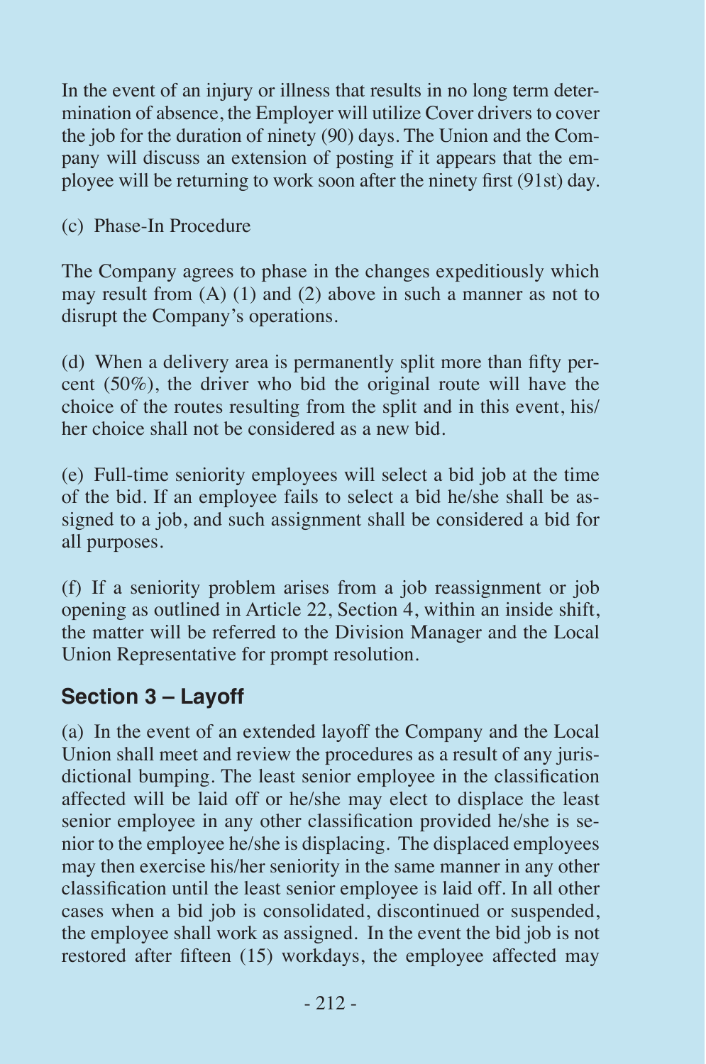In the event of an injury or illness that results in no long term determination of absence, the Employer will utilize Cover drivers to cover the job for the duration of ninety (90) days. The Union and the Company will discuss an extension of posting if it appears that the employee will be returning to work soon after the ninety first (91st) day.

(c) Phase-In Procedure

The Company agrees to phase in the changes expeditiously which may result from (A) (1) and (2) above in such a manner as not to disrupt the Company's operations.

(d) When a delivery area is permanently split more than fifty percent (50%), the driver who bid the original route will have the choice of the routes resulting from the split and in this event, his/her choice shall not be considered as a new bid.

(e) Full-time seniority employees will select a bid job at the time of the bid. If an employee fails to select a bid he/she shall be assigned to a job, and such assignment shall be considered a bid for all purposes.

(f) If a seniority problem arises from a job reassignment or job opening as outlined in Article 22, Section 4, within an inside shift, the matter will be referred to the Division Manager and the Local Union Representative for prompt resolution.

## Section 3 – Layoff

(a) In the event of an extended layoff the Company and the Local Union shall meet and review the procedures as a result of any jurisdictional bumping. The least senior employee in the classification affected will be laid off or he/she may elect to displace the least senior employee in any other classification provided he/she is senior to the employee he/she is displacing. The displaced employees may then exercise his/her seniority in the same manner in any other classification until the least senior employee is laid off. In all other cases when a bid job is consolidated, discontinued or suspended, the employee shall work as assigned. In the event the bid job is not restored after fifteen (15) workdays, the employee affected may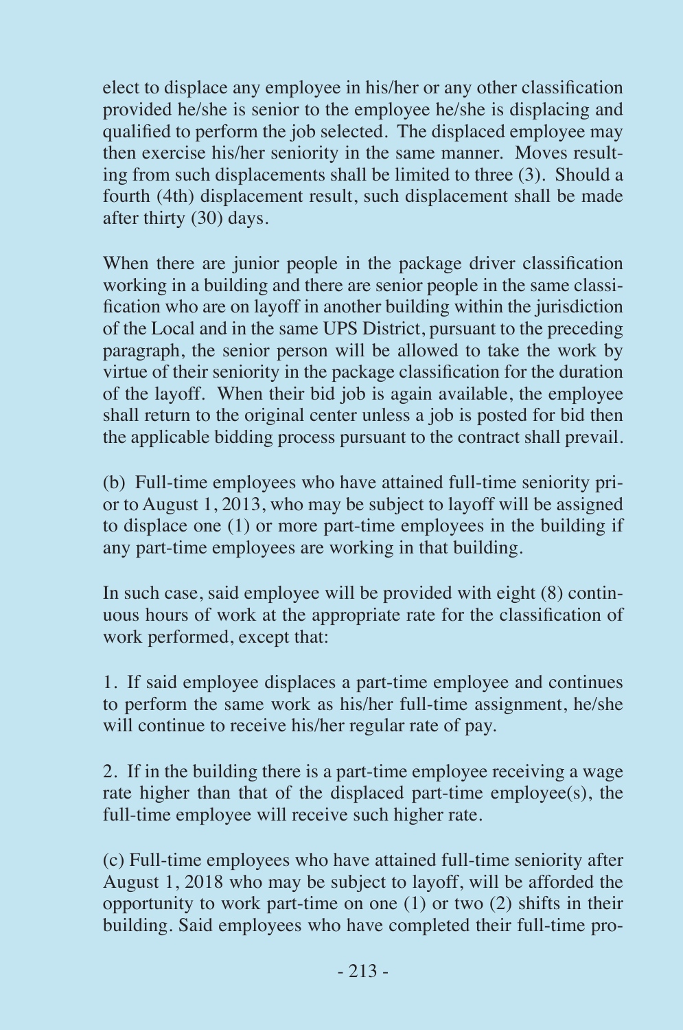elect to displace any employee in his/her or any other classification provided he/she is senior to the employee he/she is displacing and qualified to perform the job selected. The displaced employee may then exercise his/her seniority in the same manner. Moves resulting from such displacements shall be limited to three (3). Should a fourth (4th) displacement result, such displacement shall be made after thirty (30) days.

When there are junior people in the package driver classification working in a building and there are senior people in the same classification who are on layoff in another building within the jurisdiction of the Local and in the same UPS District, pursuant to the preceding paragraph, the senior person will be allowed to take the work by virtue of their seniority in the package classification for the duration of the layoff. When their bid job is again available, the employee shall return to the original center unless a job is posted for bid then the applicable bidding process pursuant to the contract shall prevail.

(b) Full-time employees who have attained full-time seniority prior to August 1, 2013, who may be subject to layoff will be assigned to displace one (1) or more part-time employees in the building if any part-time employees are working in that building.

In such case, said employee will be provided with eight (8) continuous hours of work at the appropriate rate for the classification of work performed, except that:

1. If said employee displaces a part-time employee and continues to perform the same work as his/her full-time assignment, he/she will continue to receive his/her regular rate of pay.

2. If in the building there is a part-time employee receiving a wage rate higher than that of the displaced part-time employee(s), the full-time employee will receive such higher rate.

(c) Full-time employees who have attained full-time seniority after August 1, 2018 who may be subject to layoff, will be afforded the opportunity to work part-time on one (1) or two (2) shifts in their building. Said employees who have completed their full-time pro-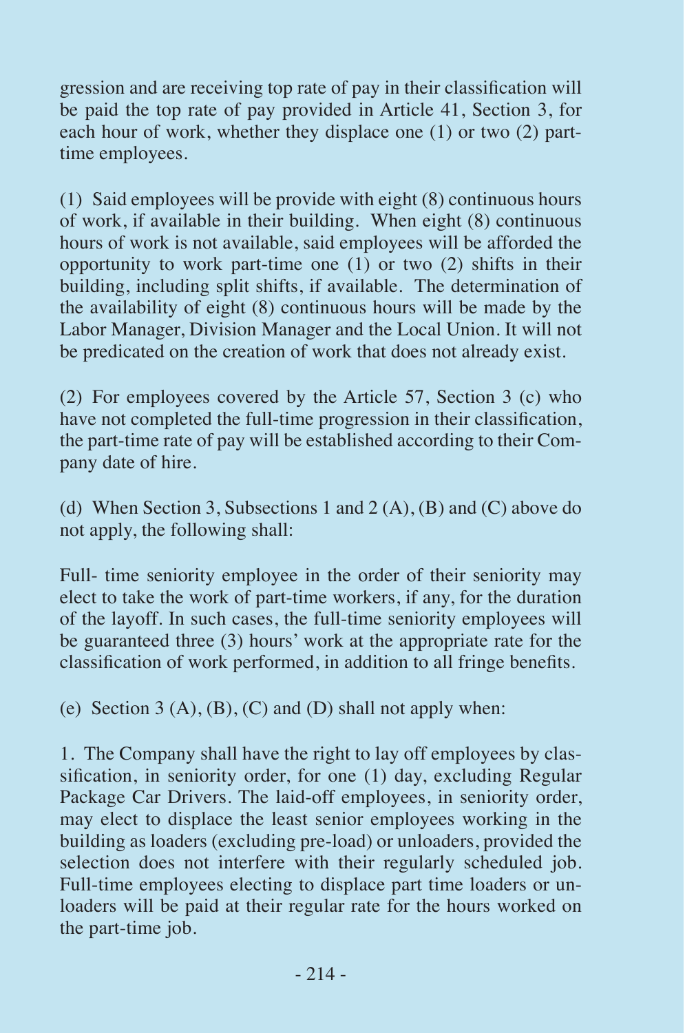gression and are receiving top rate of pay in their classification will be paid the top rate of pay provided in Article 41, Section 3, for each hour of work, whether they displace one (1) or two (2) part-time employees.

(1) Said employees will be provide with eight (8) continuous hours of work, if available in their building. When eight (8) continuous hours of work is not available, said employees will be afforded the opportunity to work part-time one (1) or two (2) shifts in their building, including split shifts, if available. The determination of the availability of eight (8) continuous hours will be made by the Labor Manager, Division Manager and the Local Union. It will not be predicated on the creation of work that does not already exist.

(2) For employees covered by the Article 57, Section 3 (c) who have not completed the full-time progression in their classification, the part-time rate of pay will be established according to their Company date of hire.

(d) When Section 3, Subsections 1 and 2 (A), (B) and (C) above do not apply, the following shall:

Full- time seniority employee in the order of their seniority may elect to take the work of part-time workers, if any, for the duration of the layoff. In such cases, the full-time seniority employees will be guaranteed three (3) hours' work at the appropriate rate for the classification of work performed, in addition to all fringe benefits.

(e) Section 3 (A), (B), (C) and (D) shall not apply when:

1. The Company shall have the right to lay off employees by classification, in seniority order, for one (1) day, excluding Regular Package Car Drivers. The laid-off employees, in seniority order, may elect to displace the least senior employees working in the building as loaders (excluding pre-load) or unloaders, provided the selection does not interfere with their regularly scheduled job. Full-time employees electing to displace part time loaders or unloaders will be paid at their regular rate for the hours worked on the part-time job.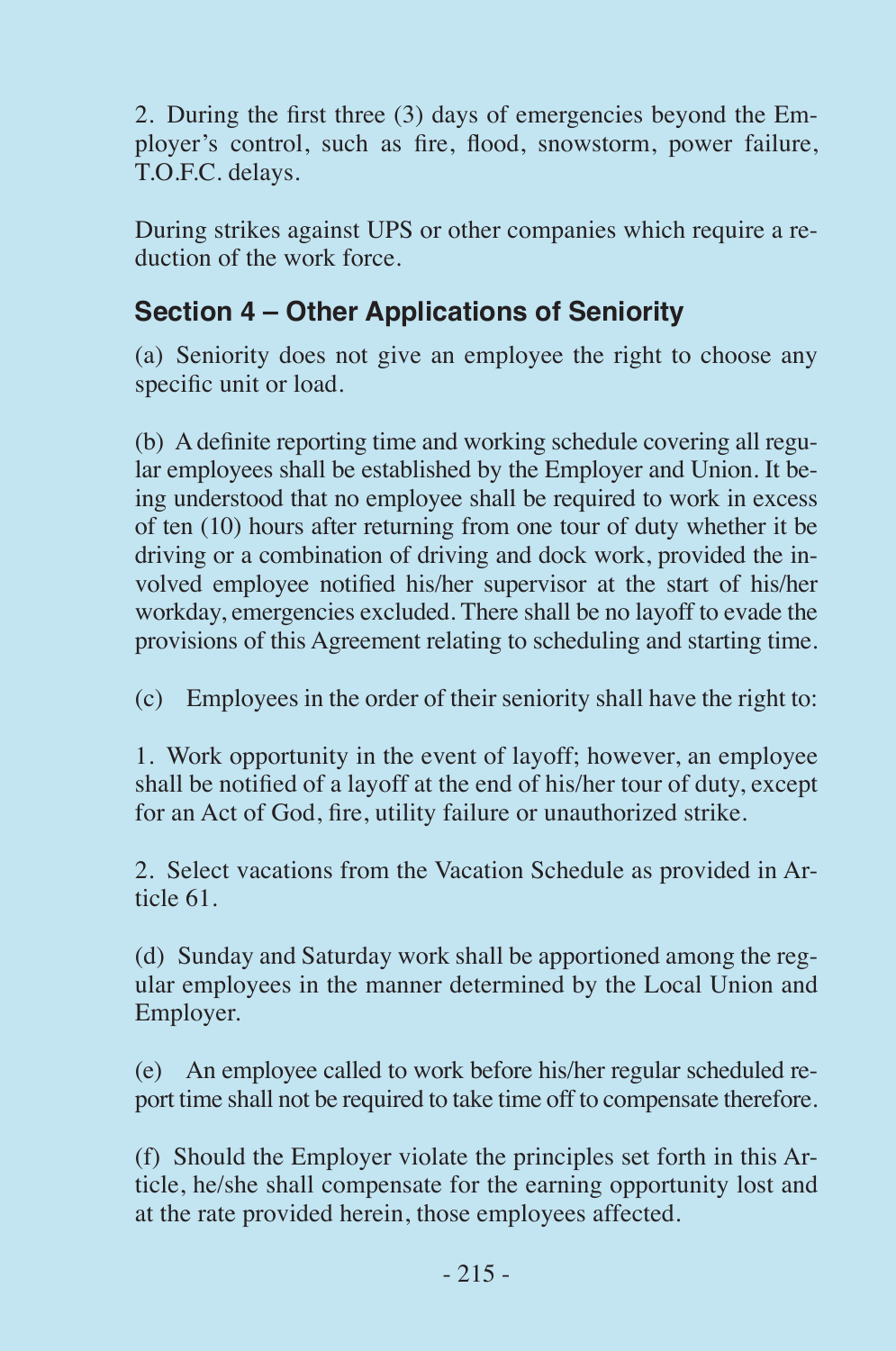2. During the first three (3) days of emergencies beyond the Employer's control, such as fire, flood, snowstorm, power failure, T.O.F.C. delays.

During strikes against UPS or other companies which require a reduction of the work force.

## Section 4 – Other Applications of Seniority

(a) Seniority does not give an employee the right to choose any specific unit or load.

(b) A definite reporting time and working schedule covering all regular employees shall be established by the Employer and Union. It being understood that no employee shall be required to work in excess of ten (10) hours after returning from one tour of duty whether it be driving or a combination of driving and dock work, provided the involved employee notified his/her supervisor at the start of his/her workday, emergencies excluded. There shall be no layoff to evade the provisions of this Agreement relating to scheduling and starting time.

(c) Employees in the order of their seniority shall have the right to:

1. Work opportunity in the event of layoff; however, an employee shall be notified of a layoff at the end of his/her tour of duty, except for an Act of God, fire, utility failure or unauthorized strike.

2. Select vacations from the Vacation Schedule as provided in Article 61.

(d) Sunday and Saturday work shall be apportioned among the regular employees in the manner determined by the Local Union and Employer.

(e) An employee called to work before his/her regular scheduled report time shall not be required to take time off to compensate therefore.

(f) Should the Employer violate the principles set forth in this Article, he/she shall compensate for the earning opportunity lost and at the rate provided herein, those employees affected.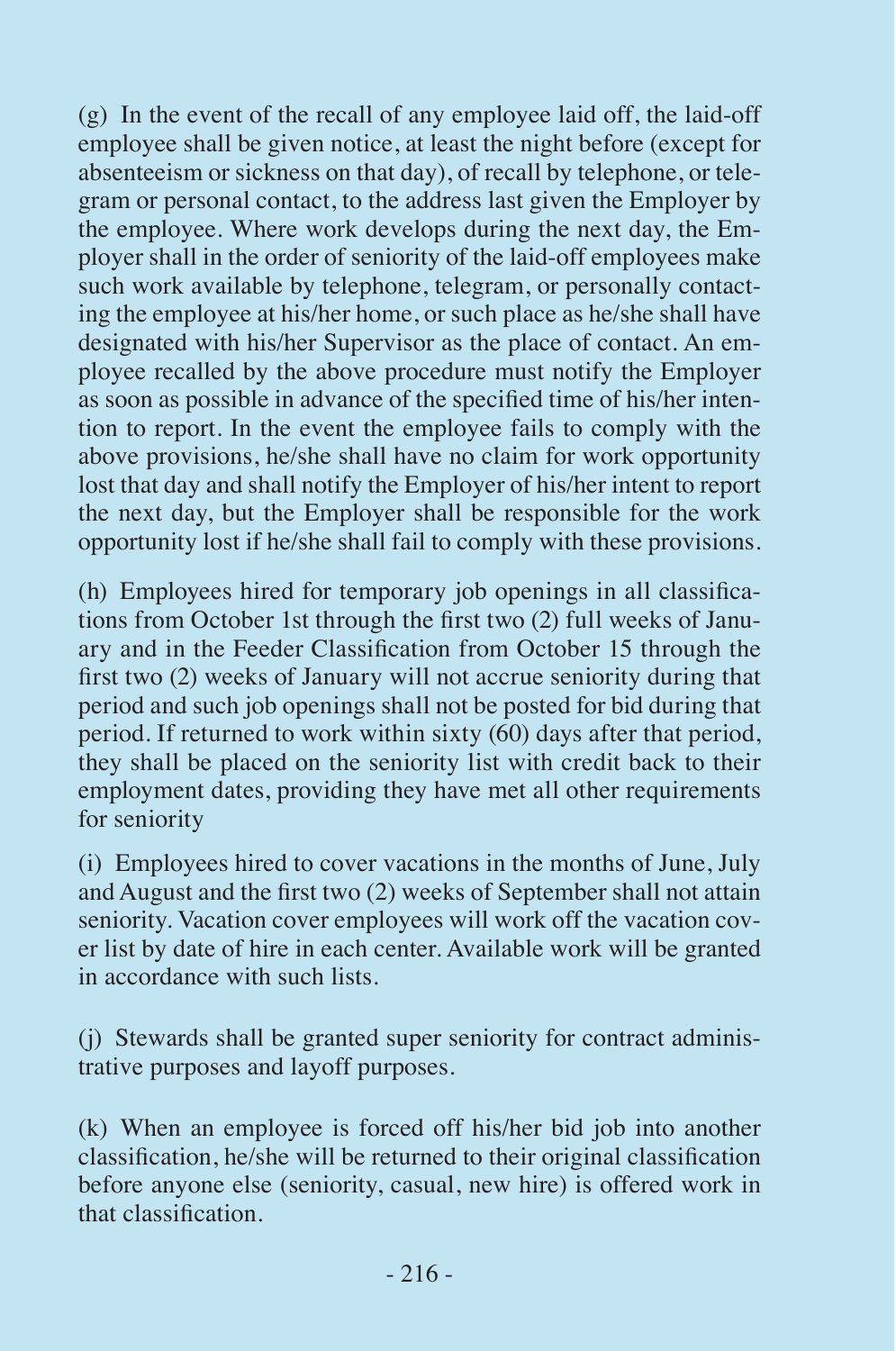(g) In the event of the recall of any employee laid off, the laid-off employee shall be given notice, at least the night before (except for absenteeism or sickness on that day), of recall by telephone, or telegram or personal contact, to the address last given the Employer by the employee. Where work develops during the next day, the Employer shall in the order of seniority of the laid-off employees make such work available by telephone, telegram, or personally contacting the employee at his/her home, or such place as he/she shall have designated with his/her Supervisor as the place of contact. An employee recalled by the above procedure must notify the Employer as soon as possible in advance of the specified time of his/her intention to report. In the event the employee fails to comply with the above provisions, he/she shall have no claim for work opportunity lost that day and shall notify the Employer of his/her intent to report the next day, but the Employer shall be responsible for the work opportunity lost if he/she shall fail to comply with these provisions.

(h) Employees hired for temporary job openings in all classifications from October 1st through the first two (2) full weeks of January and in the Feeder Classification from October 15 through the first two (2) weeks of January will not accrue seniority during that period and such job openings shall not be posted for bid during that period. If returned to work within sixty (60) days after that period, they shall be placed on the seniority list with credit back to their employment dates, providing they have met all other requirements for seniority

(i) Employees hired to cover vacations in the months of June, July and August and the first two (2) weeks of September shall not attain seniority. Vacation cover employees will work off the vacation cover list by date of hire in each center. Available work will be granted in accordance with such lists.

(j) Stewards shall be granted super seniority for contract administrative purposes and layoff purposes.

(k) When an employee is forced off his/her bid job into another classification, he/she will be returned to their original classification before anyone else (seniority, casual, new hire) is offered work in that classification.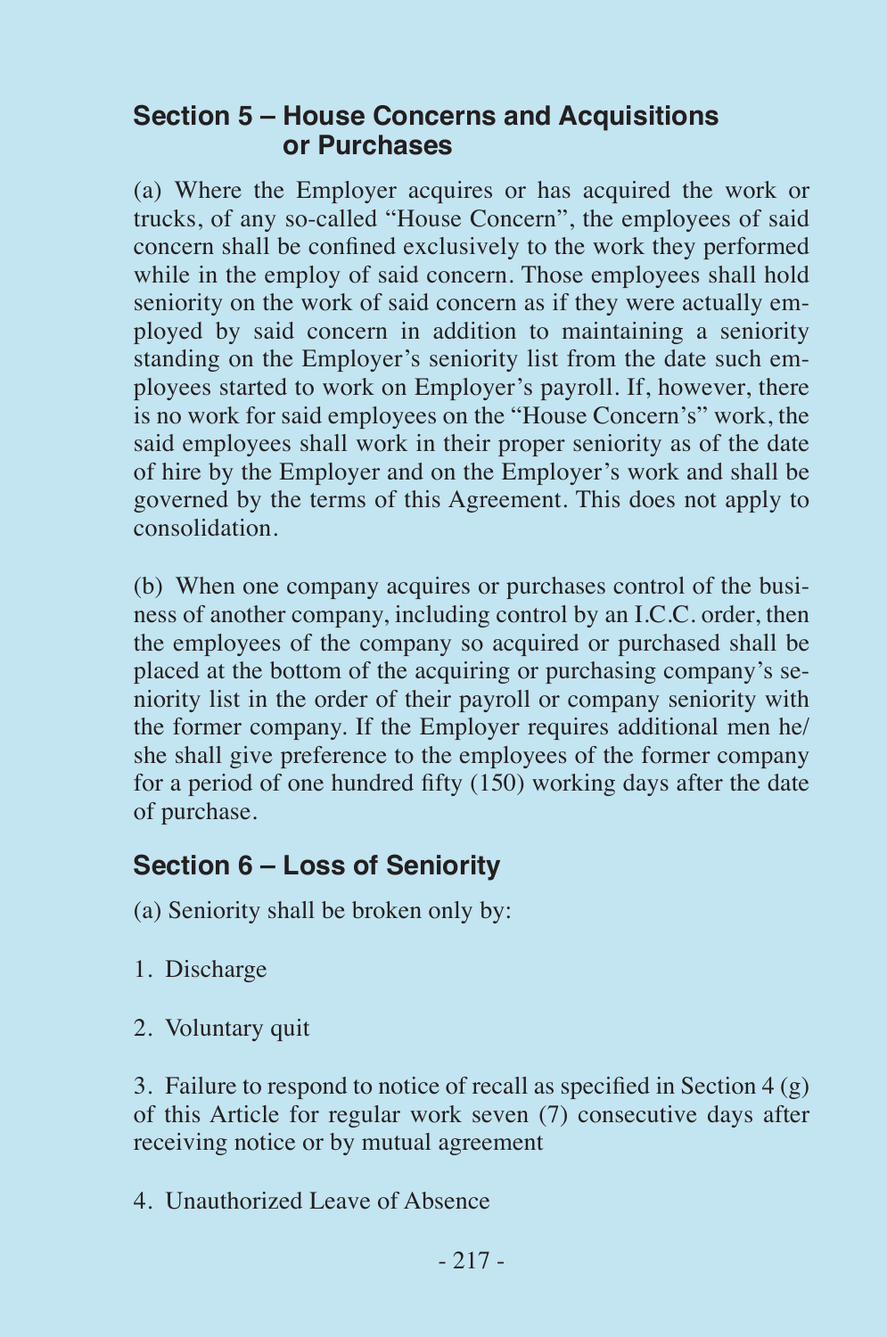## Section 5 – House Concerns and Acquisitions or Purchases

(a) Where the Employer acquires or has acquired the work or trucks, of any so-called "House Concern", the employees of said concern shall be confined exclusively to the work they performed while in the employ of said concern. Those employees shall hold seniority on the work of said concern as if they were actually employed by said concern in addition to maintaining a seniority standing on the Employer's seniority list from the date such employees started to work on Employer's payroll. If, however, there is no work for said employees on the "House Concern's" work, the said employees shall work in their proper seniority as of the date of hire by the Employer and on the Employer's work and shall be governed by the terms of this Agreement. This does not apply to consolidation.

(b) When one company acquires or purchases control of the business of another company, including control by an I.C.C. order, then the employees of the company so acquired or purchased shall be placed at the bottom of the acquiring or purchasing company's seniority list in the order of their payroll or company seniority with the former company. If the Employer requires additional men he/she shall give preference to the employees of the former company for a period of one hundred fifty (150) working days after the date of purchase.

## Section 6 – Loss of Seniority

(a) Seniority shall be broken only by:

1. Discharge

2. Voluntary quit

3. Failure to respond to notice of recall as specified in Section 4 (g) of this Article for regular work seven (7) consecutive days after receiving notice or by mutual agreement

4. Unauthorized Leave of Absence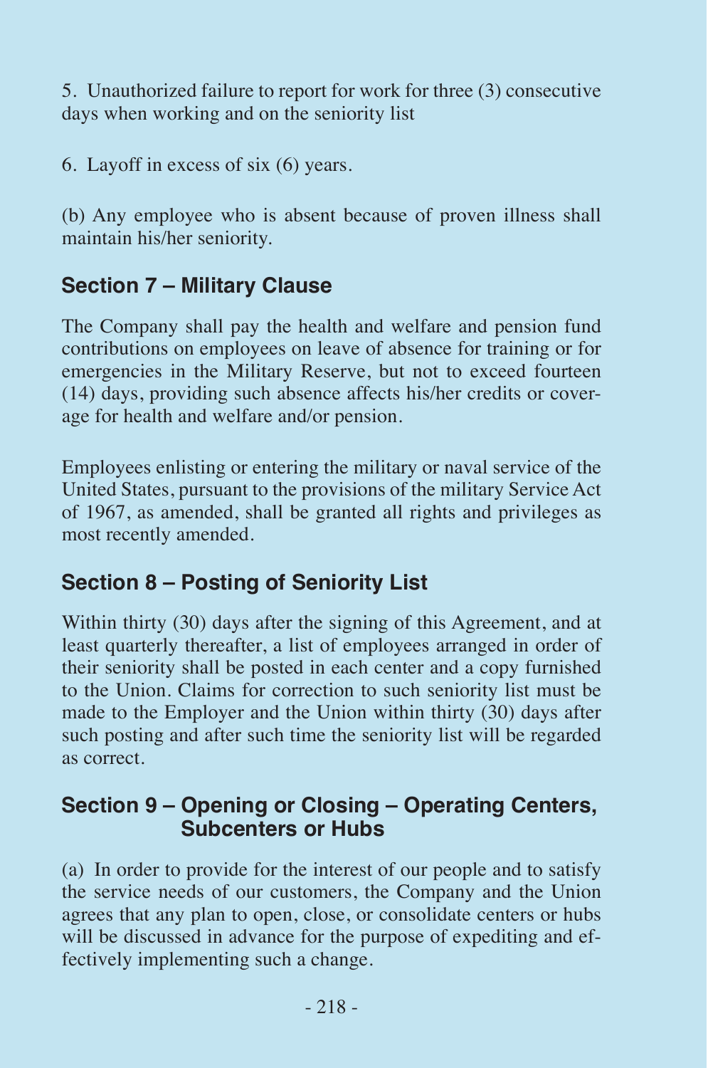5. Unauthorized failure to report for work for three (3) consecutive days when working and on the seniority list

6. Layoff in excess of six (6) years.

(b) Any employee who is absent because of proven illness shall maintain his/her seniority.

## Section 7 – Military Clause

The Company shall pay the health and welfare and pension fund contributions on employees on leave of absence for training or for emergencies in the Military Reserve, but not to exceed fourteen (14) days, providing such absence affects his/her credits or coverage for health and welfare and/or pension.

Employees enlisting or entering the military or naval service of the United States, pursuant to the provisions of the military Service Act of 1967, as amended, shall be granted all rights and privileges as most recently amended.

## Section 8 – Posting of Seniority List

Within thirty (30) days after the signing of this Agreement, and at least quarterly thereafter, a list of employees arranged in order of their seniority shall be posted in each center and a copy furnished to the Union. Claims for correction to such seniority list must be made to the Employer and the Union within thirty (30) days after such posting and after such time the seniority list will be regarded as correct.

## Section 9 – Opening or Closing – Operating Centers, Subcenters or Hubs

(a) In order to provide for the interest of our people and to satisfy the service needs of our customers, the Company and the Union agrees that any plan to open, close, or consolidate centers or hubs will be discussed in advance for the purpose of expediting and effectively implementing such a change.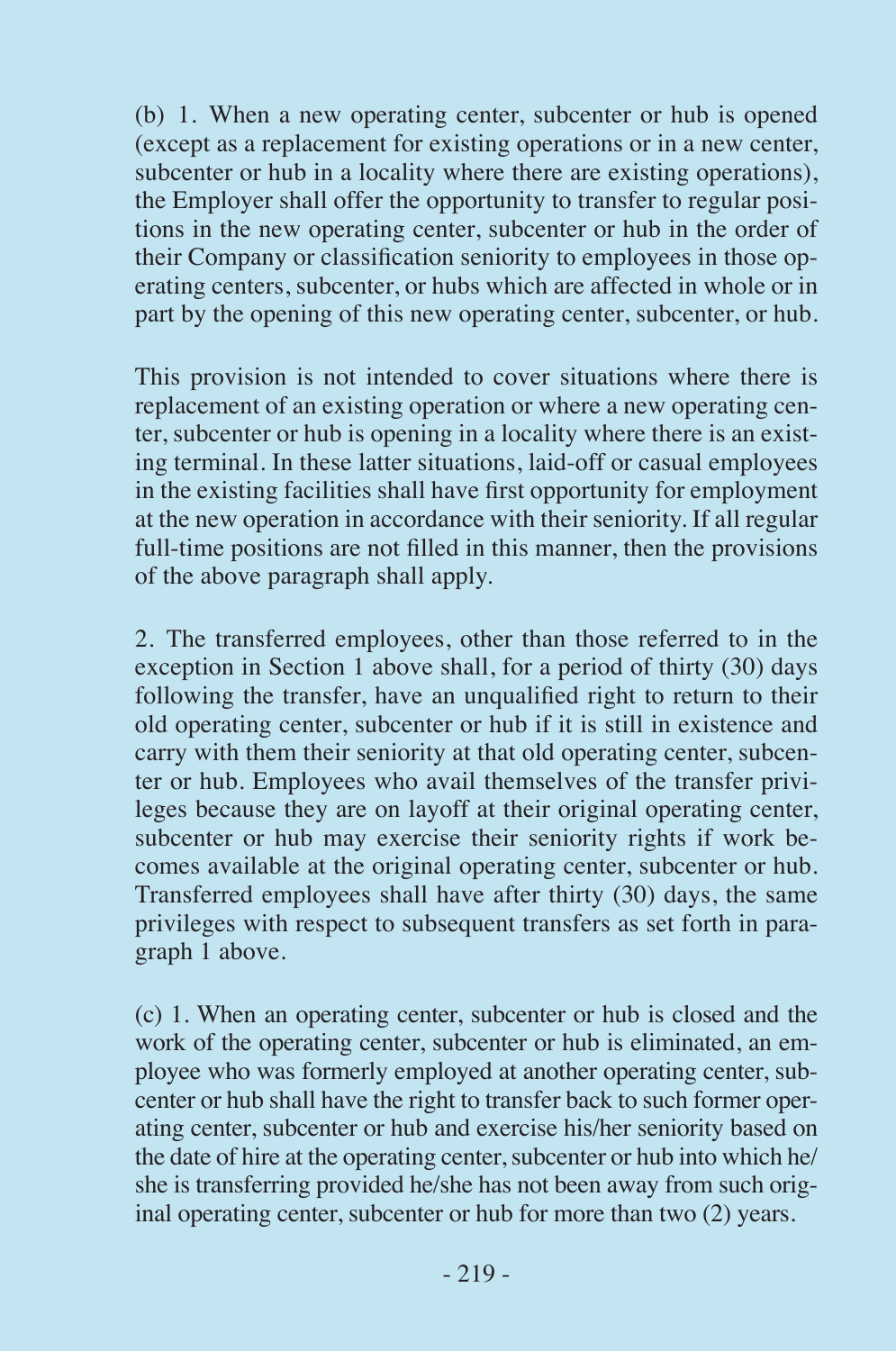(b) 1. When a new operating center, subcenter or hub is opened (except as a replacement for existing operations or in a new center, subcenter or hub in a locality where there are existing operations), the Employer shall offer the opportunity to transfer to regular positions in the new operating center, subcenter or hub in the order of their Company or classification seniority to employees in those operating centers, subcenter, or hubs which are affected in whole or in part by the opening of this new operating center, subcenter, or hub.

This provision is not intended to cover situations where there is replacement of an existing operation or where a new operating center, subcenter or hub is opening in a locality where there is an existing terminal. In these latter situations, laid-off or casual employees in the existing facilities shall have first opportunity for employment at the new operation in accordance with their seniority. If all regular full-time positions are not filled in this manner, then the provisions of the above paragraph shall apply.

2. The transferred employees, other than those referred to in the exception in Section 1 above shall, for a period of thirty (30) days following the transfer, have an unqualified right to return to their old operating center, subcenter or hub if it is still in existence and carry with them their seniority at that old operating center, subcenter or hub. Employees who avail themselves of the transfer privileges because they are on layoff at their original operating center, subcenter or hub may exercise their seniority rights if work becomes available at the original operating center, subcenter or hub. Transferred employees shall have after thirty (30) days, the same privileges with respect to subsequent transfers as set forth in paragraph 1 above.

(c) 1. When an operating center, subcenter or hub is closed and the work of the operating center, subcenter or hub is eliminated, an employee who was formerly employed at another operating center, subcenter or hub shall have the right to transfer back to such former operating center, subcenter or hub and exercise his/her seniority based on the date of hire at the operating center, subcenter or hub into which he/she is transferring provided he/she has not been away from such original operating center, subcenter or hub for more than two (2) years.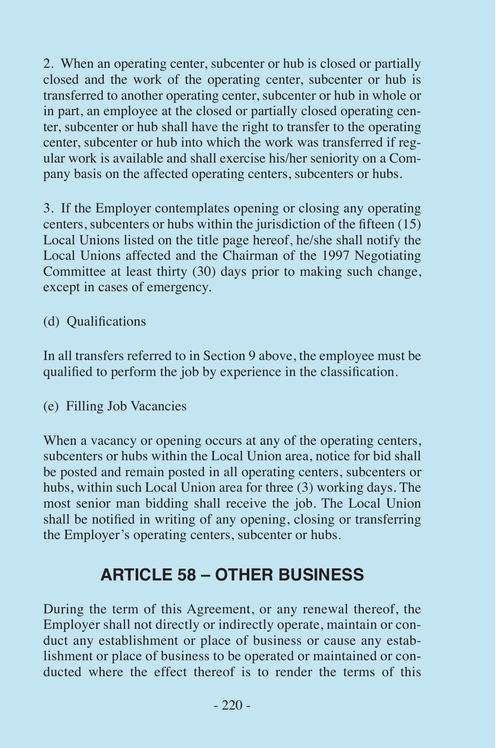2. When an operating center, subcenter or hub is closed or partially closed and the work of the operating center, subcenter or hub is transferred to another operating center, subcenter or hub in whole or in part, an employee at the closed or partially closed operating center, subcenter or hub shall have the right to transfer to the operating center, subcenter or hub into which the work was transferred if regular work is available and shall exercise his/her seniority on a Company basis on the affected operating centers, subcenters or hubs.

3. If the Employer contemplates opening or closing any operating centers, subcenters or hubs within the jurisdiction of the fifteen (15) Local Unions listed on the title page hereof, he/she shall notify the Local Unions affected and the Chairman of the 1997 Negotiating Committee at least thirty (30) days prior to making such change, except in cases of emergency.

(d) Qualifications

In all transfers referred to in Section 9 above, the employee must be qualified to perform the job by experience in the classification.

(e) Filling Job Vacancies

When a vacancy or opening occurs at any of the operating centers, subcenters or hubs within the Local Union area, notice for bid shall be posted and remain posted in all operating centers, subcenters or hubs, within such Local Union area for three (3) working days. The most senior man bidding shall receive the job. The Local Union shall be notified in writing of any opening, closing or transferring the Employer's operating centers, subcenter or hubs.

## ARTICLE 58 – OTHER BUSINESS

During the term of this Agreement, or any renewal thereof, the Employer shall not directly or indirectly operate, maintain or conduct any establishment or place of business or cause any establishment or place of business to be operated or maintained or conducted where the effect thereof is to render the terms of this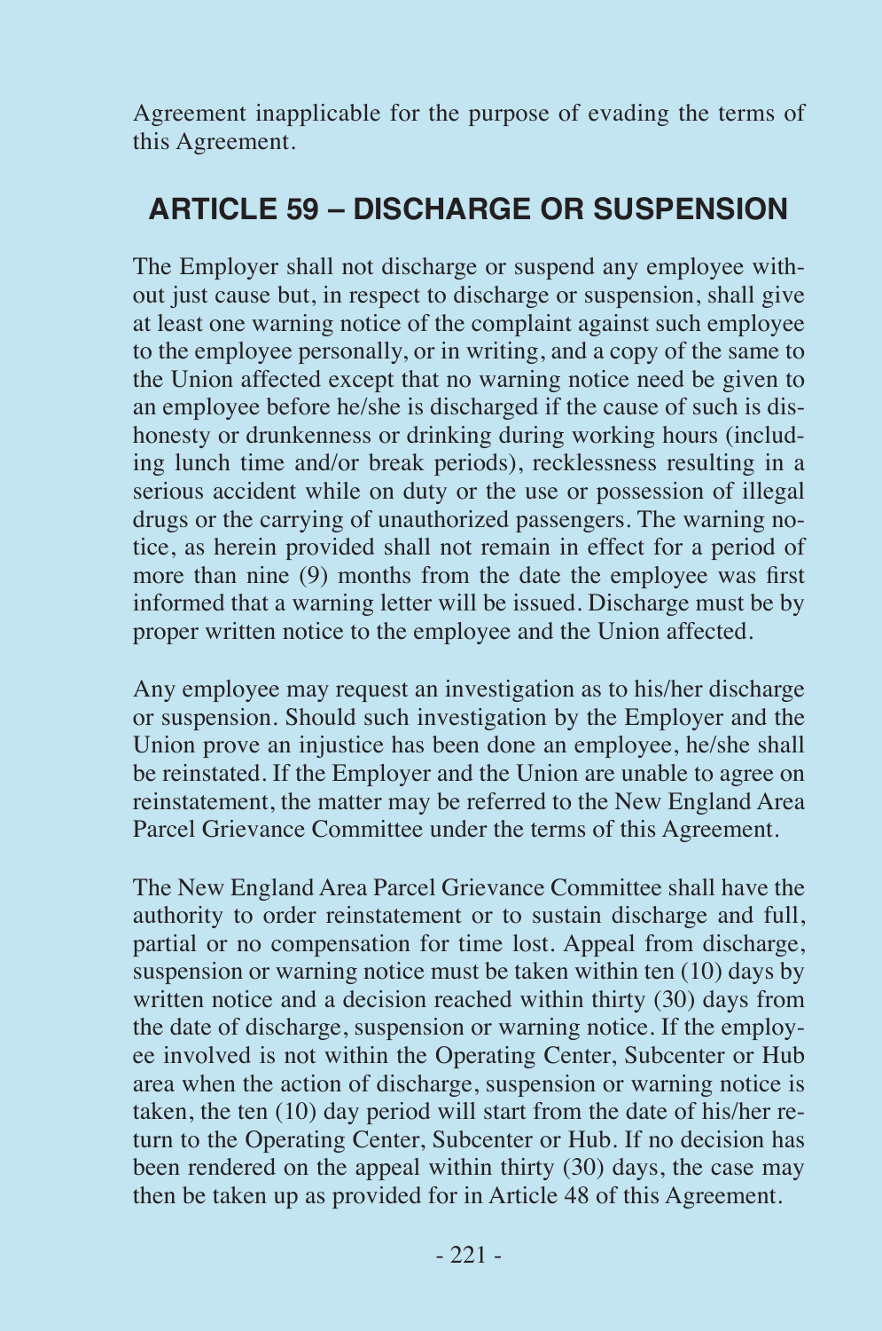Agreement inapplicable for the purpose of evading the terms of this Agreement.

## ARTICLE 59 – DISCHARGE OR SUSPENSION

The Employer shall not discharge or suspend any employee without just cause but, in respect to discharge or suspension, shall give at least one warning notice of the complaint against such employee to the employee personally, or in writing, and a copy of the same to the Union affected except that no warning notice need be given to an employee before he/she is discharged if the cause of such is dishonesty or drunkenness or drinking during working hours (including lunch time and/or break periods), recklessness resulting in a serious accident while on duty or the use or possession of illegal drugs or the carrying of unauthorized passengers. The warning notice, as herein provided shall not remain in effect for a period of more than nine (9) months from the date the employee was first informed that a warning letter will be issued. Discharge must be by proper written notice to the employee and the Union affected.

Any employee may request an investigation as to his/her discharge or suspension. Should such investigation by the Employer and the Union prove an injustice has been done an employee, he/she shall be reinstated. If the Employer and the Union are unable to agree on reinstatement, the matter may be referred to the New England Area Parcel Grievance Committee under the terms of this Agreement.

The New England Area Parcel Grievance Committee shall have the authority to order reinstatement or to sustain discharge and full, partial or no compensation for time lost. Appeal from discharge, suspension or warning notice must be taken within ten (10) days by written notice and a decision reached within thirty (30) days from the date of discharge, suspension or warning notice. If the employee involved is not within the Operating Center, Subcenter or Hub area when the action of discharge, suspension or warning notice is taken, the ten (10) day period will start from the date of his/her return to the Operating Center, Subcenter or Hub. If no decision has been rendered on the appeal within thirty (30) days, the case may then be taken up as provided for in Article 48 of this Agreement.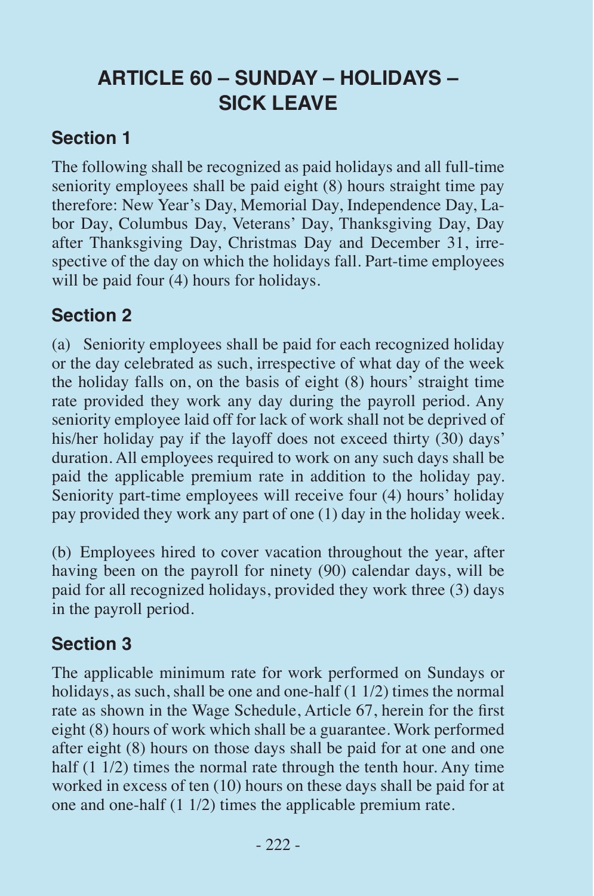# ARTICLE 60 – SUNDAY – HOLIDAYS – SICK LEAVE

## Section 1

The following shall be recognized as paid holidays and all full-time seniority employees shall be paid eight (8) hours straight time pay therefore: New Year's Day, Memorial Day, Independence Day, Labor Day, Columbus Day, Veterans' Day, Thanksgiving Day, Day after Thanksgiving Day, Christmas Day and December 31, irrespective of the day on which the holidays fall. Part-time employees will be paid four (4) hours for holidays.

## Section 2

(a) Seniority employees shall be paid for each recognized holiday or the day celebrated as such, irrespective of what day of the week the holiday falls on, on the basis of eight (8) hours' straight time rate provided they work any day during the payroll period. Any seniority employee laid off for lack of work shall not be deprived of his/her holiday pay if the layoff does not exceed thirty (30) days' duration. All employees required to work on any such days shall be paid the applicable premium rate in addition to the holiday pay. Seniority part-time employees will receive four (4) hours' holiday pay provided they work any part of one (1) day in the holiday week.

(b) Employees hired to cover vacation throughout the year, after having been on the payroll for ninety (90) calendar days, will be paid for all recognized holidays, provided they work three (3) days in the payroll period.

## Section 3

The applicable minimum rate for work performed on Sundays or holidays, as such, shall be one and one-half (1 1/2) times the normal rate as shown in the Wage Schedule, Article 67, herein for the first eight (8) hours of work which shall be a guarantee. Work performed after eight (8) hours on those days shall be paid for at one and one half (1 1/2) times the normal rate through the tenth hour. Any time worked in excess of ten (10) hours on these days shall be paid for at one and one-half (1 1/2) times the applicable premium rate.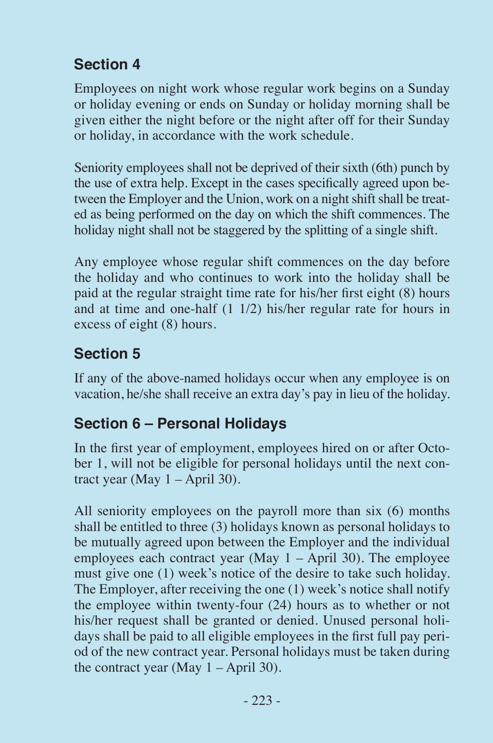## Section 4

Employees on night work whose regular work begins on a Sunday or holiday evening or ends on Sunday or holiday morning shall be given either the night before or the night after off for their Sunday or holiday, in accordance with the work schedule.

Seniority employees shall not be deprived of their sixth (6th) punch by the use of extra help. Except in the cases specifically agreed upon between the Employer and the Union, work on a night shift shall be treated as being performed on the day on which the shift commences. The holiday night shall not be staggered by the splitting of a single shift.

Any employee whose regular shift commences on the day before the holiday and who continues to work into the holiday shall be paid at the regular straight time rate for his/her first eight (8) hours and at time and one-half (1 1/2) his/her regular rate for hours in excess of eight (8) hours.

## Section 5

If any of the above-named holidays occur when any employee is on vacation, he/she shall receive an extra day's pay in lieu of the holiday.

## Section 6 – Personal Holidays

In the first year of employment, employees hired on or after October 1, will not be eligible for personal holidays until the next contract year (May 1 – April 30).

All seniority employees on the payroll more than six (6) months shall be entitled to three (3) holidays known as personal holidays to be mutually agreed upon between the Employer and the individual employees each contract year (May 1 – April 30). The employee must give one (1) week's notice of the desire to take such holiday. The Employer, after receiving the one (1) week's notice shall notify the employee within twenty-four (24) hours as to whether or not his/her request shall be granted or denied. Unused personal holidays shall be paid to all eligible employees in the first full pay period of the new contract year. Personal holidays must be taken during the contract year (May 1 – April 30).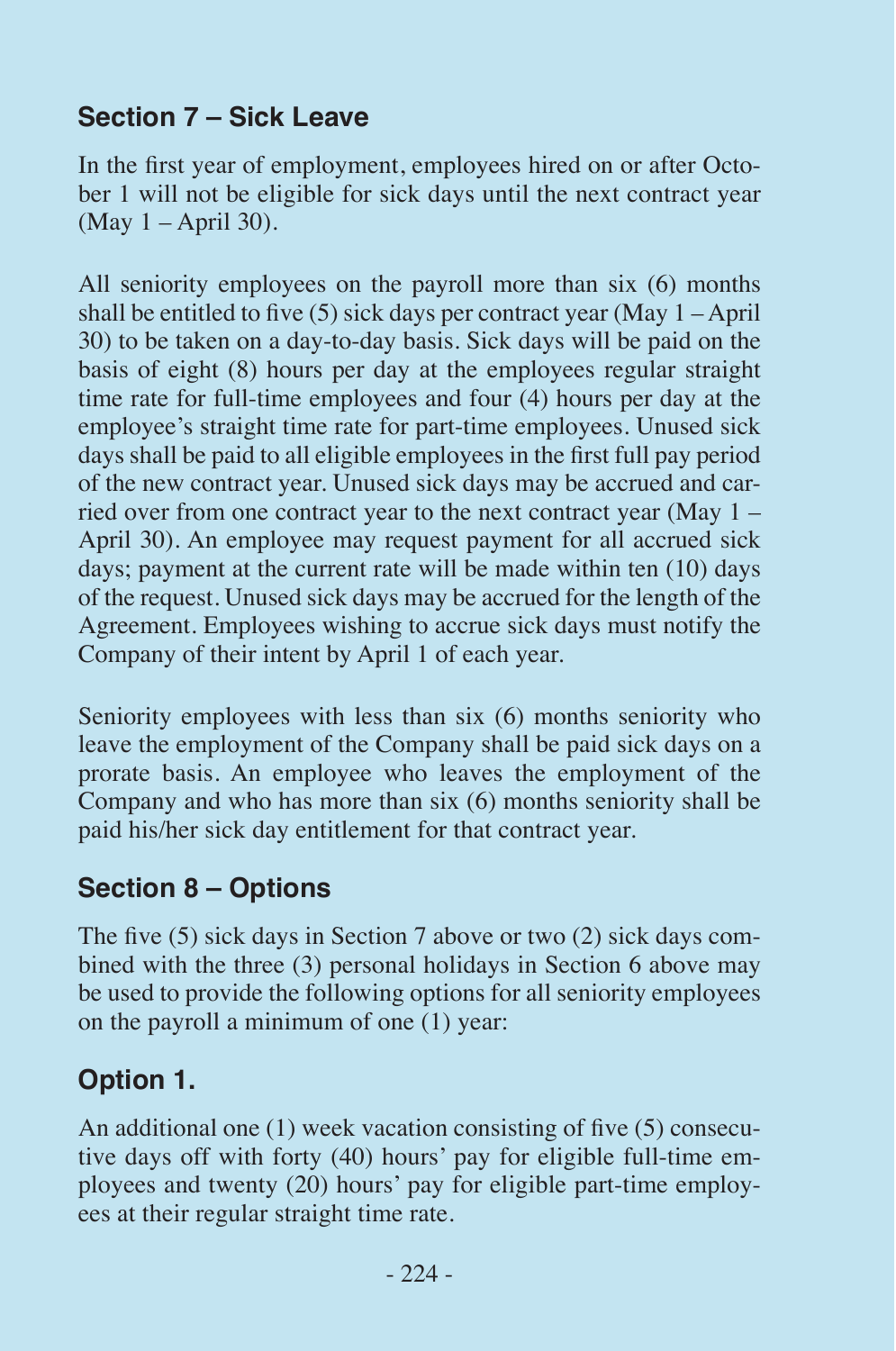## Section 7 – Sick Leave

In the first year of employment, employees hired on or after October 1 will not be eligible for sick days until the next contract year (May 1 – April 30).

All seniority employees on the payroll more than six (6) months shall be entitled to five (5) sick days per contract year (May 1 – April 30) to be taken on a day-to-day basis. Sick days will be paid on the basis of eight (8) hours per day at the employees regular straight time rate for full-time employees and four (4) hours per day at the employee's straight time rate for part-time employees. Unused sick days shall be paid to all eligible employees in the first full pay period of the new contract year. Unused sick days may be accrued and carried over from one contract year to the next contract year (May 1 – April 30). An employee may request payment for all accrued sick days; payment at the current rate will be made within ten (10) days of the request. Unused sick days may be accrued for the length of the Agreement. Employees wishing to accrue sick days must notify the Company of their intent by April 1 of each year.

Seniority employees with less than six (6) months seniority who leave the employment of the Company shall be paid sick days on a prorate basis. An employee who leaves the employment of the Company and who has more than six (6) months seniority shall be paid his/her sick day entitlement for that contract year.

## Section 8 – Options

The five (5) sick days in Section 7 above or two (2) sick days combined with the three (3) personal holidays in Section 6 above may be used to provide the following options for all seniority employees on the payroll a minimum of one (1) year:

### Option 1.

An additional one (1) week vacation consisting of five (5) consecutive days off with forty (40) hours' pay for eligible full-time employees and twenty (20) hours' pay for eligible part-time employees at their regular straight time rate.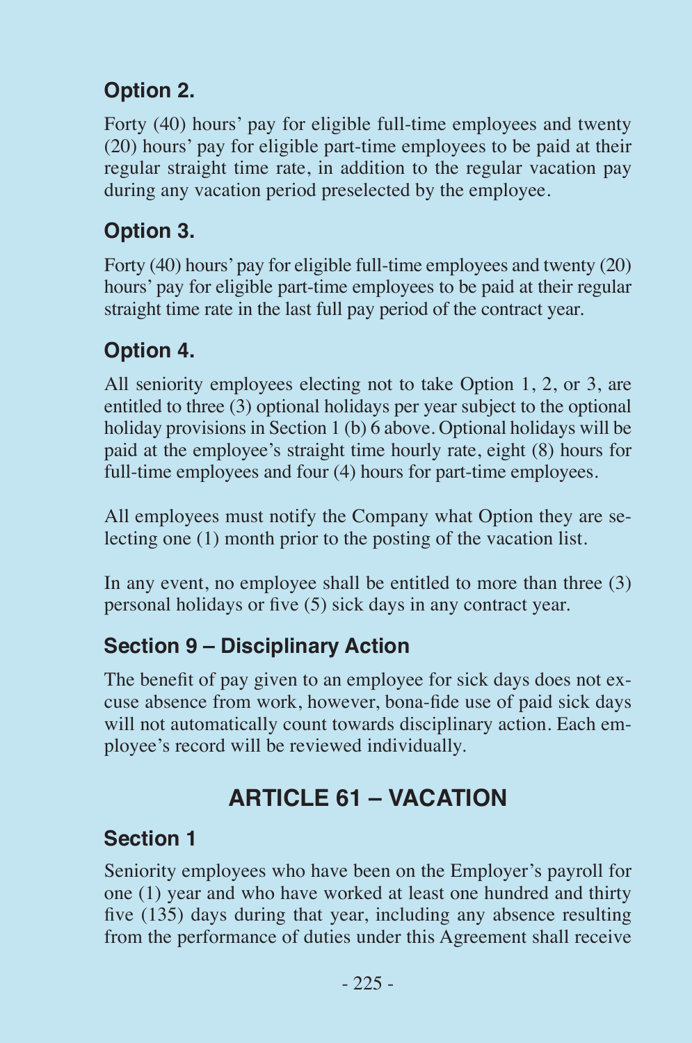### Option 2.

Forty (40) hours' pay for eligible full-time employees and twenty (20) hours' pay for eligible part-time employees to be paid at their regular straight time rate, in addition to the regular vacation pay during any vacation period preselected by the employee.

### Option 3.

Forty (40) hours' pay for eligible full-time employees and twenty (20) hours' pay for eligible part-time employees to be paid at their regular straight time rate in the last full pay period of the contract year.

### Option 4.

All seniority employees electing not to take Option 1, 2, or 3, are entitled to three (3) optional holidays per year subject to the optional holiday provisions in Section 1 (b) 6 above. Optional holidays will be paid at the employee's straight time hourly rate, eight (8) hours for full-time employees and four (4) hours for part-time employees.

All employees must notify the Company what Option they are selecting one (1) month prior to the posting of the vacation list.

In any event, no employee shall be entitled to more than three (3) personal holidays or five (5) sick days in any contract year.

### Section 9 – Disciplinary Action

The benefit of pay given to an employee for sick days does not excuse absence from work, however, bona-fide use of paid sick days will not automatically count towards disciplinary action. Each employee's record will be reviewed individually.

## ARTICLE 61 – VACATION

### Section 1

Seniority employees who have been on the Employer's payroll for one (1) year and who have worked at least one hundred and thirty five (135) days during that year, including any absence resulting from the performance of duties under this Agreement shall receive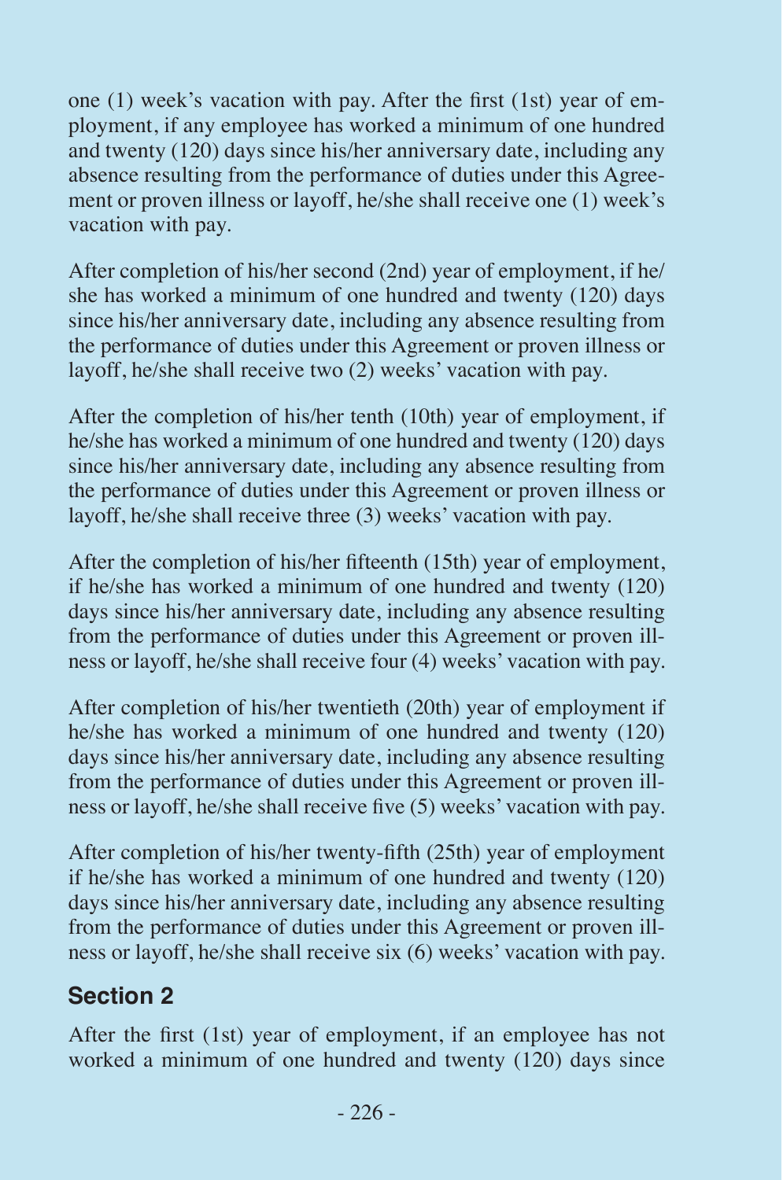one (1) week's vacation with pay. After the first (1st) year of employment, if any employee has worked a minimum of one hundred and twenty (120) days since his/her anniversary date, including any absence resulting from the performance of duties under this Agreement or proven illness or layoff, he/she shall receive one (1) week's vacation with pay.

After completion of his/her second (2nd) year of employment, if he/she has worked a minimum of one hundred and twenty (120) days since his/her anniversary date, including any absence resulting from the performance of duties under this Agreement or proven illness or layoff, he/she shall receive two (2) weeks' vacation with pay.

After the completion of his/her tenth (10th) year of employment, if he/she has worked a minimum of one hundred and twenty (120) days since his/her anniversary date, including any absence resulting from the performance of duties under this Agreement or proven illness or layoff, he/she shall receive three (3) weeks' vacation with pay.

After the completion of his/her fifteenth (15th) year of employment, if he/she has worked a minimum of one hundred and twenty (120) days since his/her anniversary date, including any absence resulting from the performance of duties under this Agreement or proven illness or layoff, he/she shall receive four (4) weeks' vacation with pay.

After completion of his/her twentieth (20th) year of employment if he/she has worked a minimum of one hundred and twenty (120) days since his/her anniversary date, including any absence resulting from the performance of duties under this Agreement or proven illness or layoff, he/she shall receive five (5) weeks' vacation with pay.

After completion of his/her twenty-fifth (25th) year of employment if he/she has worked a minimum of one hundred and twenty (120) days since his/her anniversary date, including any absence resulting from the performance of duties under this Agreement or proven illness or layoff, he/she shall receive six (6) weeks' vacation with pay.

### Section 2

After the first (1st) year of employment, if an employee has not worked a minimum of one hundred and twenty (120) days since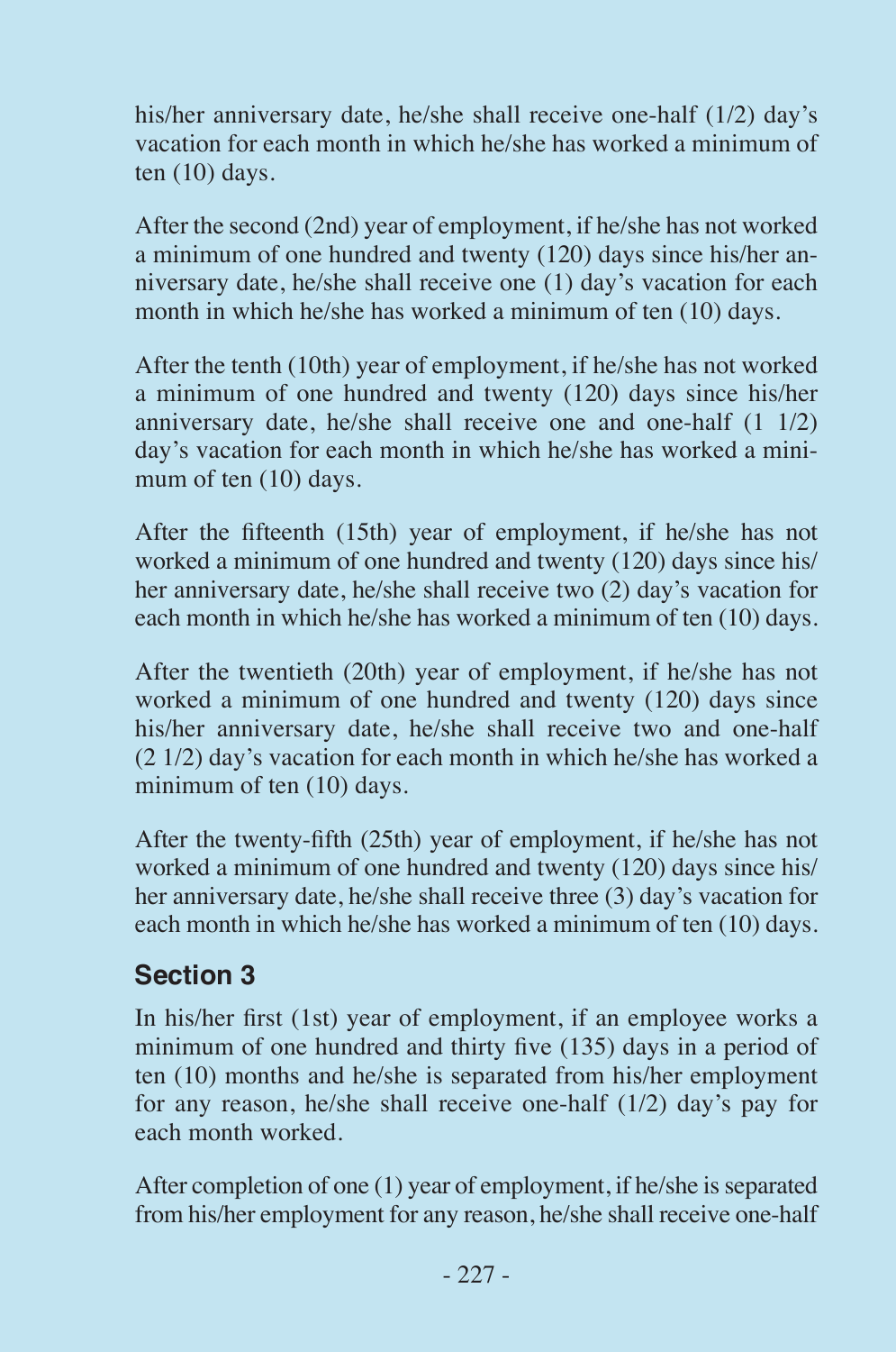his/her anniversary date, he/she shall receive one-half (1/2) day's vacation for each month in which he/she has worked a minimum of ten (10) days.

After the second (2nd) year of employment, if he/she has not worked a minimum of one hundred and twenty (120) days since his/her anniversary date, he/she shall receive one (1) day's vacation for each month in which he/she has worked a minimum of ten (10) days.

After the tenth (10th) year of employment, if he/she has not worked a minimum of one hundred and twenty (120) days since his/her anniversary date, he/she shall receive one and one-half (1 1/2) day's vacation for each month in which he/she has worked a minimum of ten (10) days.

After the fifteenth (15th) year of employment, if he/she has not worked a minimum of one hundred and twenty (120) days since his/her anniversary date, he/she shall receive two (2) day's vacation for each month in which he/she has worked a minimum of ten (10) days.

After the twentieth (20th) year of employment, if he/she has not worked a minimum of one hundred and twenty (120) days since his/her anniversary date, he/she shall receive two and one-half (2 1/2) day's vacation for each month in which he/she has worked a minimum of ten (10) days.

After the twenty-fifth (25th) year of employment, if he/she has not worked a minimum of one hundred and twenty (120) days since his/her anniversary date, he/she shall receive three (3) day's vacation for each month in which he/she has worked a minimum of ten (10) days.

## Section 3

In his/her first (1st) year of employment, if an employee works a minimum of one hundred and thirty five (135) days in a period of ten (10) months and he/she is separated from his/her employment for any reason, he/she shall receive one-half (1/2) day's pay for each month worked.

After completion of one (1) year of employment, if he/she is separated from his/her employment for any reason, he/she shall receive one-half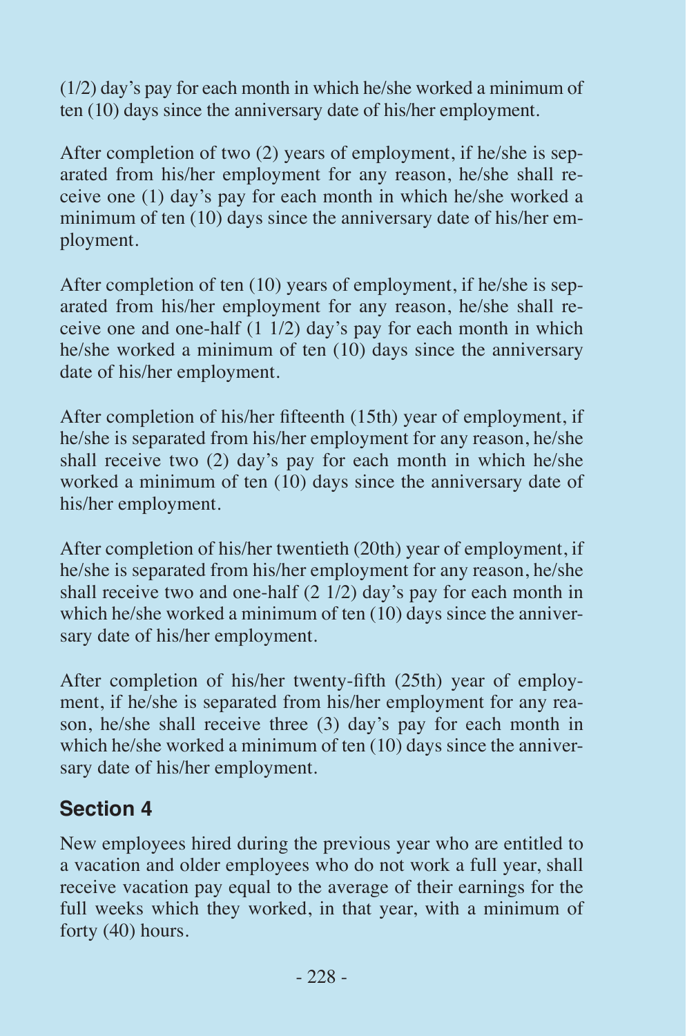(1/2) day's pay for each month in which he/she worked a minimum of ten (10) days since the anniversary date of his/her employment.

After completion of two (2) years of employment, if he/she is separated from his/her employment for any reason, he/she shall receive one (1) day's pay for each month in which he/she worked a minimum of ten (10) days since the anniversary date of his/her employment.

After completion of ten (10) years of employment, if he/she is separated from his/her employment for any reason, he/she shall receive one and one-half (1 1/2) day's pay for each month in which he/she worked a minimum of ten (10) days since the anniversary date of his/her employment.

After completion of his/her fifteenth (15th) year of employment, if he/she is separated from his/her employment for any reason, he/she shall receive two (2) day's pay for each month in which he/she worked a minimum of ten (10) days since the anniversary date of his/her employment.

After completion of his/her twentieth (20th) year of employment, if he/she is separated from his/her employment for any reason, he/she shall receive two and one-half (2 1/2) day's pay for each month in which he/she worked a minimum of ten (10) days since the anniversary date of his/her employment.

After completion of his/her twenty-fifth (25th) year of employment, if he/she is separated from his/her employment for any reason, he/she shall receive three (3) day's pay for each month in which he/she worked a minimum of ten (10) days since the anniversary date of his/her employment.

## Section 4

New employees hired during the previous year who are entitled to a vacation and older employees who do not work a full year, shall receive vacation pay equal to the average of their earnings for the full weeks which they worked, in that year, with a minimum of forty (40) hours.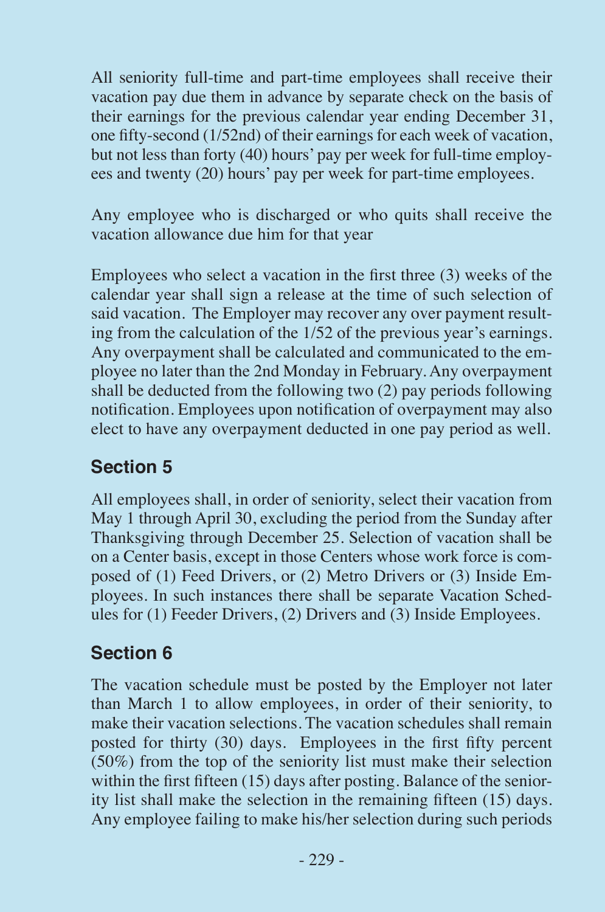All seniority full-time and part-time employees shall receive their vacation pay due them in advance by separate check on the basis of their earnings for the previous calendar year ending December 31, one fifty-second (1/52nd) of their earnings for each week of vacation, but not less than forty (40) hours' pay per week for full-time employees and twenty (20) hours' pay per week for part-time employees.

Any employee who is discharged or who quits shall receive the vacation allowance due him for that year

Employees who select a vacation in the first three (3) weeks of the calendar year shall sign a release at the time of such selection of said vacation. The Employer may recover any over payment resulting from the calculation of the 1/52 of the previous year's earnings. Any overpayment shall be calculated and communicated to the employee no later than the 2nd Monday in February. Any overpayment shall be deducted from the following two (2) pay periods following notification. Employees upon notification of overpayment may also elect to have any overpayment deducted in one pay period as well.

## Section 5

All employees shall, in order of seniority, select their vacation from May 1 through April 30, excluding the period from the Sunday after Thanksgiving through December 25. Selection of vacation shall be on a Center basis, except in those Centers whose work force is composed of (1) Feed Drivers, or (2) Metro Drivers or (3) Inside Employees. In such instances there shall be separate Vacation Schedules for (1) Feeder Drivers, (2) Drivers and (3) Inside Employees.

## Section 6

The vacation schedule must be posted by the Employer not later than March 1 to allow employees, in order of their seniority, to make their vacation selections. The vacation schedules shall remain posted for thirty (30) days. Employees in the first fifty percent (50%) from the top of the seniority list must make their selection within the first fifteen (15) days after posting. Balance of the seniority list shall make the selection in the remaining fifteen (15) days. Any employee failing to make his/her selection during such periods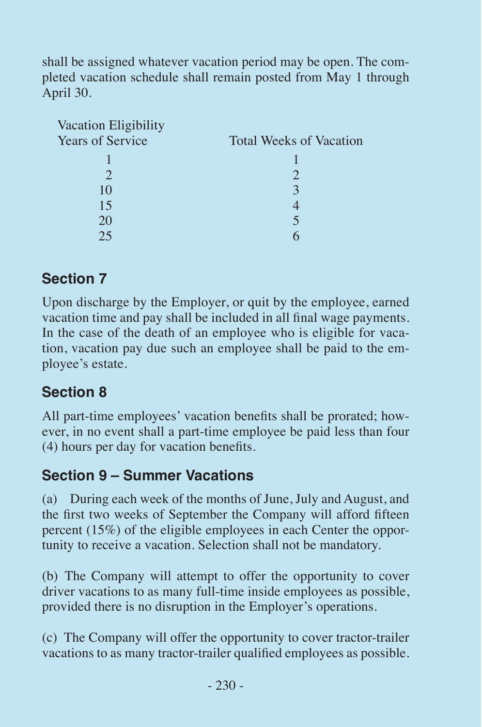shall be assigned whatever vacation period may be open. The completed vacation schedule shall remain posted from May 1 through April 30.

| Vacation Eligibility Years of Service | Total Weeks of Vacation |
|---|---|
| 1 | 1 |
| 2 | 2 |
| 10 | 3 |
| 15 | 4 |
| 20 | 5 |
| 25 | 6 |

## Section 7

Upon discharge by the Employer, or quit by the employee, earned vacation time and pay shall be included in all final wage payments. In the case of the death of an employee who is eligible for vacation, vacation pay due such an employee shall be paid to the employee's estate.

## Section 8

All part-time employees' vacation benefits shall be prorated; however, in no event shall a part-time employee be paid less than four (4) hours per day for vacation benefits.

## Section 9 – Summer Vacations

(a) During each week of the months of June, July and August, and the first two weeks of September the Company will afford fifteen percent (15%) of the eligible employees in each Center the opportunity to receive a vacation. Selection shall not be mandatory.

(b) The Company will attempt to offer the opportunity to cover driver vacations to as many full-time inside employees as possible, provided there is no disruption in the Employer's operations.

(c) The Company will offer the opportunity to cover tractor-trailer vacations to as many tractor-trailer qualified employees as possible.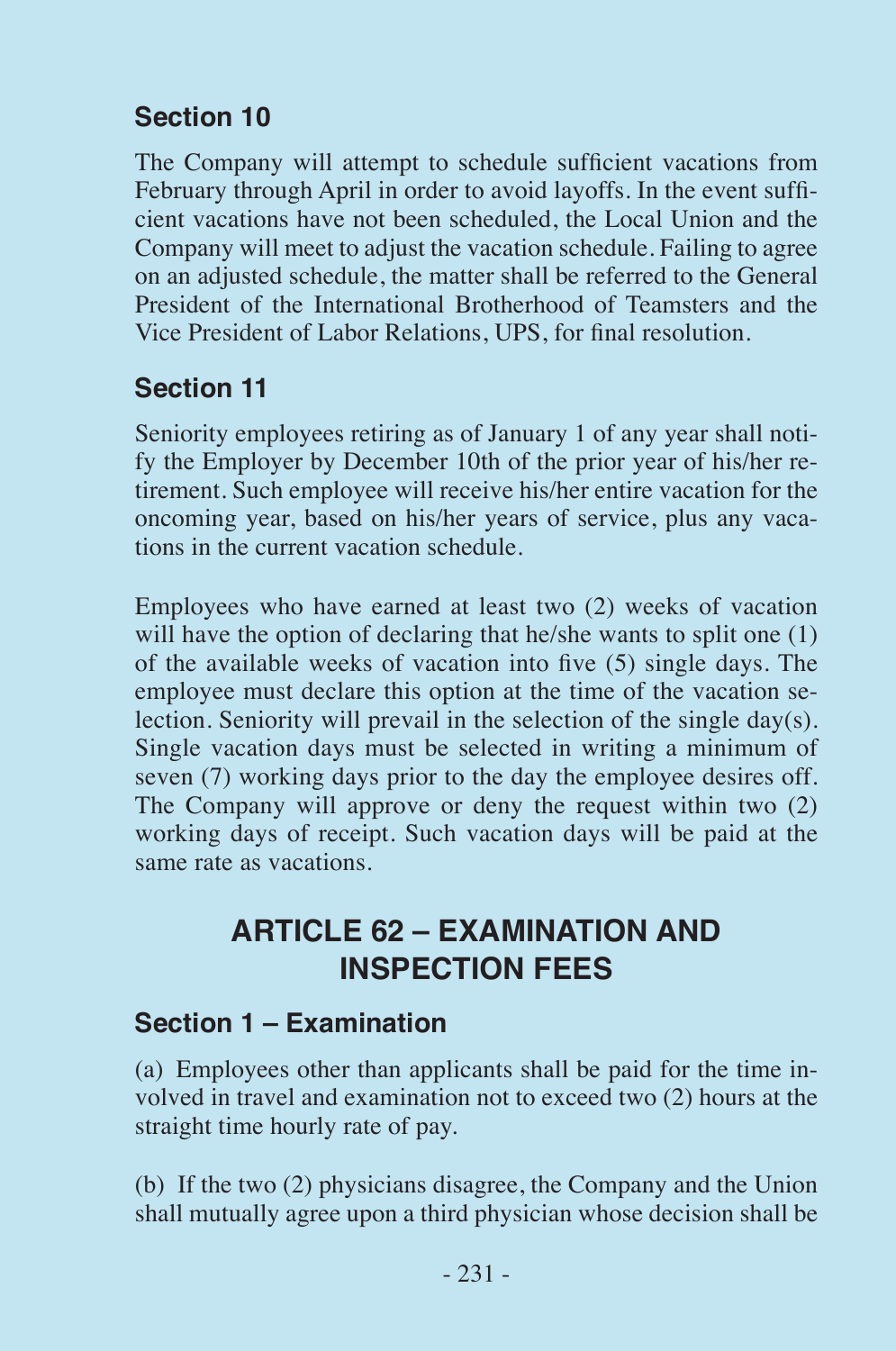### Section 10

The Company will attempt to schedule sufficient vacations from February through April in order to avoid layoffs. In the event sufficient vacations have not been scheduled, the Local Union and the Company will meet to adjust the vacation schedule. Failing to agree on an adjusted schedule, the matter shall be referred to the General President of the International Brotherhood of Teamsters and the Vice President of Labor Relations, UPS, for final resolution.

### Section 11

Seniority employees retiring as of January 1 of any year shall notify the Employer by December 10th of the prior year of his/her retirement. Such employee will receive his/her entire vacation for the oncoming year, based on his/her years of service, plus any vacations in the current vacation schedule.

Employees who have earned at least two (2) weeks of vacation will have the option of declaring that he/she wants to split one (1) of the available weeks of vacation into five (5) single days. The employee must declare this option at the time of the vacation selection. Seniority will prevail in the selection of the single day(s). Single vacation days must be selected in writing a minimum of seven (7) working days prior to the day the employee desires off. The Company will approve or deny the request within two (2) working days of receipt. Such vacation days will be paid at the same rate as vacations.

## ARTICLE 62 – EXAMINATION AND INSPECTION FEES

### Section 1 – Examination

(a) Employees other than applicants shall be paid for the time involved in travel and examination not to exceed two (2) hours at the straight time hourly rate of pay.

(b) If the two (2) physicians disagree, the Company and the Union shall mutually agree upon a third physician whose decision shall be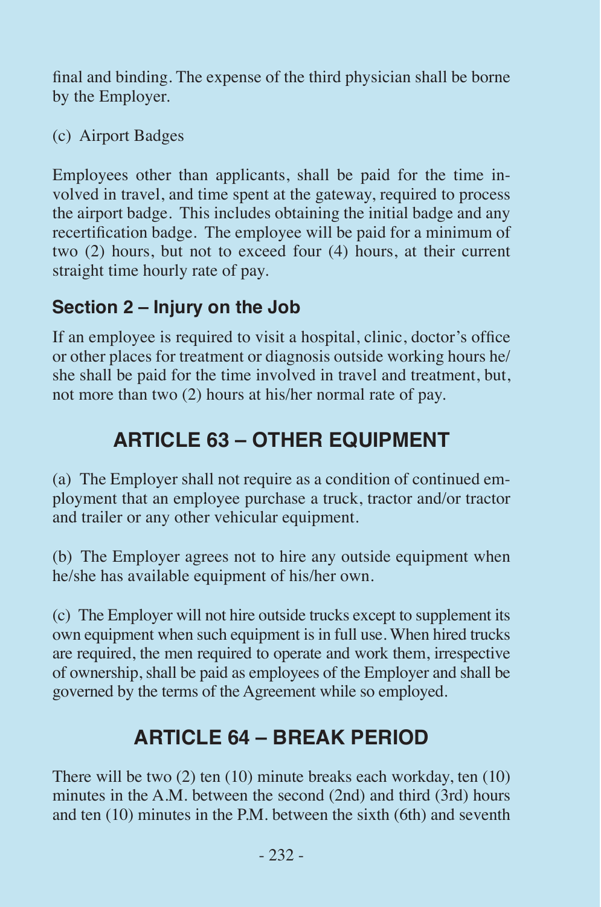final and binding. The expense of the third physician shall be borne by the Employer.

(c) Airport Badges

Employees other than applicants, shall be paid for the time involved in travel, and time spent at the gateway, required to process the airport badge. This includes obtaining the initial badge and any recertification badge. The employee will be paid for a minimum of two (2) hours, but not to exceed four (4) hours, at their current straight time hourly rate of pay.

### Section 2 – Injury on the Job

If an employee is required to visit a hospital, clinic, doctor's office or other places for treatment or diagnosis outside working hours he/she shall be paid for the time involved in travel and treatment, but, not more than two (2) hours at his/her normal rate of pay.

## ARTICLE 63 – OTHER EQUIPMENT

(a) The Employer shall not require as a condition of continued employment that an employee purchase a truck, tractor and/or tractor and trailer or any other vehicular equipment.

(b) The Employer agrees not to hire any outside equipment when he/she has available equipment of his/her own.

(c) The Employer will not hire outside trucks except to supplement its own equipment when such equipment is in full use. When hired trucks are required, the men required to operate and work them, irrespective of ownership, shall be paid as employees of the Employer and shall be governed by the terms of the Agreement while so employed.

## ARTICLE 64 – BREAK PERIOD

There will be two (2) ten (10) minute breaks each workday, ten (10) minutes in the A.M. between the second (2nd) and third (3rd) hours and ten (10) minutes in the P.M. between the sixth (6th) and seventh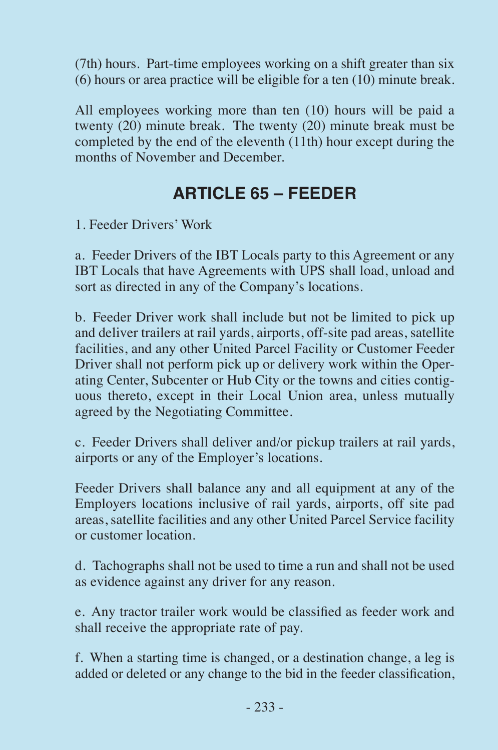(7th) hours. Part-time employees working on a shift greater than six (6) hours or area practice will be eligible for a ten (10) minute break.

All employees working more than ten (10) hours will be paid a twenty (20) minute break. The twenty (20) minute break must be completed by the end of the eleventh (11th) hour except during the months of November and December.

## ARTICLE 65 – FEEDER

1. Feeder Drivers' Work

a. Feeder Drivers of the IBT Locals party to this Agreement or any IBT Locals that have Agreements with UPS shall load, unload and sort as directed in any of the Company's locations.

b. Feeder Driver work shall include but not be limited to pick up and deliver trailers at rail yards, airports, off-site pad areas, satellite facilities, and any other United Parcel Facility or Customer Feeder Driver shall not perform pick up or delivery work within the Operating Center, Subcenter or Hub City or the towns and cities contiguous thereto, except in their Local Union area, unless mutually agreed by the Negotiating Committee.

c. Feeder Drivers shall deliver and/or pickup trailers at rail yards, airports or any of the Employer's locations.

Feeder Drivers shall balance any and all equipment at any of the Employers locations inclusive of rail yards, airports, off site pad areas, satellite facilities and any other United Parcel Service facility or customer location.

d. Tachographs shall not be used to time a run and shall not be used as evidence against any driver for any reason.

e. Any tractor trailer work would be classified as feeder work and shall receive the appropriate rate of pay.

f. When a starting time is changed, or a destination change, a leg is added or deleted or any change to the bid in the feeder classification,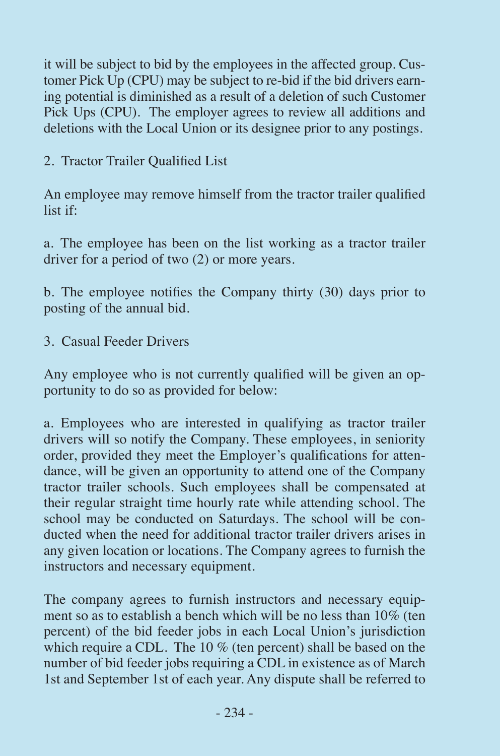it will be subject to bid by the employees in the affected group. Customer Pick Up (CPU) may be subject to re-bid if the bid drivers earning potential is diminished as a result of a deletion of such Customer Pick Ups (CPU). The employer agrees to review all additions and deletions with the Local Union or its designee prior to any postings.

2. Tractor Trailer Qualified List

An employee may remove himself from the tractor trailer qualified list if:

a. The employee has been on the list working as a tractor trailer driver for a period of two (2) or more years.

b. The employee notifies the Company thirty (30) days prior to posting of the annual bid.

3. Casual Feeder Drivers

Any employee who is not currently qualified will be given an opportunity to do so as provided for below:

a. Employees who are interested in qualifying as tractor trailer drivers will so notify the Company. These employees, in seniority order, provided they meet the Employer's qualifications for attendance, will be given an opportunity to attend one of the Company tractor trailer schools. Such employees shall be compensated at their regular straight time hourly rate while attending school. The school may be conducted on Saturdays. The school will be conducted when the need for additional tractor trailer drivers arises in any given location or locations. The Company agrees to furnish the instructors and necessary equipment.

The company agrees to furnish instructors and necessary equipment so as to establish a bench which will be no less than 10% (ten percent) of the bid feeder jobs in each Local Union's jurisdiction which require a CDL. The 10 % (ten percent) shall be based on the number of bid feeder jobs requiring a CDL in existence as of March 1st and September 1st of each year. Any dispute shall be referred to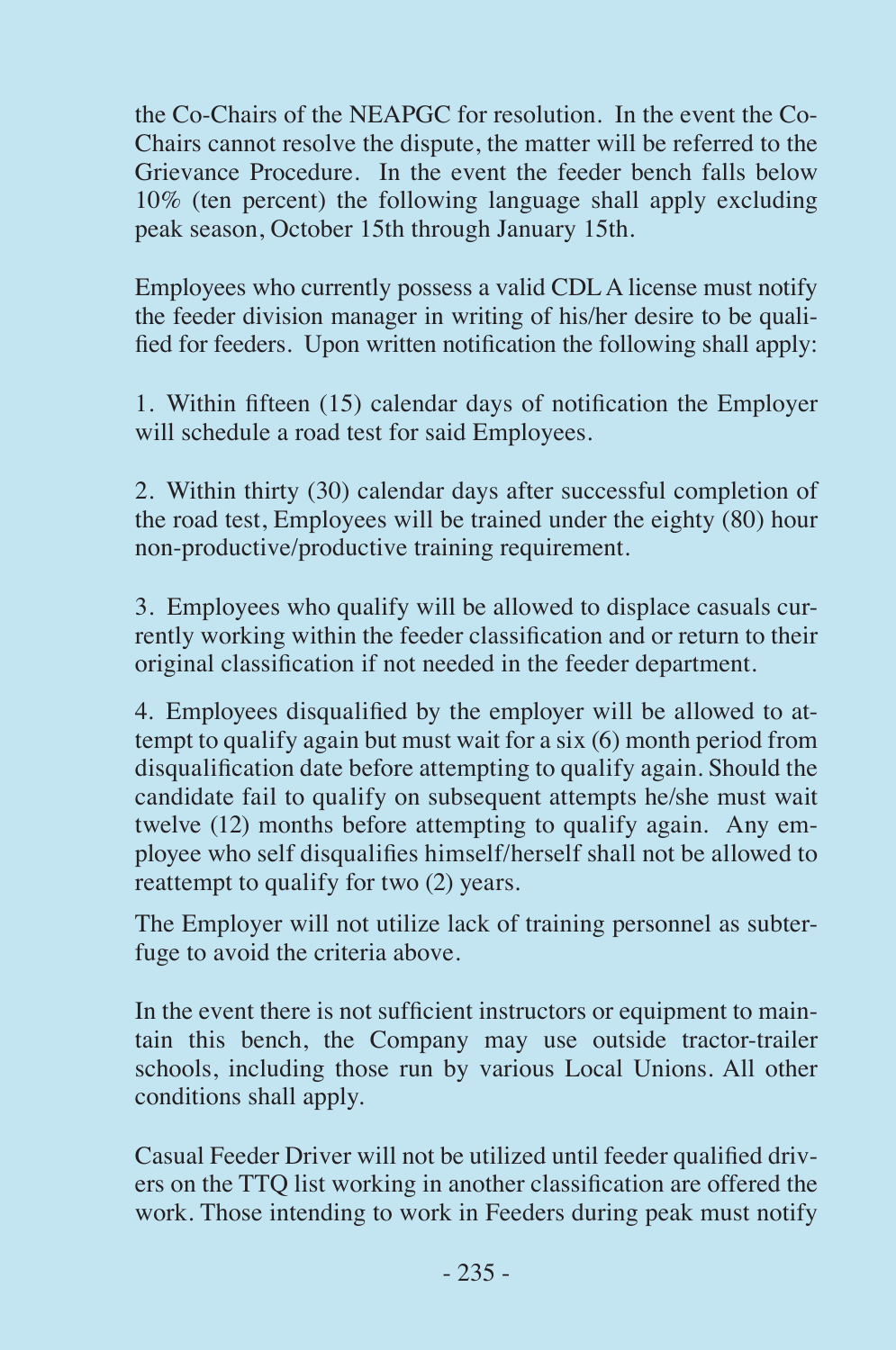the Co-Chairs of the NEAPGC for resolution. In the event the Co-Chairs cannot resolve the dispute, the matter will be referred to the Grievance Procedure. In the event the feeder bench falls below 10% (ten percent) the following language shall apply excluding peak season, October 15th through January 15th.

Employees who currently possess a valid CDL A license must notify the feeder division manager in writing of his/her desire to be qualified for feeders. Upon written notification the following shall apply:

1. Within fifteen (15) calendar days of notification the Employer will schedule a road test for said Employees.

2. Within thirty (30) calendar days after successful completion of the road test, Employees will be trained under the eighty (80) hour non-productive/productive training requirement.

3. Employees who qualify will be allowed to displace casuals currently working within the feeder classification and or return to their original classification if not needed in the feeder department.

4. Employees disqualified by the employer will be allowed to attempt to qualify again but must wait for a six (6) month period from disqualification date before attempting to qualify again. Should the candidate fail to qualify on subsequent attempts he/she must wait twelve (12) months before attempting to qualify again. Any employee who self disqualifies himself/herself shall not be allowed to reattempt to qualify for two (2) years.

The Employer will not utilize lack of training personnel as subterfuge to avoid the criteria above.

In the event there is not sufficient instructors or equipment to maintain this bench, the Company may use outside tractor-trailer schools, including those run by various Local Unions. All other conditions shall apply.

Casual Feeder Driver will not be utilized until feeder qualified drivers on the TTQ list working in another classification are offered the work. Those intending to work in Feeders during peak must notify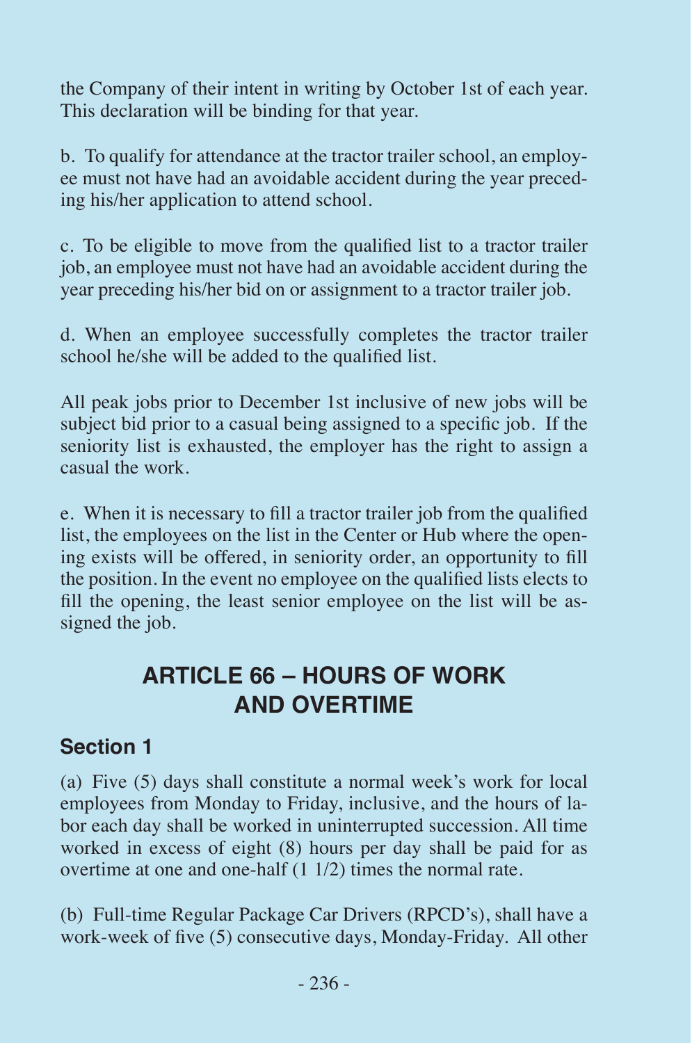the Company of their intent in writing by October 1st of each year. This declaration will be binding for that year.

b. To qualify for attendance at the tractor trailer school, an employee must not have had an avoidable accident during the year preceding his/her application to attend school.

c. To be eligible to move from the qualified list to a tractor trailer job, an employee must not have had an avoidable accident during the year preceding his/her bid on or assignment to a tractor trailer job.

d. When an employee successfully completes the tractor trailer school he/she will be added to the qualified list.

All peak jobs prior to December 1st inclusive of new jobs will be subject bid prior to a casual being assigned to a specific job. If the seniority list is exhausted, the employer has the right to assign a casual the work.

e. When it is necessary to fill a tractor trailer job from the qualified list, the employees on the list in the Center or Hub where the opening exists will be offered, in seniority order, an opportunity to fill the position. In the event no employee on the qualified lists elects to fill the opening, the least senior employee on the list will be assigned the job.

## ARTICLE 66 – HOURS OF WORK AND OVERTIME

### Section 1

(a) Five (5) days shall constitute a normal week's work for local employees from Monday to Friday, inclusive, and the hours of labor each day shall be worked in uninterrupted succession. All time worked in excess of eight (8) hours per day shall be paid for as overtime at one and one-half (1 1/2) times the normal rate.

(b) Full-time Regular Package Car Drivers (RPCD's), shall have a work-week of five (5) consecutive days, Monday-Friday. All other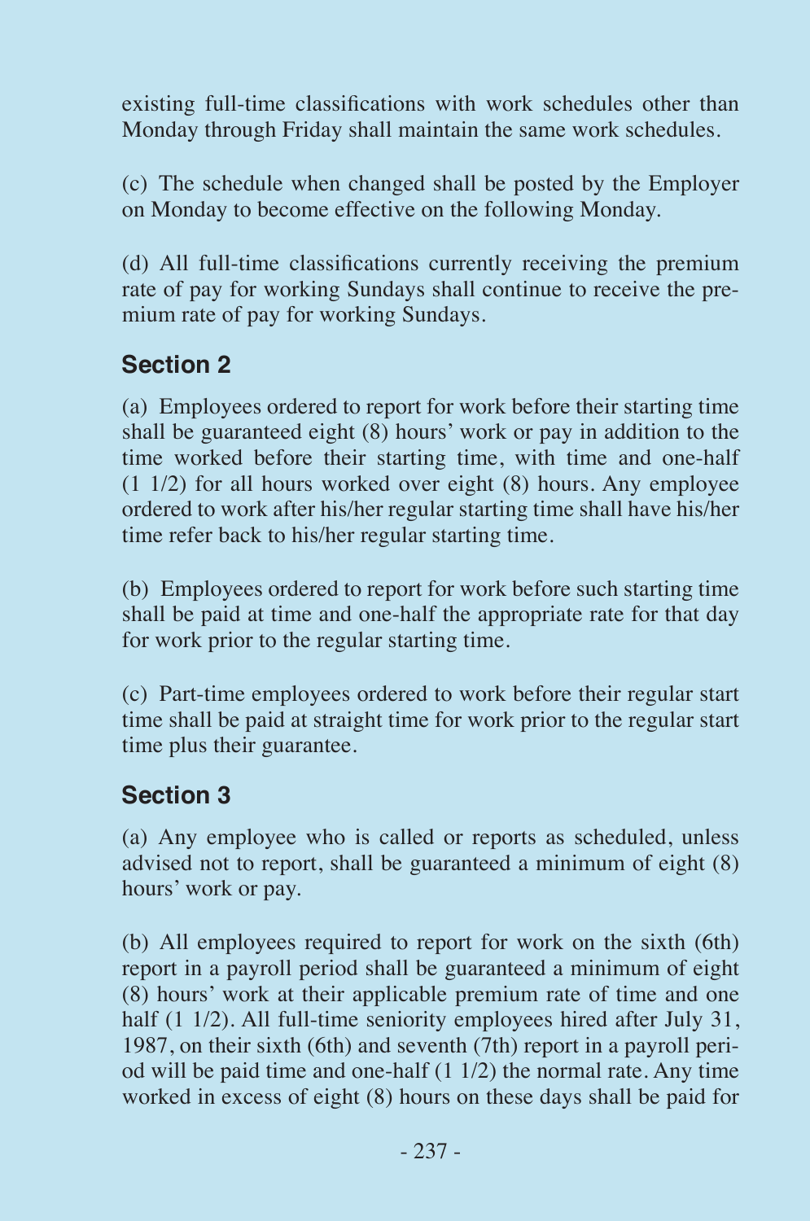existing full-time classifications with work schedules other than Monday through Friday shall maintain the same work schedules.

(c) The schedule when changed shall be posted by the Employer on Monday to become effective on the following Monday.

(d) All full-time classifications currently receiving the premium rate of pay for working Sundays shall continue to receive the premium rate of pay for working Sundays.

## Section 2

(a) Employees ordered to report for work before their starting time shall be guaranteed eight (8) hours' work or pay in addition to the time worked before their starting time, with time and one-half (1 1/2) for all hours worked over eight (8) hours. Any employee ordered to work after his/her regular starting time shall have his/her time refer back to his/her regular starting time.

(b) Employees ordered to report for work before such starting time shall be paid at time and one-half the appropriate rate for that day for work prior to the regular starting time.

(c) Part-time employees ordered to work before their regular start time shall be paid at straight time for work prior to the regular start time plus their guarantee.

## Section 3

(a) Any employee who is called or reports as scheduled, unless advised not to report, shall be guaranteed a minimum of eight (8) hours' work or pay.

(b) All employees required to report for work on the sixth (6th) report in a payroll period shall be guaranteed a minimum of eight (8) hours' work at their applicable premium rate of time and one half (1 1/2). All full-time seniority employees hired after July 31, 1987, on their sixth (6th) and seventh (7th) report in a payroll period will be paid time and one-half (1 1/2) the normal rate. Any time worked in excess of eight (8) hours on these days shall be paid for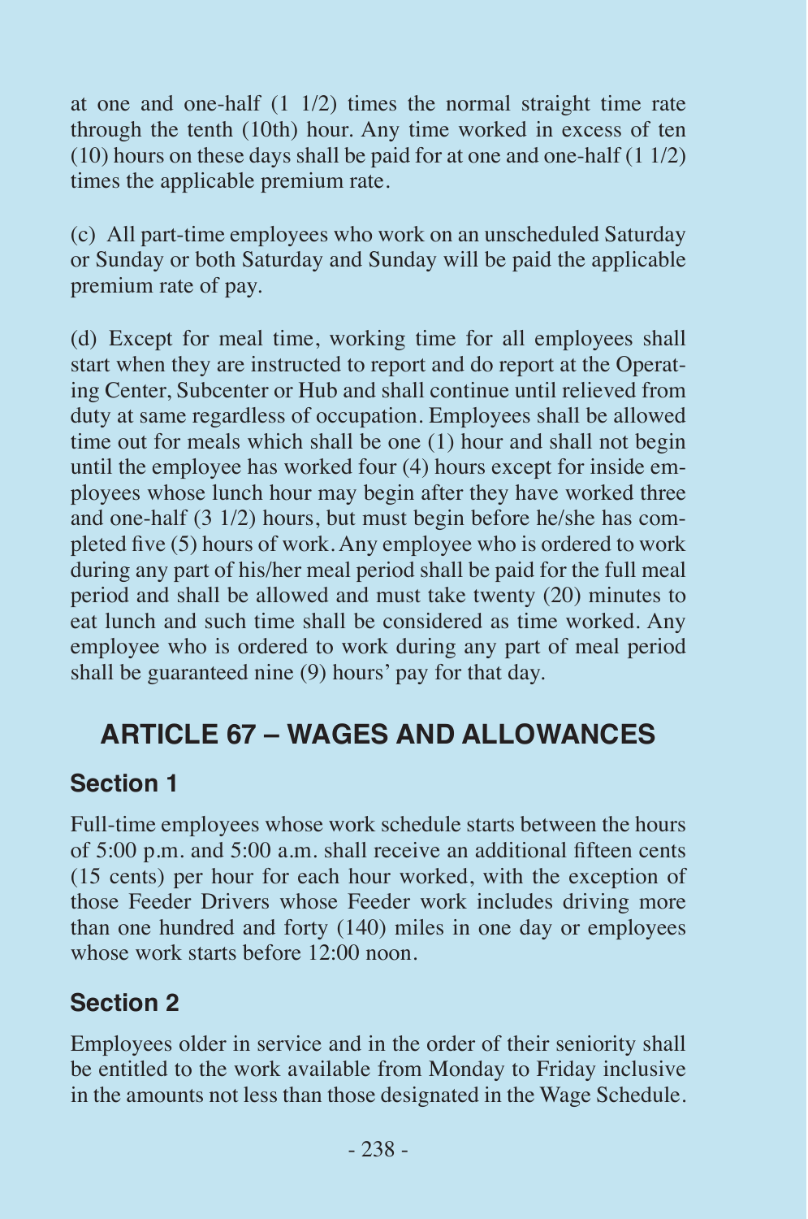at one and one-half (1 1/2) times the normal straight time rate through the tenth (10th) hour. Any time worked in excess of ten (10) hours on these days shall be paid for at one and one-half (1 1/2) times the applicable premium rate.

(c) All part-time employees who work on an unscheduled Saturday or Sunday or both Saturday and Sunday will be paid the applicable premium rate of pay.

(d) Except for meal time, working time for all employees shall start when they are instructed to report and do report at the Operating Center, Subcenter or Hub and shall continue until relieved from duty at same regardless of occupation. Employees shall be allowed time out for meals which shall be one (1) hour and shall not begin until the employee has worked four (4) hours except for inside employees whose lunch hour may begin after they have worked three and one-half (3 1/2) hours, but must begin before he/she has completed five (5) hours of work. Any employee who is ordered to work during any part of his/her meal period shall be paid for the full meal period and shall be allowed and must take twenty (20) minutes to eat lunch and such time shall be considered as time worked. Any employee who is ordered to work during any part of meal period shall be guaranteed nine (9) hours' pay for that day.

## ARTICLE 67 – WAGES AND ALLOWANCES

### Section 1

Full-time employees whose work schedule starts between the hours of 5:00 p.m. and 5:00 a.m. shall receive an additional fifteen cents (15 cents) per hour for each hour worked, with the exception of those Feeder Drivers whose Feeder work includes driving more than one hundred and forty (140) miles in one day or employees whose work starts before 12:00 noon.

### Section 2

Employees older in service and in the order of their seniority shall be entitled to the work available from Monday to Friday inclusive in the amounts not less than those designated in the Wage Schedule.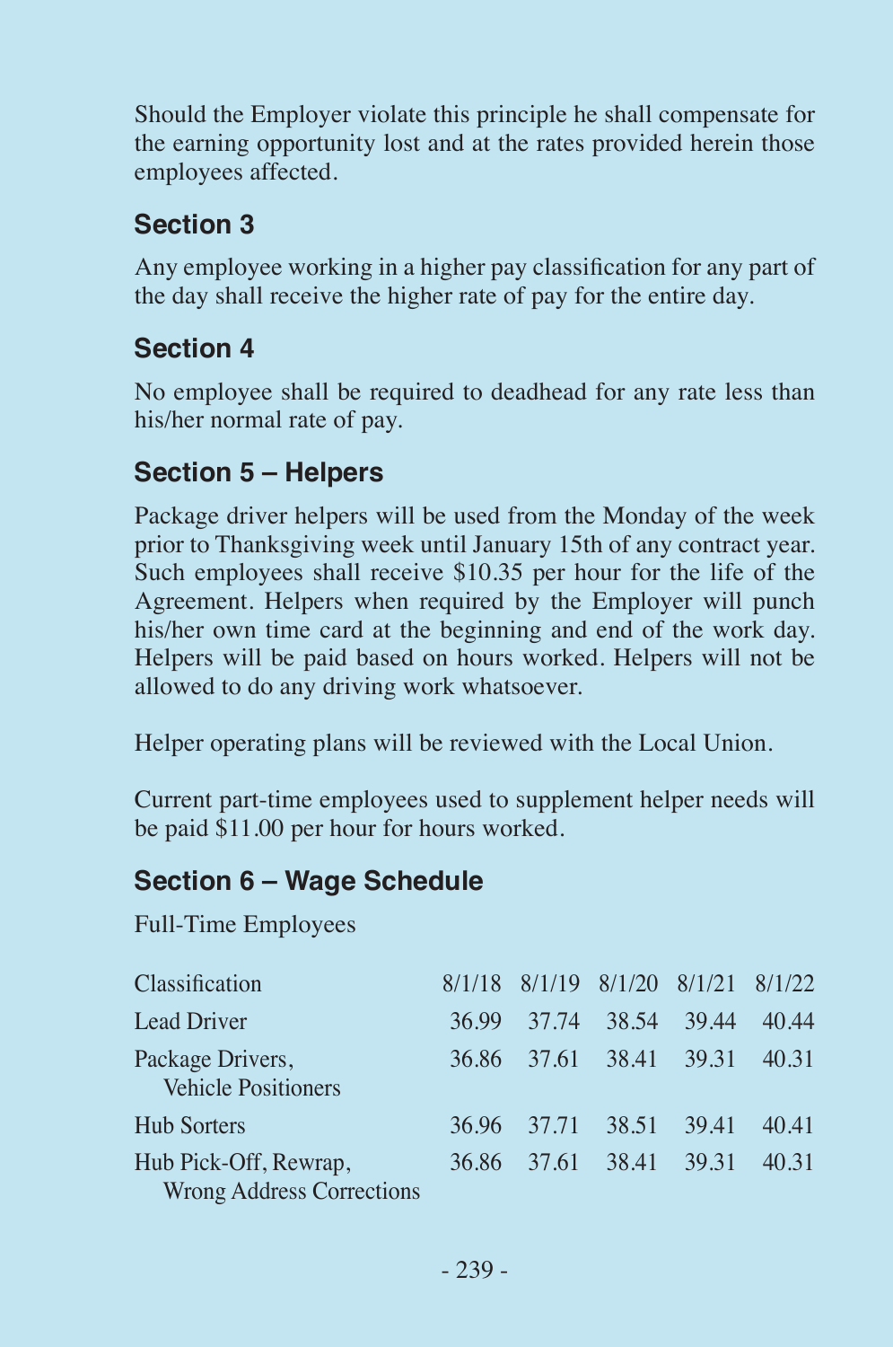Should the Employer violate this principle he shall compensate for the earning opportunity lost and at the rates provided herein those employees affected.

## Section 3

Any employee working in a higher pay classification for any part of the day shall receive the higher rate of pay for the entire day.

## Section 4

No employee shall be required to deadhead for any rate less than his/her normal rate of pay.

## Section 5 – Helpers

Package driver helpers will be used from the Monday of the week prior to Thanksgiving week until January 15th of any contract year. Such employees shall receive $10.35 per hour for the life of the Agreement. Helpers when required by the Employer will punch his/her own time card at the beginning and end of the work day. Helpers will be paid based on hours worked. Helpers will not be allowed to do any driving work whatsoever.

Helper operating plans will be reviewed with the Local Union.

Current part-time employees used to supplement helper needs will be paid $11.00 per hour for hours worked.

## Section 6 – Wage Schedule

Full-Time Employees

| Classification | 8/1/18 | 8/1/19 | 8/1/20 | 8/1/21 | 8/1/22 |
|---|---|---|---|---|---|
| Lead Driver | 36.99 | 37.74 | 38.54 | 39.44 | 40.44 |
| Package Drivers, Vehicle Positioners | 36.86 | 37.61 | 38.41 | 39.31 | 40.31 |
| Hub Sorters | 36.96 | 37.71 | 38.51 | 39.41 | 40.41 |
| Hub Pick-Off, Rewrap, Wrong Address Corrections | 36.86 | 37.61 | 38.41 | 39.31 | 40.31 |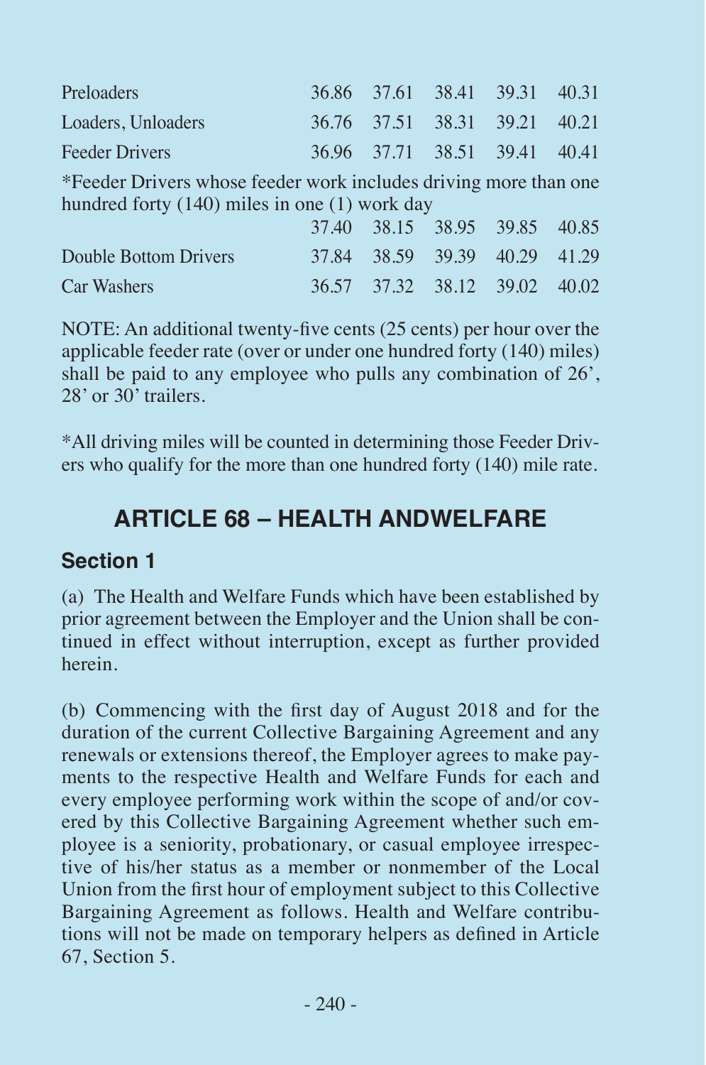| | | | | | |
|---|---|---|---|---|---|
| Preloaders | 36.86 | 37.61 | 38.41 | 39.31 | 40.31 |
| Loaders, Unloaders | 36.76 | 37.51 | 38.31 | 39.21 | 40.21 |
| Feeder Drivers | 36.96 | 37.71 | 38.51 | 39.41 | 40.41 |
| *Feeder Drivers whose feeder work includes driving more than one hundred forty (140) miles in one (1) work day | 37.40 | 38.15 | 38.95 | 39.85 | 40.85 |
| Double Bottom Drivers | 37.84 | 38.59 | 39.39 | 40.29 | 41.29 |
| Car Washers | 36.57 | 37.32 | 38.12 | 39.02 | 40.02 |

NOTE: An additional twenty-five cents (25 cents) per hour over the applicable feeder rate (over or under one hundred forty (140) miles) shall be paid to any employee who pulls any combination of 26', 28' or 30' trailers.

*All driving miles will be counted in determining those Feeder Drivers who qualify for the more than one hundred forty (140) mile rate.

## ARTICLE 68 – HEALTH ANDWELFARE

### Section 1

(a) The Health and Welfare Funds which have been established by prior agreement between the Employer and the Union shall be continued in effect without interruption, except as further provided herein.

(b) Commencing with the first day of August 2018 and for the duration of the current Collective Bargaining Agreement and any renewals or extensions thereof, the Employer agrees to make payments to the respective Health and Welfare Funds for each and every employee performing work within the scope of and/or covered by this Collective Bargaining Agreement whether such employee is a seniority, probationary, or casual employee irrespective of his/her status as a member or nonmember of the Local Union from the first hour of employment subject to this Collective Bargaining Agreement as follows. Health and Welfare contributions will not be made on temporary helpers as defined in Article 67, Section 5.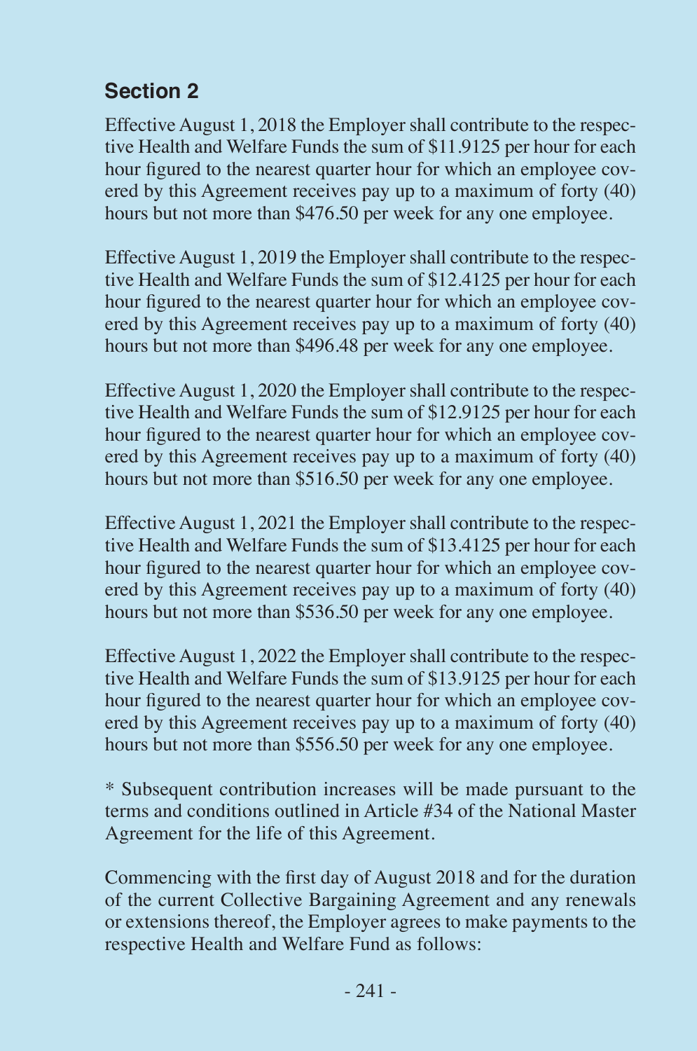## Section 2

Effective August 1, 2018 the Employer shall contribute to the respective Health and Welfare Funds the sum of $11.9125 per hour for each hour figured to the nearest quarter hour for which an employee covered by this Agreement receives pay up to a maximum of forty (40) hours but not more than $476.50 per week for any one employee.

Effective August 1, 2019 the Employer shall contribute to the respective Health and Welfare Funds the sum of $12.4125 per hour for each hour figured to the nearest quarter hour for which an employee covered by this Agreement receives pay up to a maximum of forty (40) hours but not more than $496.48 per week for any one employee.

Effective August 1, 2020 the Employer shall contribute to the respective Health and Welfare Funds the sum of $12.9125 per hour for each hour figured to the nearest quarter hour for which an employee covered by this Agreement receives pay up to a maximum of forty (40) hours but not more than $516.50 per week for any one employee.

Effective August 1, 2021 the Employer shall contribute to the respective Health and Welfare Funds the sum of $13.4125 per hour for each hour figured to the nearest quarter hour for which an employee covered by this Agreement receives pay up to a maximum of forty (40) hours but not more than $536.50 per week for any one employee.

Effective August 1, 2022 the Employer shall contribute to the respective Health and Welfare Funds the sum of $13.9125 per hour for each hour figured to the nearest quarter hour for which an employee covered by this Agreement receives pay up to a maximum of forty (40) hours but not more than $556.50 per week for any one employee.

* Subsequent contribution increases will be made pursuant to the terms and conditions outlined in Article #34 of the National Master Agreement for the life of this Agreement.

Commencing with the first day of August 2018 and for the duration of the current Collective Bargaining Agreement and any renewals or extensions thereof, the Employer agrees to make payments to the respective Health and Welfare Fund as follows: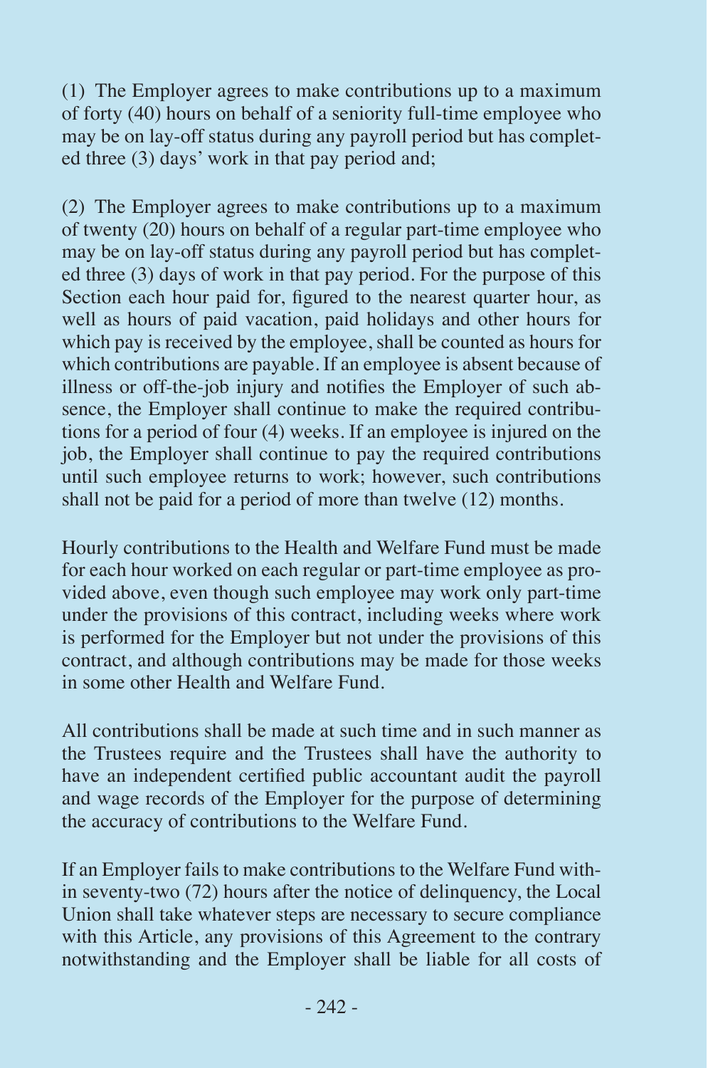(1) The Employer agrees to make contributions up to a maximum of forty (40) hours on behalf of a seniority full-time employee who may be on lay-off status during any payroll period but has completed three (3) days' work in that pay period and;

(2) The Employer agrees to make contributions up to a maximum of twenty (20) hours on behalf of a regular part-time employee who may be on lay-off status during any payroll period but has completed three (3) days of work in that pay period. For the purpose of this Section each hour paid for, figured to the nearest quarter hour, as well as hours of paid vacation, paid holidays and other hours for which pay is received by the employee, shall be counted as hours for which contributions are payable. If an employee is absent because of illness or off-the-job injury and notifies the Employer of such absence, the Employer shall continue to make the required contributions for a period of four (4) weeks. If an employee is injured on the job, the Employer shall continue to pay the required contributions until such employee returns to work; however, such contributions shall not be paid for a period of more than twelve (12) months.

Hourly contributions to the Health and Welfare Fund must be made for each hour worked on each regular or part-time employee as provided above, even though such employee may work only part-time under the provisions of this contract, including weeks where work is performed for the Employer but not under the provisions of this contract, and although contributions may be made for those weeks in some other Health and Welfare Fund.

All contributions shall be made at such time and in such manner as the Trustees require and the Trustees shall have the authority to have an independent certified public accountant audit the payroll and wage records of the Employer for the purpose of determining the accuracy of contributions to the Welfare Fund.

If an Employer fails to make contributions to the Welfare Fund within seventy-two (72) hours after the notice of delinquency, the Local Union shall take whatever steps are necessary to secure compliance with this Article, any provisions of this Agreement to the contrary notwithstanding and the Employer shall be liable for all costs of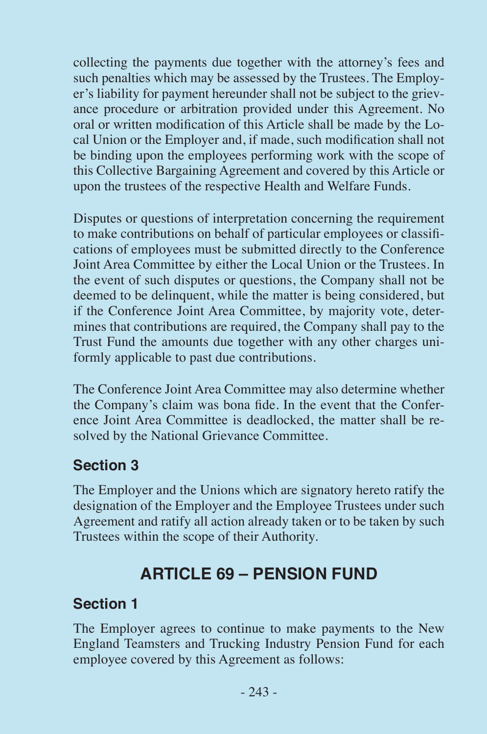collecting the payments due together with the attorney's fees and such penalties which may be assessed by the Trustees. The Employer's liability for payment hereunder shall not be subject to the grievance procedure or arbitration provided under this Agreement. No oral or written modification of this Article shall be made by the Local Union or the Employer and, if made, such modification shall not be binding upon the employees performing work with the scope of this Collective Bargaining Agreement and covered by this Article or upon the trustees of the respective Health and Welfare Funds.

Disputes or questions of interpretation concerning the requirement to make contributions on behalf of particular employees or classifications of employees must be submitted directly to the Conference Joint Area Committee by either the Local Union or the Trustees. In the event of such disputes or questions, the Company shall not be deemed to be delinquent, while the matter is being considered, but if the Conference Joint Area Committee, by majority vote, determines that contributions are required, the Company shall pay to the Trust Fund the amounts due together with any other charges uniformly applicable to past due contributions.

The Conference Joint Area Committee may also determine whether the Company's claim was bona fide. In the event that the Conference Joint Area Committee is deadlocked, the matter shall be resolved by the National Grievance Committee.

### Section 3

The Employer and the Unions which are signatory hereto ratify the designation of the Employer and the Employee Trustees under such Agreement and ratify all action already taken or to be taken by such Trustees within the scope of their Authority.

## ARTICLE 69 – PENSION FUND

### Section 1

The Employer agrees to continue to make payments to the New England Teamsters and Trucking Industry Pension Fund for each employee covered by this Agreement as follows: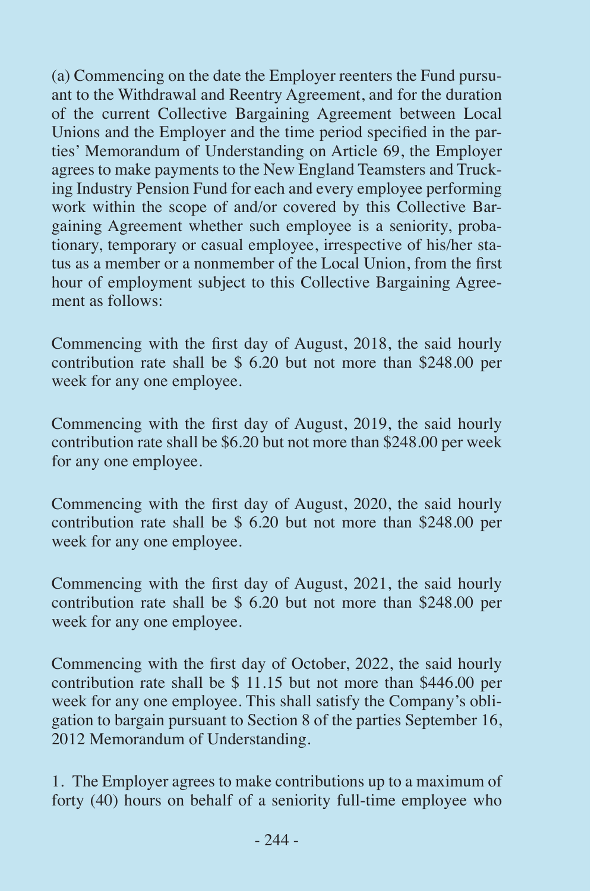(a) Commencing on the date the Employer reenters the Fund pursuant to the Withdrawal and Reentry Agreement, and for the duration of the current Collective Bargaining Agreement between Local Unions and the Employer and the time period specified in the parties' Memorandum of Understanding on Article 69, the Employer agrees to make payments to the New England Teamsters and Trucking Industry Pension Fund for each and every employee performing work within the scope of and/or covered by this Collective Bargaining Agreement whether such employee is a seniority, probationary, temporary or casual employee, irrespective of his/her status as a member or a nonmember of the Local Union, from the first hour of employment subject to this Collective Bargaining Agreement as follows:

Commencing with the first day of August, 2018, the said hourly contribution rate shall be $ 6.20 but not more than $248.00 per week for any one employee.

Commencing with the first day of August, 2019, the said hourly contribution rate shall be $6.20 but not more than $248.00 per week for any one employee.

Commencing with the first day of August, 2020, the said hourly contribution rate shall be $ 6.20 but not more than $248.00 per week for any one employee.

Commencing with the first day of August, 2021, the said hourly contribution rate shall be $ 6.20 but not more than $248.00 per week for any one employee.

Commencing with the first day of October, 2022, the said hourly contribution rate shall be $ 11.15 but not more than $446.00 per week for any one employee. This shall satisfy the Company's obligation to bargain pursuant to Section 8 of the parties September 16, 2012 Memorandum of Understanding.

1. The Employer agrees to make contributions up to a maximum of forty (40) hours on behalf of a seniority full-time employee who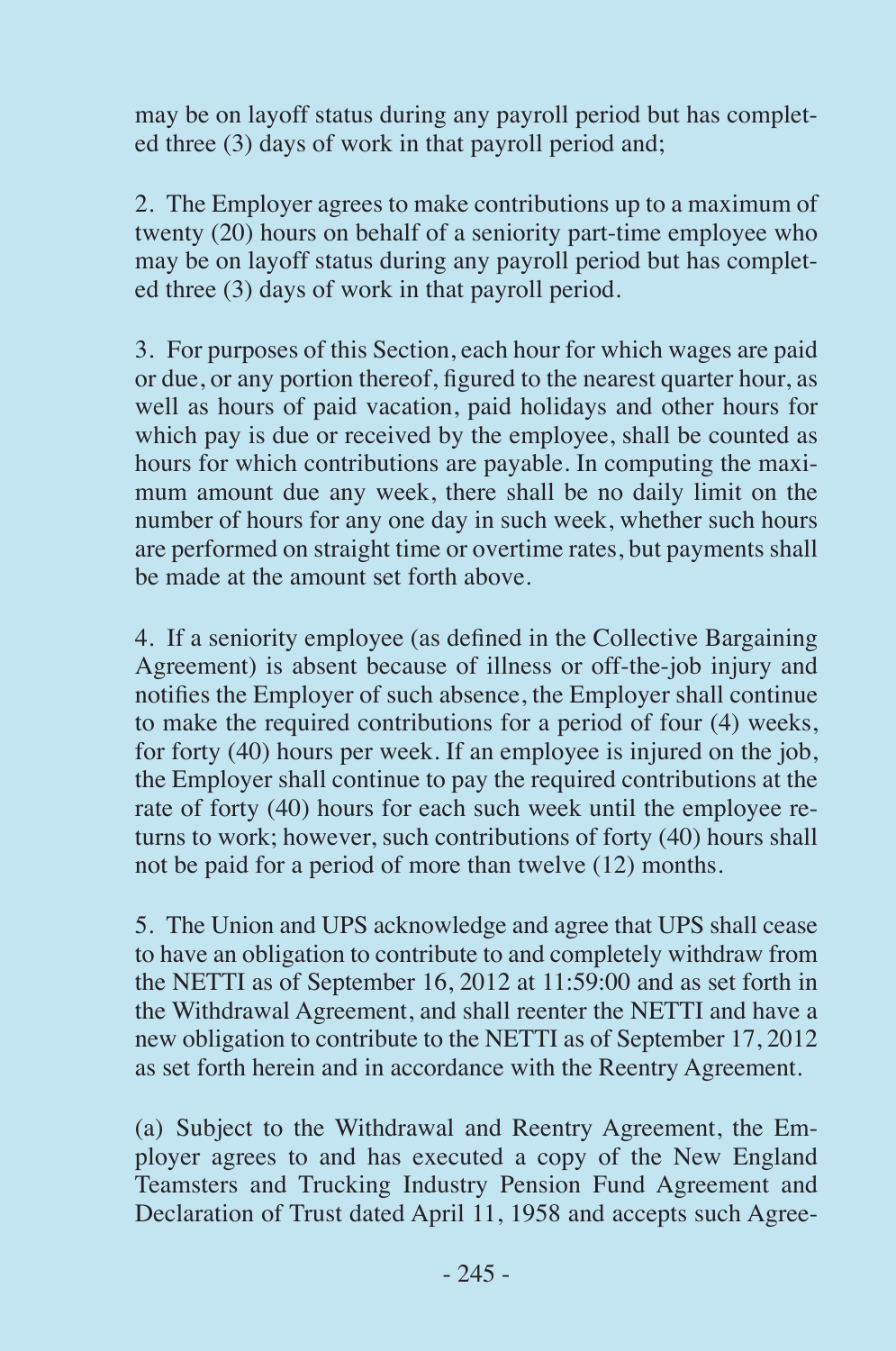may be on layoff status during any payroll period but has completed three (3) days of work in that payroll period and;

2. The Employer agrees to make contributions up to a maximum of twenty (20) hours on behalf of a seniority part-time employee who may be on layoff status during any payroll period but has completed three (3) days of work in that payroll period.

3. For purposes of this Section, each hour for which wages are paid or due, or any portion thereof, figured to the nearest quarter hour, as well as hours of paid vacation, paid holidays and other hours for which pay is due or received by the employee, shall be counted as hours for which contributions are payable. In computing the maximum amount due any week, there shall be no daily limit on the number of hours for any one day in such week, whether such hours are performed on straight time or overtime rates, but payments shall be made at the amount set forth above.

4. If a seniority employee (as defined in the Collective Bargaining Agreement) is absent because of illness or off-the-job injury and notifies the Employer of such absence, the Employer shall continue to make the required contributions for a period of four (4) weeks, for forty (40) hours per week. If an employee is injured on the job, the Employer shall continue to pay the required contributions at the rate of forty (40) hours for each such week until the employee returns to work; however, such contributions of forty (40) hours shall not be paid for a period of more than twelve (12) months.

5. The Union and UPS acknowledge and agree that UPS shall cease to have an obligation to contribute to and completely withdraw from the NETTI as of September 16, 2012 at 11:59:00 and as set forth in the Withdrawal Agreement, and shall reenter the NETTI and have a new obligation to contribute to the NETTI as of September 17, 2012 as set forth herein and in accordance with the Reentry Agreement.

(a) Subject to the Withdrawal and Reentry Agreement, the Employer agrees to and has executed a copy of the New England Teamsters and Trucking Industry Pension Fund Agreement and Declaration of Trust dated April 11, 1958 and accepts such Agree-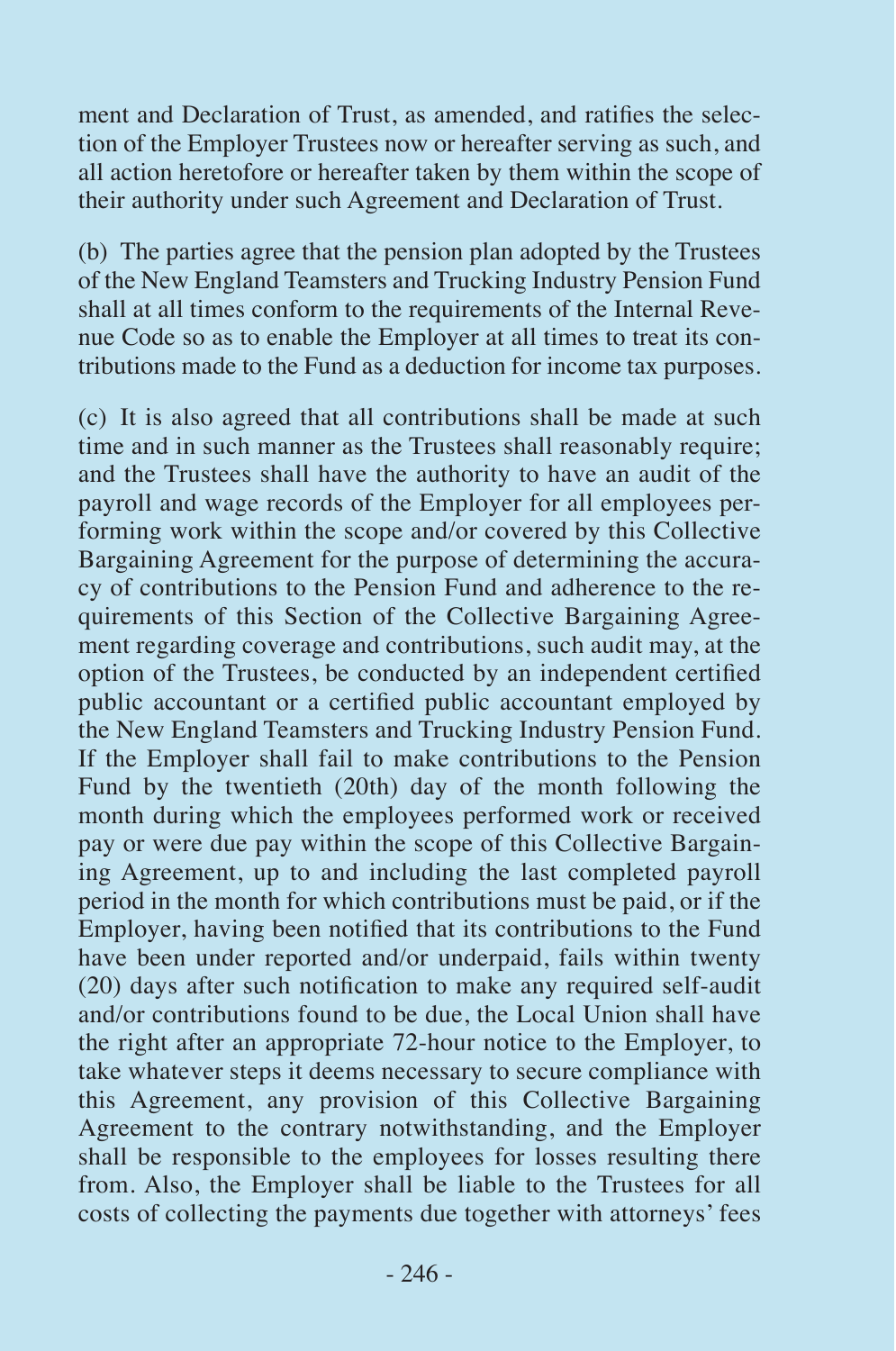ment and Declaration of Trust, as amended, and ratifies the selection of the Employer Trustees now or hereafter serving as such, and all action heretofore or hereafter taken by them within the scope of their authority under such Agreement and Declaration of Trust.

(b) The parties agree that the pension plan adopted by the Trustees of the New England Teamsters and Trucking Industry Pension Fund shall at all times conform to the requirements of the Internal Revenue Code so as to enable the Employer at all times to treat its contributions made to the Fund as a deduction for income tax purposes.

(c) It is also agreed that all contributions shall be made at such time and in such manner as the Trustees shall reasonably require; and the Trustees shall have the authority to have an audit of the payroll and wage records of the Employer for all employees performing work within the scope and/or covered by this Collective Bargaining Agreement for the purpose of determining the accuracy of contributions to the Pension Fund and adherence to the requirements of this Section of the Collective Bargaining Agreement regarding coverage and contributions, such audit may, at the option of the Trustees, be conducted by an independent certified public accountant or a certified public accountant employed by the New England Teamsters and Trucking Industry Pension Fund. If the Employer shall fail to make contributions to the Pension Fund by the twentieth (20th) day of the month following the month during which the employees performed work or received pay or were due pay within the scope of this Collective Bargaining Agreement, up to and including the last completed payroll period in the month for which contributions must be paid, or if the Employer, having been notified that its contributions to the Fund have been under reported and/or underpaid, fails within twenty (20) days after such notification to make any required self-audit and/or contributions found to be due, the Local Union shall have the right after an appropriate 72-hour notice to the Employer, to take whatever steps it deems necessary to secure compliance with this Agreement, any provision of this Collective Bargaining Agreement to the contrary notwithstanding, and the Employer shall be responsible to the employees for losses resulting there from. Also, the Employer shall be liable to the Trustees for all costs of collecting the payments due together with attorneys' fees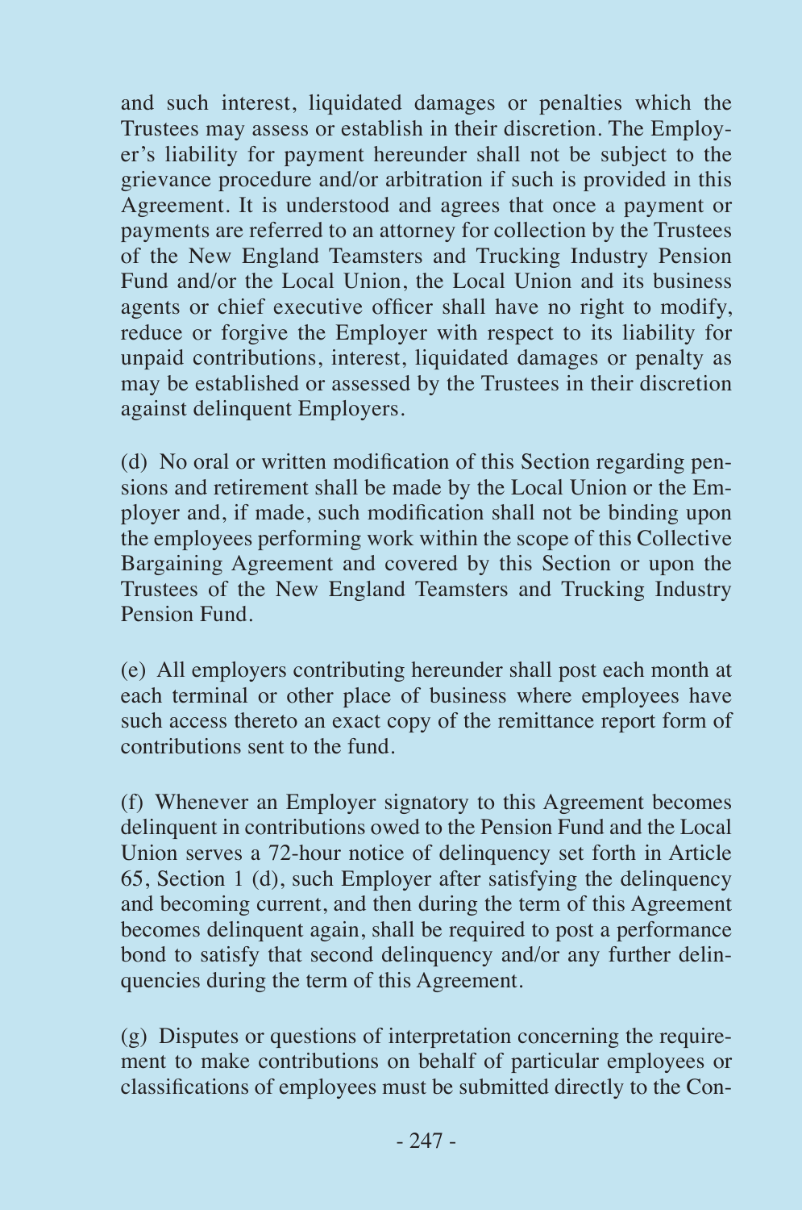and such interest, liquidated damages or penalties which the Trustees may assess or establish in their discretion. The Employer's liability for payment hereunder shall not be subject to the grievance procedure and/or arbitration if such is provided in this Agreement. It is understood and agrees that once a payment or payments are referred to an attorney for collection by the Trustees of the New England Teamsters and Trucking Industry Pension Fund and/or the Local Union, the Local Union and its business agents or chief executive officer shall have no right to modify, reduce or forgive the Employer with respect to its liability for unpaid contributions, interest, liquidated damages or penalty as may be established or assessed by the Trustees in their discretion against delinquent Employers.

(d) No oral or written modification of this Section regarding pensions and retirement shall be made by the Local Union or the Employer and, if made, such modification shall not be binding upon the employees performing work within the scope of this Collective Bargaining Agreement and covered by this Section or upon the Trustees of the New England Teamsters and Trucking Industry Pension Fund.

(e) All employers contributing hereunder shall post each month at each terminal or other place of business where employees have such access thereto an exact copy of the remittance report form of contributions sent to the fund.

(f) Whenever an Employer signatory to this Agreement becomes delinquent in contributions owed to the Pension Fund and the Local Union serves a 72-hour notice of delinquency set forth in Article 65, Section 1 (d), such Employer after satisfying the delinquency and becoming current, and then during the term of this Agreement becomes delinquent again, shall be required to post a performance bond to satisfy that second delinquency and/or any further delinquencies during the term of this Agreement.

(g) Disputes or questions of interpretation concerning the requirement to make contributions on behalf of particular employees or classifications of employees must be submitted directly to the Con-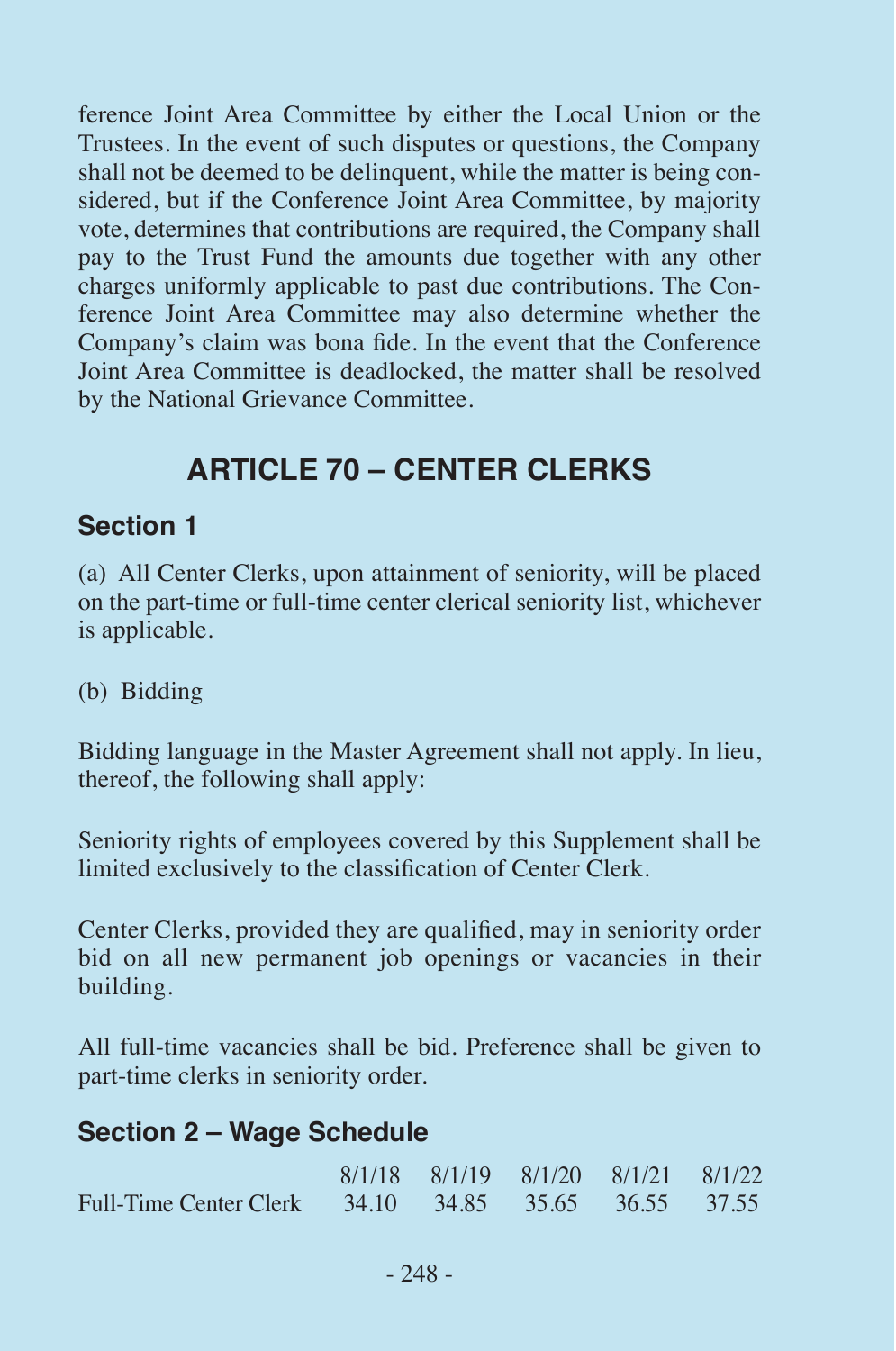ference Joint Area Committee by either the Local Union or the Trustees. In the event of such disputes or questions, the Company shall not be deemed to be delinquent, while the matter is being considered, but if the Conference Joint Area Committee, by majority vote, determines that contributions are required, the Company shall pay to the Trust Fund the amounts due together with any other charges uniformly applicable to past due contributions. The Conference Joint Area Committee may also determine whether the Company's claim was bona fide. In the event that the Conference Joint Area Committee is deadlocked, the matter shall be resolved by the National Grievance Committee.

# ARTICLE 70 – CENTER CLERKS

## Section 1

(a) All Center Clerks, upon attainment of seniority, will be placed on the part-time or full-time center clerical seniority list, whichever is applicable.

(b) Bidding

Bidding language in the Master Agreement shall not apply. In lieu, thereof, the following shall apply:

Seniority rights of employees covered by this Supplement shall be limited exclusively to the classification of Center Clerk.

Center Clerks, provided they are qualified, may in seniority order bid on all new permanent job openings or vacancies in their building.

All full-time vacancies shall be bid. Preference shall be given to part-time clerks in seniority order.

## Section 2 – Wage Schedule

| | 8/1/18 | 8/1/19 | 8/1/20 | 8/1/21 | 8/1/22 |
|---|---|---|---|---|---|
| Full-Time Center Clerk | 34.10 | 34.85 | 35.65 | 36.55 | 37.55 |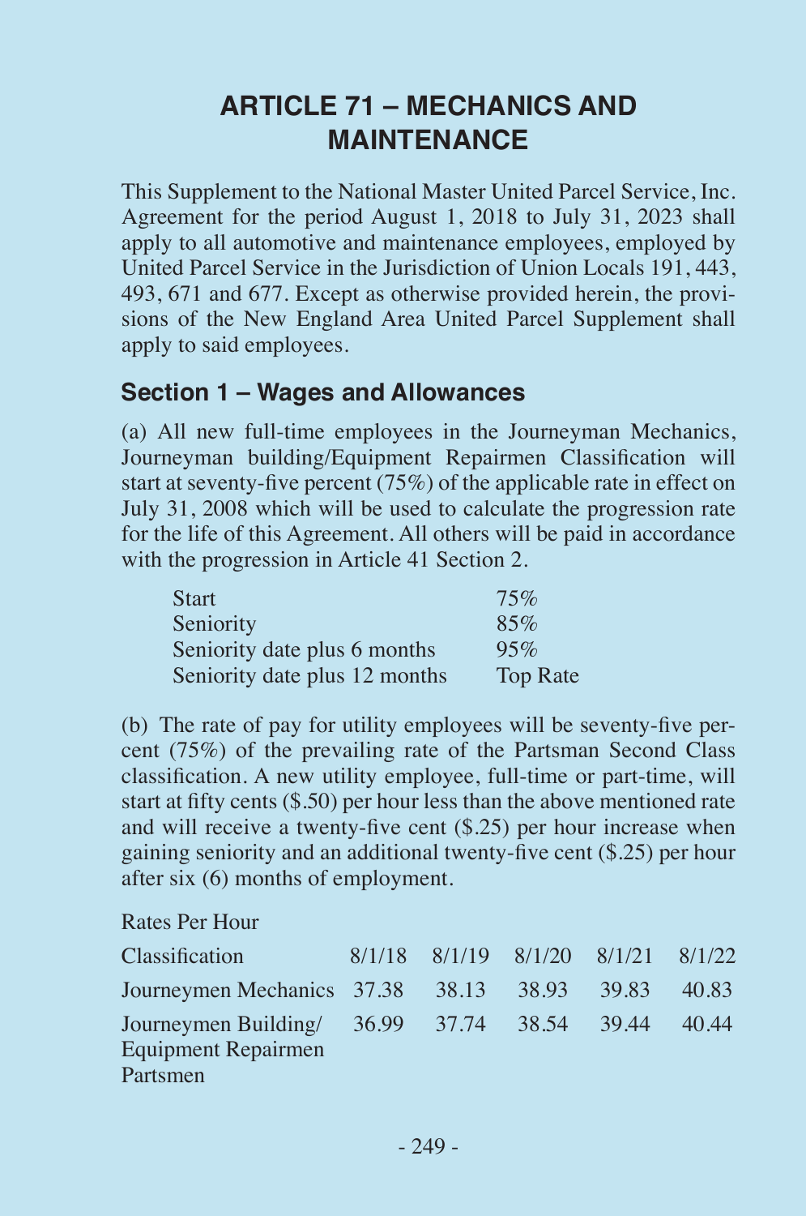# ARTICLE 71 – MECHANICS AND MAINTENANCE

This Supplement to the National Master United Parcel Service, Inc. Agreement for the period August 1, 2018 to July 31, 2023 shall apply to all automotive and maintenance employees, employed by United Parcel Service in the Jurisdiction of Union Locals 191, 443, 493, 671 and 677. Except as otherwise provided herein, the provisions of the New England Area United Parcel Supplement shall apply to said employees.

## Section 1 – Wages and Allowances

(a) All new full-time employees in the Journeyman Mechanics, Journeyman building/Equipment Repairmen Classification will start at seventy-five percent (75%) of the applicable rate in effect on July 31, 2008 which will be used to calculate the progression rate for the life of this Agreement. All others will be paid in accordance with the progression in Article 41 Section 2.

| | |
|---|---|
| Start | 75% |
| Seniority | 85% |
| Seniority date plus 6 months | 95% |
| Seniority date plus 12 months | Top Rate |

(b) The rate of pay for utility employees will be seventy-five percent (75%) of the prevailing rate of the Partsman Second Class classification. A new utility employee, full-time or part-time, will start at fifty cents ($.50) per hour less than the above mentioned rate and will receive a twenty-five cent ($.25) per hour increase when gaining seniority and an additional twenty-five cent ($.25) per hour after six (6) months of employment.

Rates Per Hour

| Classification | 8/1/18 | 8/1/19 | 8/1/20 | 8/1/21 | 8/1/22 |
|---|---|---|---|---|---|
| Journeymen Mechanics | 37.38 | 38.13 | 38.93 | 39.83 | 40.83 |
| Journeymen Building/ Equipment Repairmen Partsmen | 36.99 | 37.74 | 38.54 | 39.44 | 40.44 |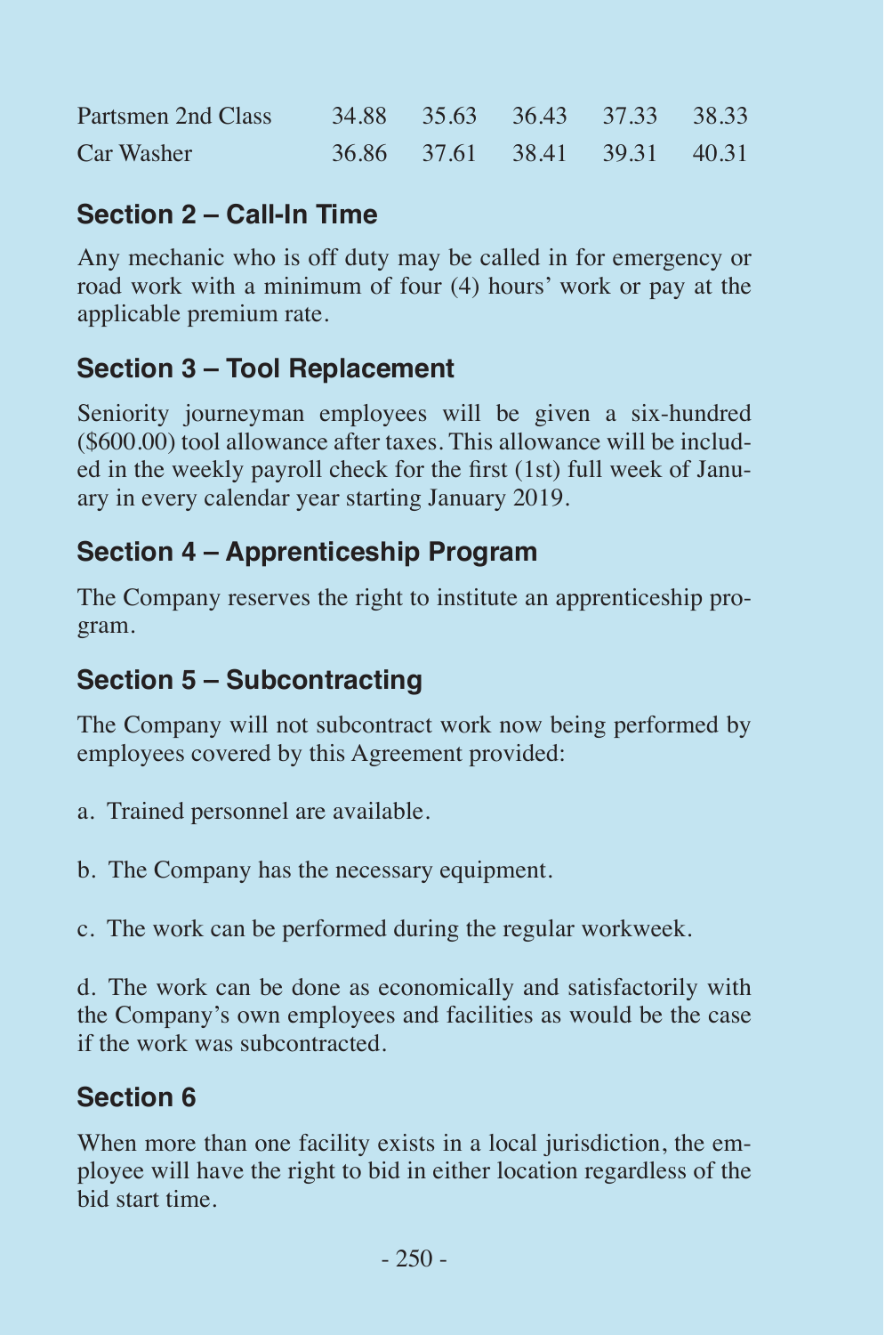| | | | | | |
|---|---|---|---|---|---|
| Partsmen 2nd Class | 34.88 | 35.63 | 36.43 | 37.33 | 38.33 |
| Car Washer | 36.86 | 37.61 | 38.41 | 39.31 | 40.31 |

### Section 2 – Call-In Time

Any mechanic who is off duty may be called in for emergency or road work with a minimum of four (4) hours' work or pay at the applicable premium rate.

### Section 3 – Tool Replacement

Seniority journeyman employees will be given a six-hundred ($600.00) tool allowance after taxes. This allowance will be included in the weekly payroll check for the first (1st) full week of January in every calendar year starting January 2019.

### Section 4 – Apprenticeship Program

The Company reserves the right to institute an apprenticeship program.

### Section 5 – Subcontracting

The Company will not subcontract work now being performed by employees covered by this Agreement provided:

a. Trained personnel are available.

b. The Company has the necessary equipment.

c. The work can be performed during the regular workweek.

d. The work can be done as economically and satisfactorily with the Company's own employees and facilities as would be the case if the work was subcontracted.

### Section 6

When more than one facility exists in a local jurisdiction, the employee will have the right to bid in either location regardless of the bid start time.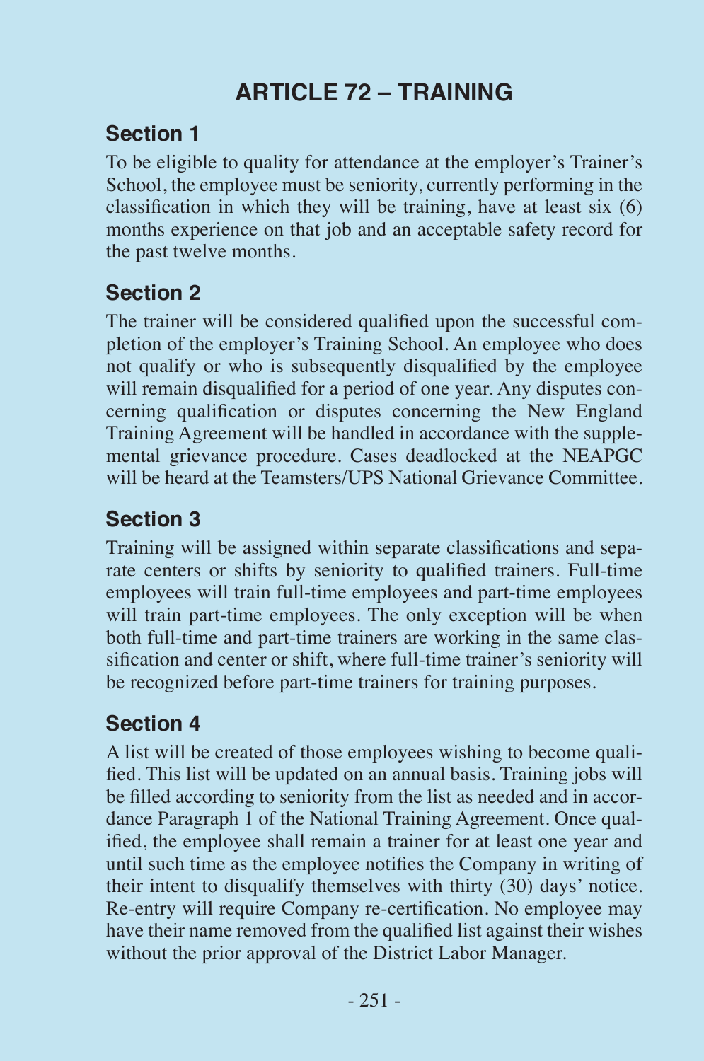# ARTICLE 72 – TRAINING

## Section 1

To be eligible to quality for attendance at the employer's Trainer's School, the employee must be seniority, currently performing in the classification in which they will be training, have at least six (6) months experience on that job and an acceptable safety record for the past twelve months.

## Section 2

The trainer will be considered qualified upon the successful completion of the employer's Training School. An employee who does not qualify or who is subsequently disqualified by the employee will remain disqualified for a period of one year. Any disputes concerning qualification or disputes concerning the New England Training Agreement will be handled in accordance with the supplemental grievance procedure. Cases deadlocked at the NEAPGC will be heard at the Teamsters/UPS National Grievance Committee.

## Section 3

Training will be assigned within separate classifications and separate centers or shifts by seniority to qualified trainers. Full-time employees will train full-time employees and part-time employees will train part-time employees. The only exception will be when both full-time and part-time trainers are working in the same classification and center or shift, where full-time trainer's seniority will be recognized before part-time trainers for training purposes.

## Section 4

A list will be created of those employees wishing to become qualified. This list will be updated on an annual basis. Training jobs will be filled according to seniority from the list as needed and in accordance Paragraph 1 of the National Training Agreement. Once qualified, the employee shall remain a trainer for at least one year and until such time as the employee notifies the Company in writing of their intent to disqualify themselves with thirty (30) days' notice. Re-entry will require Company re-certification. No employee may have their name removed from the qualified list against their wishes without the prior approval of the District Labor Manager.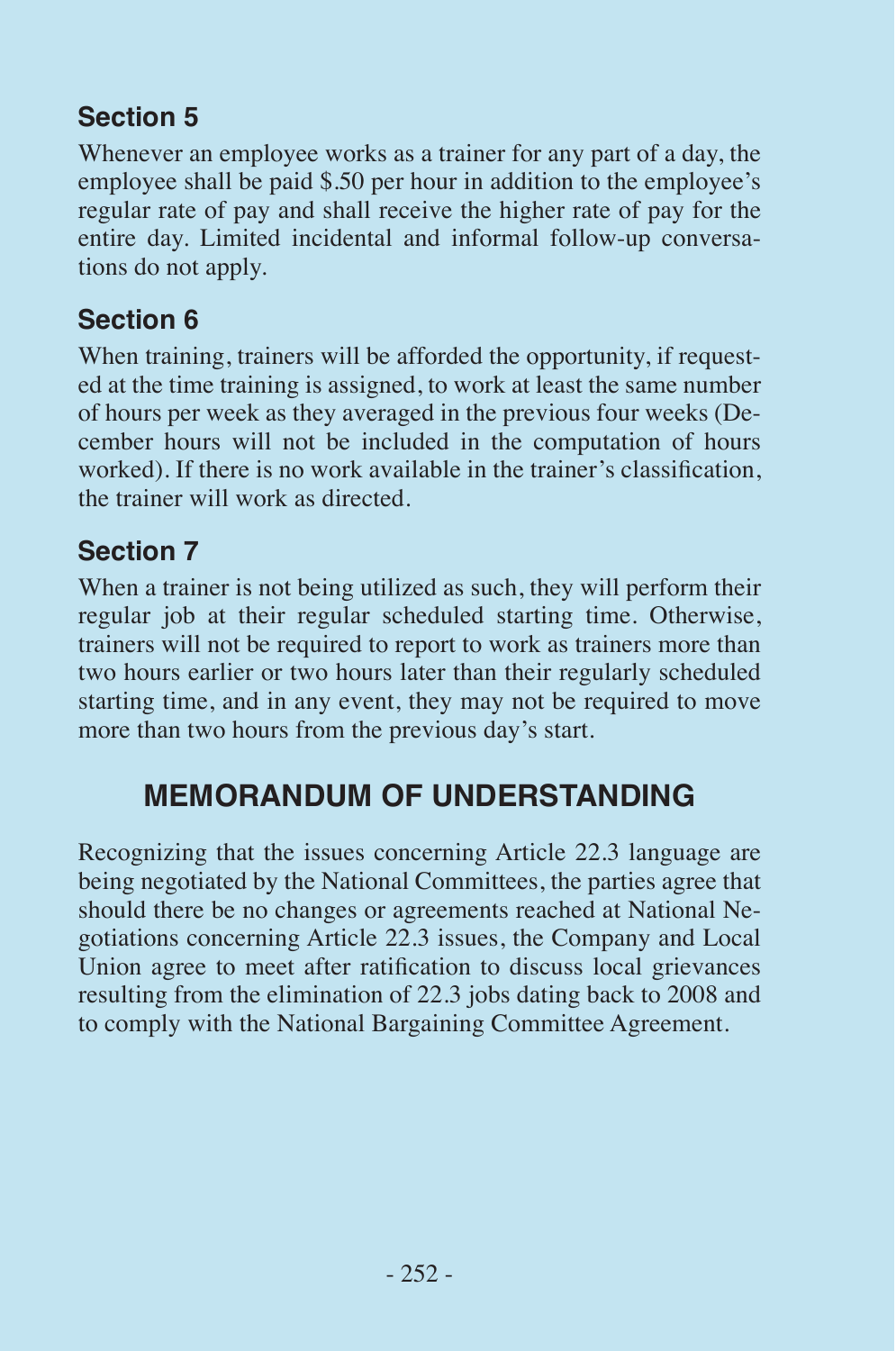### Section 5

Whenever an employee works as a trainer for any part of a day, the employee shall be paid $.50 per hour in addition to the employee's regular rate of pay and shall receive the higher rate of pay for the entire day. Limited incidental and informal follow-up conversations do not apply.

### Section 6

When training, trainers will be afforded the opportunity, if requested at the time training is assigned, to work at least the same number of hours per week as they averaged in the previous four weeks (December hours will not be included in the computation of hours worked). If there is no work available in the trainer's classification, the trainer will work as directed.

### Section 7

When a trainer is not being utilized as such, they will perform their regular job at their regular scheduled starting time. Otherwise, trainers will not be required to report to work as trainers more than two hours earlier or two hours later than their regularly scheduled starting time, and in any event, they may not be required to move more than two hours from the previous day's start.

## MEMORANDUM OF UNDERSTANDING

Recognizing that the issues concerning Article 22.3 language are being negotiated by the National Committees, the parties agree that should there be no changes or agreements reached at National Negotiations concerning Article 22.3 issues, the Company and Local Union agree to meet after ratification to discuss local grievances resulting from the elimination of 22.3 jobs dating back to 2008 and to comply with the National Bargaining Committee Agreement.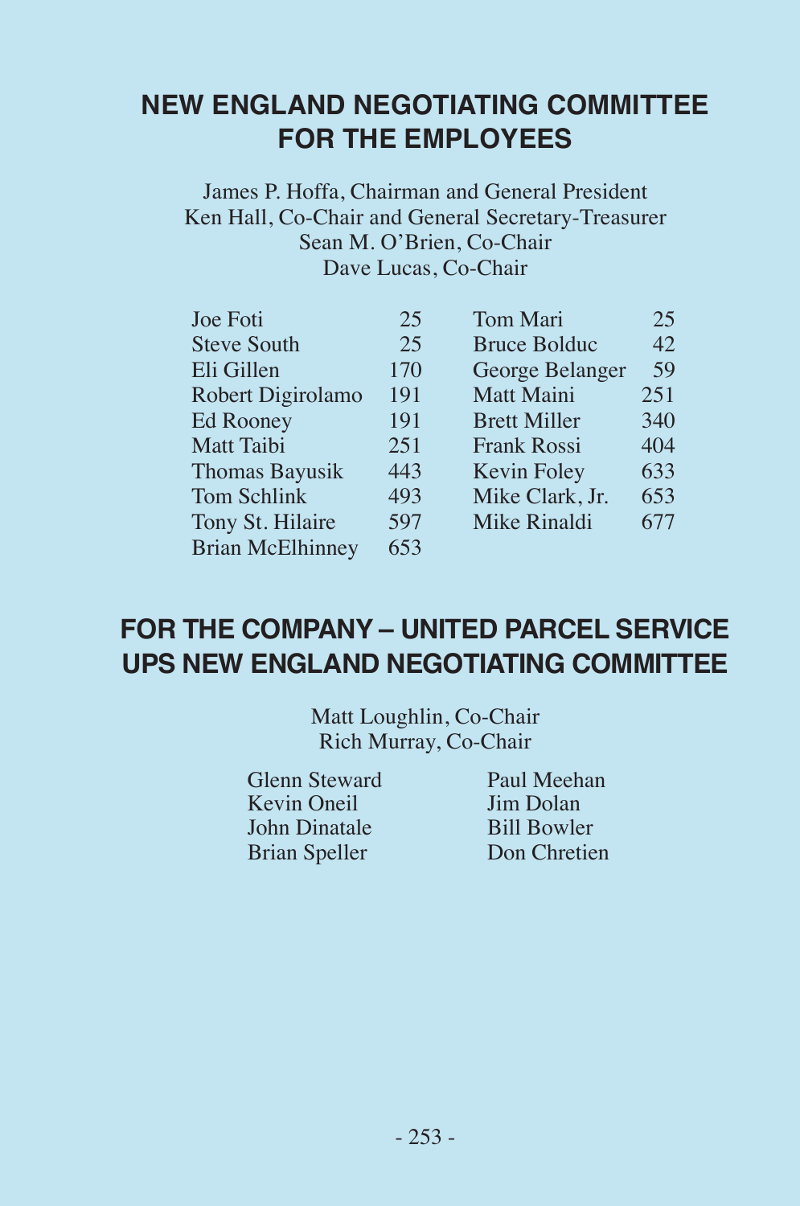# NEW ENGLAND NEGOTIATING COMMITTEE FOR THE EMPLOYEES

James P. Hoffa, Chairman and General President
Ken Hall, Co-Chair and General Secretary-Treasurer
Sean M. O'Brien, Co-Chair
Dave Lucas, Co-Chair

| | | | |
|---|---|---|---|
| Joe Foti | 25 | Tom Mari | 25 |
| Steve South | 25 | Bruce Bolduc | 42 |
| Eli Gillen | 170 | George Belanger | 59 |
| Robert Digirolamo | 191 | Matt Maini | 251 |
| Ed Rooney | 191 | Brett Miller | 340 |
| Matt Taibi | 251 | Frank Rossi | 404 |
| Thomas Bayusik | 443 | Kevin Foley | 633 |
| Tom Schlink | 493 | Mike Clark, Jr. | 653 |
| Tony St. Hilaire | 597 | Mike Rinaldi | 677 |
| Brian McElhinney | 653 | | |

# FOR THE COMPANY – UNITED PARCEL SERVICE UPS NEW ENGLAND NEGOTIATING COMMITTEE

Matt Loughlin, Co-Chair
Rich Murray, Co-Chair

| | |
|---|---|
| Glenn Steward | Paul Meehan |
| Kevin Oneil | Jim Dolan |
| John Dinatale | Bill Bowler |
| Brian Speller | Don Chretien |